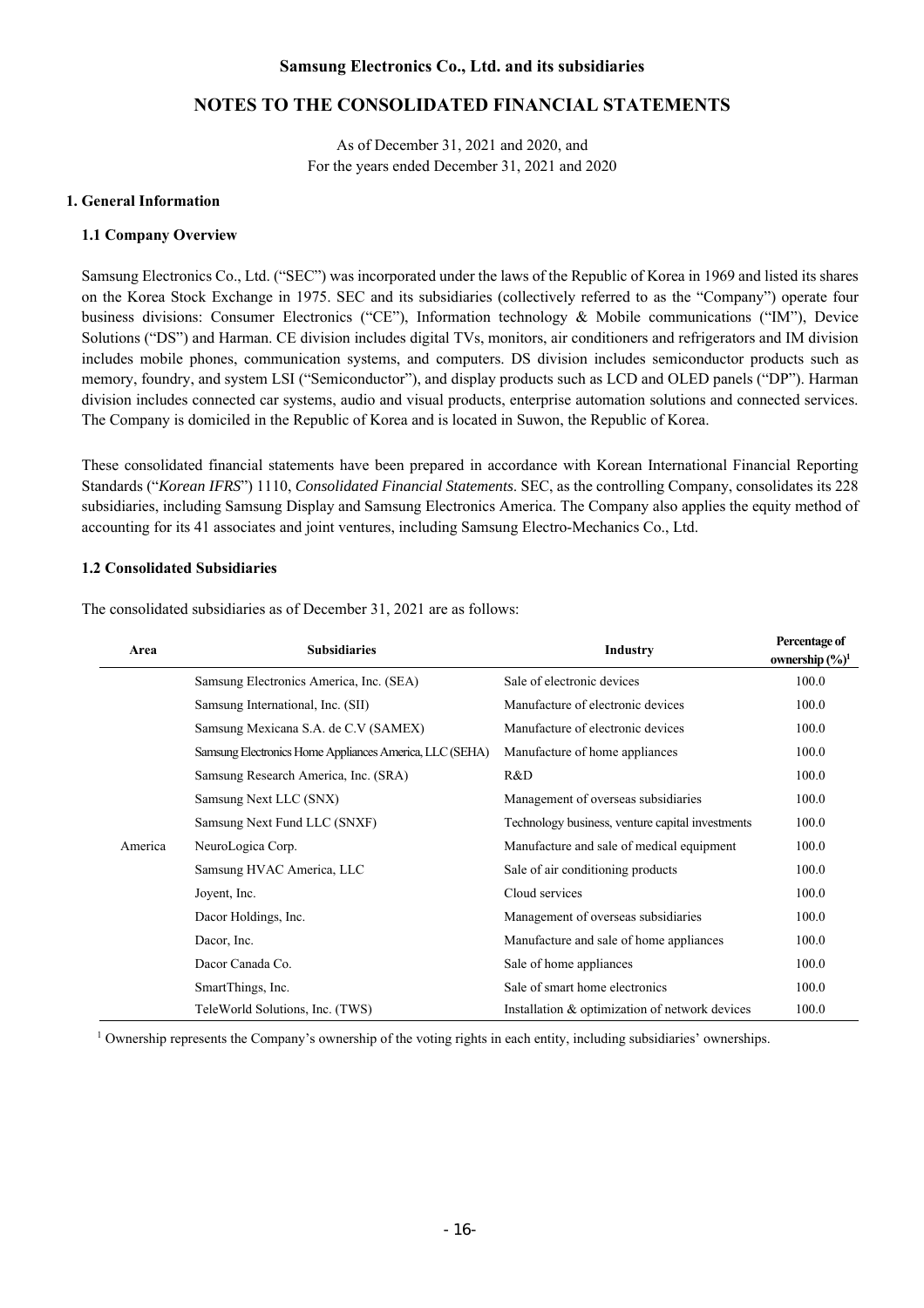# Samsung Electronics Co., Ltd. and its subsidiaries

## NOTES TO THE CONSOLIDATED FINANCIAL STATEMENTS

As of December 31, 2021 and 2020, and
For the years ended December 31, 2021 and 2020

### 1. General Information

#### 1.1 Company Overview

Samsung Electronics Co., Ltd. ("SEC") was incorporated under the laws of the Republic of Korea in 1969 and listed its shares on the Korea Stock Exchange in 1975. SEC and its subsidiaries (collectively referred to as the "Company") operate four business divisions: Consumer Electronics ("CE"), Information technology & Mobile communications ("IM"), Device Solutions ("DS") and Harman. CE division includes digital TVs, monitors, air conditioners and refrigerators and IM division includes mobile phones, communication systems, and computers. DS division includes semiconductor products such as memory, foundry, and system LSI ("Semiconductor"), and display products such as LCD and OLED panels ("DP"). Harman division includes connected car systems, audio and visual products, enterprise automation solutions and connected services. The Company is domiciled in the Republic of Korea and is located in Suwon, the Republic of Korea.

These consolidated financial statements have been prepared in accordance with Korean International Financial Reporting Standards ("*Korean IFRS*") 1110, *Consolidated Financial Statements*. SEC, as the controlling Company, consolidates its 228 subsidiaries, including Samsung Display and Samsung Electronics America. The Company also applies the equity method of accounting for its 41 associates and joint ventures, including Samsung Electro-Mechanics Co., Ltd.

#### 1.2 Consolidated Subsidiaries

The consolidated subsidiaries as of December 31, 2021 are as follows:

| Area | Subsidiaries | Industry | Percentage of ownership (%)[1] |
|---|---|---|---|
| America | Samsung Electronics America, Inc. (SEA) | Sale of electronic devices | 100.0 |
| | Samsung International, Inc. (SII) | Manufacture of electronic devices | 100.0 |
| | Samsung Mexicana S.A. de C.V (SAMEX) | Manufacture of electronic devices | 100.0 |
| | Samsung Electronics Home Appliances America, LLC (SEHA) | Manufacture of home appliances | 100.0 |
| | Samsung Research America, Inc. (SRA) | R&D | 100.0 |
| | Samsung Next LLC (SNX) | Management of overseas subsidiaries | 100.0 |
| | Samsung Next Fund LLC (SNXF) | Technology business, venture capital investments | 100.0 |
| | NeuroLogica Corp. | Manufacture and sale of medical equipment | 100.0 |
| | Samsung HVAC America, LLC | Sale of air conditioning products | 100.0 |
| | Joyent, Inc. | Cloud services | 100.0 |
| | Dacor Holdings, Inc. | Management of overseas subsidiaries | 100.0 |
| | Dacor, Inc. | Manufacture and sale of home appliances | 100.0 |
| | Dacor Canada Co. | Sale of home appliances | 100.0 |
| | SmartThings, Inc. | Sale of smart home electronics | 100.0 |
| | TeleWorld Solutions, Inc. (TWS) | Installation & optimization of network devices | 100.0 |

[1] Ownership represents the Company's ownership of the voting rights in each entity, including subsidiaries' ownerships.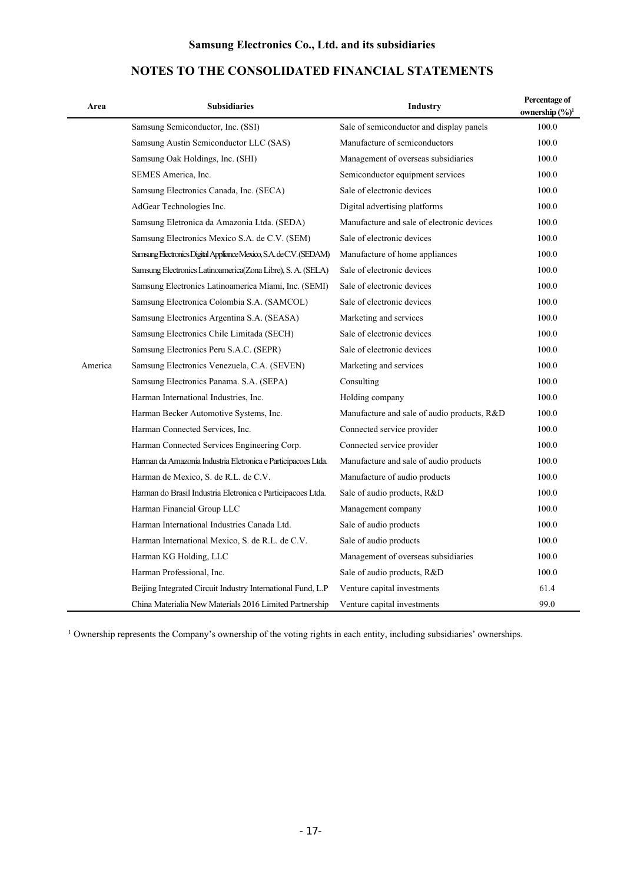## Samsung Electronics Co., Ltd. and its subsidiaries

## NOTES TO THE CONSOLIDATED FINANCIAL STATEMENTS

| Area | Subsidiaries | Industry | Percentage of ownership (%)[1] |
|---|---|---|---|
| America | Samsung Semiconductor, Inc. (SSI) | Sale of semiconductor and display panels | 100.0 |
| | Samsung Austin Semiconductor LLC (SAS) | Manufacture of semiconductors | 100.0 |
| | Samsung Oak Holdings, Inc. (SHI) | Management of overseas subsidiaries | 100.0 |
| | SEMES America, Inc. | Semiconductor equipment services | 100.0 |
| | Samsung Electronics Canada, Inc. (SECA) | Sale of electronic devices | 100.0 |
| | AdGear Technologies Inc. | Digital advertising platforms | 100.0 |
| | Samsung Eletronica da Amazonia Ltda. (SEDA) | Manufacture and sale of electronic devices | 100.0 |
| | Samsung Electronics Mexico S.A. de C.V. (SEM) | Sale of electronic devices | 100.0 |
| | Samsung Electronics Digital Appliance Mexico, S.A. de C.V. (SEDAM) | Manufacture of home appliances | 100.0 |
| | Samsung Electronics Latinoamerica(Zona Libre), S. A. (SELA) | Sale of electronic devices | 100.0 |
| | Samsung Electronics Latinoamerica Miami, Inc. (SEMI) | Sale of electronic devices | 100.0 |
| | Samsung Electronica Colombia S.A. (SAMCOL) | Sale of electronic devices | 100.0 |
| | Samsung Electronics Argentina S.A. (SEASA) | Marketing and services | 100.0 |
| | Samsung Electronics Chile Limitada (SECH) | Sale of electronic devices | 100.0 |
| | Samsung Electronics Peru S.A.C. (SEPR) | Sale of electronic devices | 100.0 |
| | Samsung Electronics Venezuela, C.A. (SEVEN) | Marketing and services | 100.0 |
| | Samsung Electronics Panama. S.A. (SEPA) | Consulting | 100.0 |
| | Harman International Industries, Inc. | Holding company | 100.0 |
| | Harman Becker Automotive Systems, Inc. | Manufacture and sale of audio products, R&D | 100.0 |
| | Harman Connected Services, Inc. | Connected service provider | 100.0 |
| | Harman Connected Services Engineering Corp. | Connected service provider | 100.0 |
| | Harman da Amazonia Industria Eletronica e Participacoes Ltda. | Manufacture and sale of audio products | 100.0 |
| | Harman de Mexico, S. de R.L. de C.V. | Manufacture of audio products | 100.0 |
| | Harman do Brasil Industria Eletronica e Participacoes Ltda. | Sale of audio products, R&D | 100.0 |
| | Harman Financial Group LLC | Management company | 100.0 |
| | Harman International Industries Canada Ltd. | Sale of audio products | 100.0 |
| | Harman International Mexico, S. de R.L. de C.V. | Sale of audio products | 100.0 |
| | Harman KG Holding, LLC | Management of overseas subsidiaries | 100.0 |
| | Harman Professional, Inc. | Sale of audio products, R&D | 100.0 |
| | Beijing Integrated Circuit Industry International Fund, L.P | Venture capital investments | 61.4 |
| | China Materialia New Materials 2016 Limited Partnership | Venture capital investments | 99.0 |

[1] Ownership represents the Company's ownership of the voting rights in each entity, including subsidiaries' ownerships.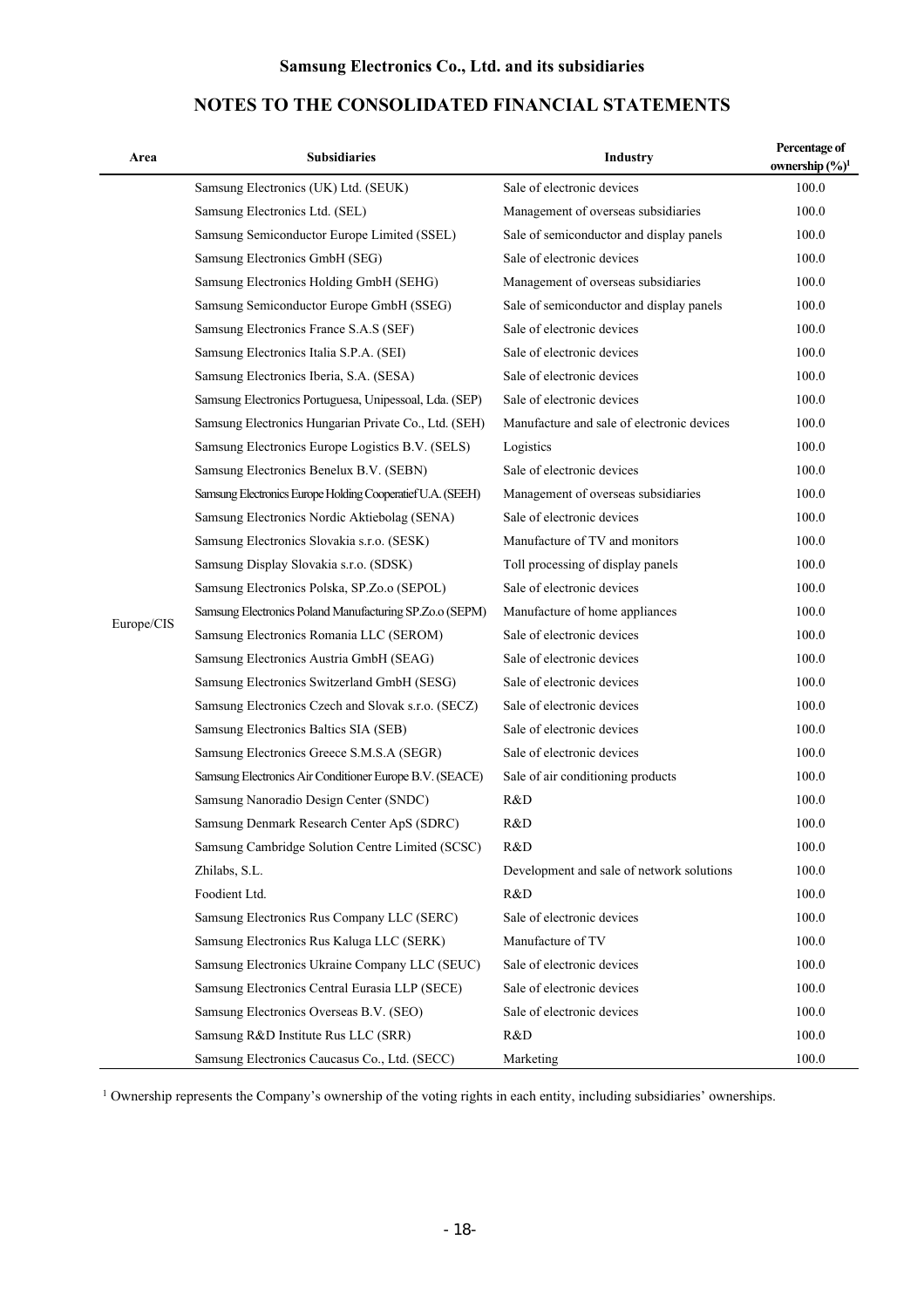# Samsung Electronics Co., Ltd. and its subsidiaries

## NOTES TO THE CONSOLIDATED FINANCIAL STATEMENTS

| Area | Subsidiaries | Industry | Percentage of ownership (%)[1] |
|---|---|---|---|
| Europe/CIS | Samsung Electronics (UK) Ltd. (SEUK) | Sale of electronic devices | 100.0 |
| | Samsung Electronics Ltd. (SEL) | Management of overseas subsidiaries | 100.0 |
| | Samsung Semiconductor Europe Limited (SSEL) | Sale of semiconductor and display panels | 100.0 |
| | Samsung Electronics GmbH (SEG) | Sale of electronic devices | 100.0 |
| | Samsung Electronics Holding GmbH (SEHG) | Management of overseas subsidiaries | 100.0 |
| | Samsung Semiconductor Europe GmbH (SSEG) | Sale of semiconductor and display panels | 100.0 |
| | Samsung Electronics France S.A.S (SEF) | Sale of electronic devices | 100.0 |
| | Samsung Electronics Italia S.P.A. (SEI) | Sale of electronic devices | 100.0 |
| | Samsung Electronics Iberia, S.A. (SESA) | Sale of electronic devices | 100.0 |
| | Samsung Electronics Portuguesa, Unipessoal, Lda. (SEP) | Sale of electronic devices | 100.0 |
| | Samsung Electronics Hungarian Private Co., Ltd. (SEH) | Manufacture and sale of electronic devices | 100.0 |
| | Samsung Electronics Europe Logistics B.V. (SELS) | Logistics | 100.0 |
| | Samsung Electronics Benelux B.V. (SEBN) | Sale of electronic devices | 100.0 |
| | Samsung Electronics Europe Holding Cooperatief U.A. (SEEH) | Management of overseas subsidiaries | 100.0 |
| | Samsung Electronics Nordic Aktiebolag (SENA) | Sale of electronic devices | 100.0 |
| | Samsung Electronics Slovakia s.r.o. (SESK) | Manufacture of TV and monitors | 100.0 |
| | Samsung Display Slovakia s.r.o. (SDSK) | Toll processing of display panels | 100.0 |
| | Samsung Electronics Polska, SP.Zo.o (SEPOL) | Sale of electronic devices | 100.0 |
| | Samsung Electronics Poland Manufacturing SP.Zo.o (SEPM) | Manufacture of home appliances | 100.0 |
| | Samsung Electronics Romania LLC (SEROM) | Sale of electronic devices | 100.0 |
| | Samsung Electronics Austria GmbH (SEAG) | Sale of electronic devices | 100.0 |
| | Samsung Electronics Switzerland GmbH (SESG) | Sale of electronic devices | 100.0 |
| | Samsung Electronics Czech and Slovak s.r.o. (SECZ) | Sale of electronic devices | 100.0 |
| | Samsung Electronics Baltics SIA (SEB) | Sale of electronic devices | 100.0 |
| | Samsung Electronics Greece S.M.S.A (SEGR) | Sale of electronic devices | 100.0 |
| | Samsung Electronics Air Conditioner Europe B.V. (SEACE) | Sale of air conditioning products | 100.0 |
| | Samsung Nanoradio Design Center (SNDC) | R&D | 100.0 |
| | Samsung Denmark Research Center ApS (SDRC) | R&D | 100.0 |
| | Samsung Cambridge Solution Centre Limited (SCSC) | R&D | 100.0 |
| | Zhilabs, S.L. | Development and sale of network solutions | 100.0 |
| | Foodient Ltd. | R&D | 100.0 |
| | Samsung Electronics Rus Company LLC (SERC) | Sale of electronic devices | 100.0 |
| | Samsung Electronics Rus Kaluga LLC (SERK) | Manufacture of TV | 100.0 |
| | Samsung Electronics Ukraine Company LLC (SEUC) | Sale of electronic devices | 100.0 |
| | Samsung Electronics Central Eurasia LLP (SECE) | Sale of electronic devices | 100.0 |
| | Samsung Electronics Overseas B.V. (SEO) | Sale of electronic devices | 100.0 |
| | Samsung R&D Institute Rus LLC (SRR) | R&D | 100.0 |
| | Samsung Electronics Caucasus Co., Ltd. (SECC) | Marketing | 100.0 |

[1] Ownership represents the Company's ownership of the voting rights in each entity, including subsidiaries' ownerships.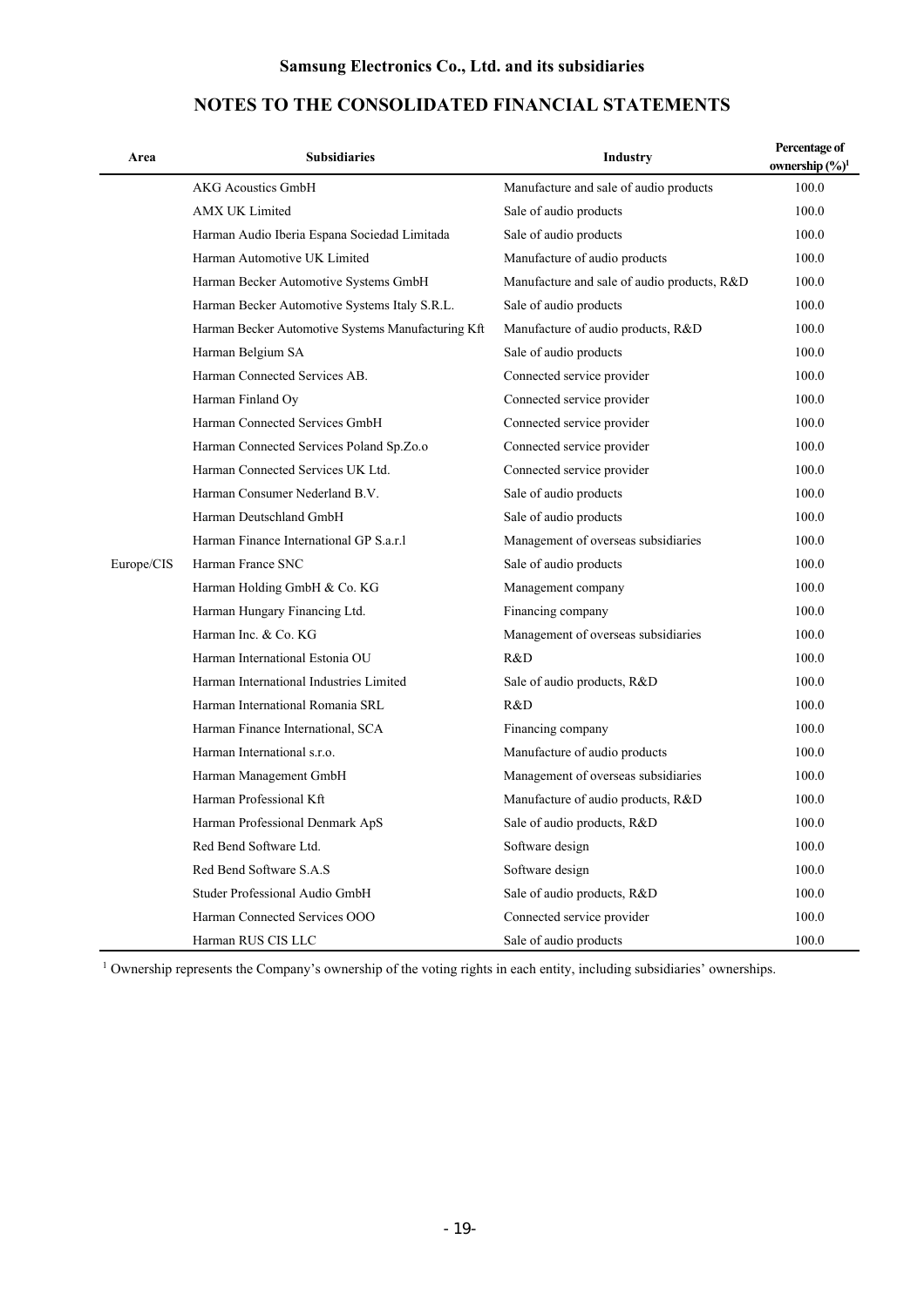**Samsung Electronics Co., Ltd. and its subsidiaries**

## NOTES TO THE CONSOLIDATED FINANCIAL STATEMENTS

| Area | Subsidiaries | Industry | Percentage of ownership (%)[1] |
|---|---|---|---|
| Europe/CIS | AKG Acoustics GmbH | Manufacture and sale of audio products | 100.0 |
| | AMX UK Limited | Sale of audio products | 100.0 |
| | Harman Audio Iberia Espana Sociedad Limitada | Sale of audio products | 100.0 |
| | Harman Automotive UK Limited | Manufacture of audio products | 100.0 |
| | Harman Becker Automotive Systems GmbH | Manufacture and sale of audio products, R&D | 100.0 |
| | Harman Becker Automotive Systems Italy S.R.L. | Sale of audio products | 100.0 |
| | Harman Becker Automotive Systems Manufacturing Kft | Manufacture of audio products, R&D | 100.0 |
| | Harman Belgium SA | Sale of audio products | 100.0 |
| | Harman Connected Services AB. | Connected service provider | 100.0 |
| | Harman Finland Oy | Connected service provider | 100.0 |
| | Harman Connected Services GmbH | Connected service provider | 100.0 |
| | Harman Connected Services Poland Sp.Zo.o | Connected service provider | 100.0 |
| | Harman Connected Services UK Ltd. | Connected service provider | 100.0 |
| | Harman Consumer Nederland B.V. | Sale of audio products | 100.0 |
| | Harman Deutschland GmbH | Sale of audio products | 100.0 |
| | Harman Finance International GP S.a.r.l | Management of overseas subsidiaries | 100.0 |
| | Harman France SNC | Sale of audio products | 100.0 |
| | Harman Holding GmbH & Co. KG | Management company | 100.0 |
| | Harman Hungary Financing Ltd. | Financing company | 100.0 |
| | Harman Inc. & Co. KG | Management of overseas subsidiaries | 100.0 |
| | Harman International Estonia OU | R&D | 100.0 |
| | Harman International Industries Limited | Sale of audio products, R&D | 100.0 |
| | Harman International Romania SRL | R&D | 100.0 |
| | Harman Finance International, SCA | Financing company | 100.0 |
| | Harman International s.r.o. | Manufacture of audio products | 100.0 |
| | Harman Management GmbH | Management of overseas subsidiaries | 100.0 |
| | Harman Professional Kft | Manufacture of audio products, R&D | 100.0 |
| | Harman Professional Denmark ApS | Sale of audio products, R&D | 100.0 |
| | Red Bend Software Ltd. | Software design | 100.0 |
| | Red Bend Software S.A.S | Software design | 100.0 |
| | Studer Professional Audio GmbH | Sale of audio products, R&D | 100.0 |
| | Harman Connected Services OOO | Connected service provider | 100.0 |
| | Harman RUS CIS LLC | Sale of audio products | 100.0 |

[1] Ownership represents the Company's ownership of the voting rights in each entity, including subsidiaries' ownerships.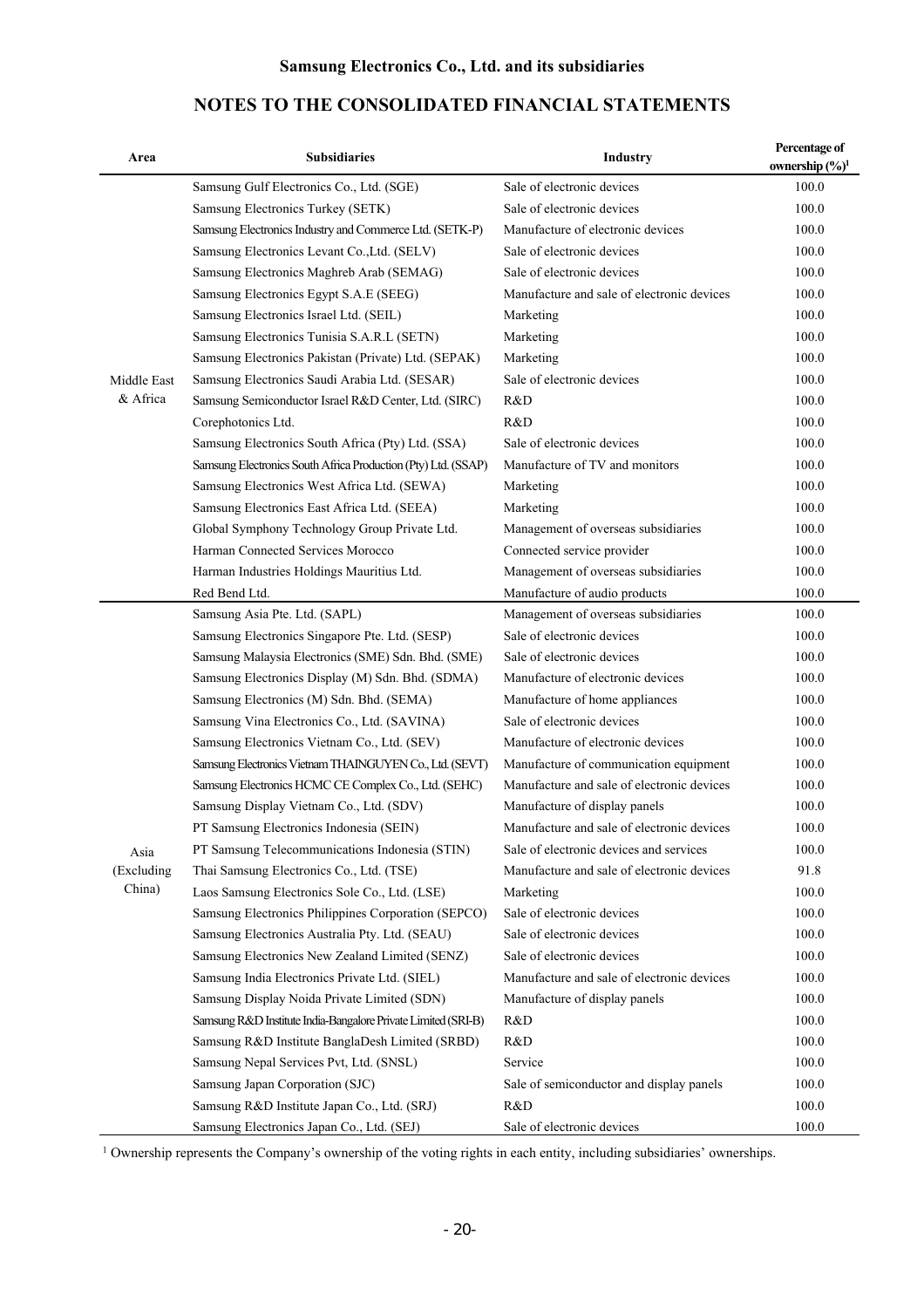**Samsung Electronics Co., Ltd. and its subsidiaries**

## NOTES TO THE CONSOLIDATED FINANCIAL STATEMENTS

| Area | Subsidiaries | Industry | Percentage of ownership (%)[1] |
|---|---|---|---|
| Middle East & Africa | Samsung Gulf Electronics Co., Ltd. (SGE) | Sale of electronic devices | 100.0 |
| | Samsung Electronics Turkey (SETK) | Sale of electronic devices | 100.0 |
| | Samsung Electronics Industry and Commerce Ltd. (SETK-P) | Manufacture of electronic devices | 100.0 |
| | Samsung Electronics Levant Co.,Ltd. (SELV) | Sale of electronic devices | 100.0 |
| | Samsung Electronics Maghreb Arab (SEMAG) | Sale of electronic devices | 100.0 |
| | Samsung Electronics Egypt S.A.E (SEEG) | Manufacture and sale of electronic devices | 100.0 |
| | Samsung Electronics Israel Ltd. (SEIL) | Marketing | 100.0 |
| | Samsung Electronics Tunisia S.A.R.L (SETN) | Marketing | 100.0 |
| | Samsung Electronics Pakistan (Private) Ltd. (SEPAK) | Marketing | 100.0 |
| | Samsung Electronics Saudi Arabia Ltd. (SESAR) | Sale of electronic devices | 100.0 |
| | Samsung Semiconductor Israel R&D Center, Ltd. (SIRC) | R&D | 100.0 |
| | Corephotonics Ltd. | R&D | 100.0 |
| | Samsung Electronics South Africa (Pty) Ltd. (SSA) | Sale of electronic devices | 100.0 |
| | Samsung Electronics South Africa Production (Pty) Ltd. (SSAP) | Manufacture of TV and monitors | 100.0 |
| | Samsung Electronics West Africa Ltd. (SEWA) | Marketing | 100.0 |
| | Samsung Electronics East Africa Ltd. (SEEA) | Marketing | 100.0 |
| | Global Symphony Technology Group Private Ltd. | Management of overseas subsidiaries | 100.0 |
| | Harman Connected Services Morocco | Connected service provider | 100.0 |
| | Harman Industries Holdings Mauritius Ltd. | Management of overseas subsidiaries | 100.0 |
| | Red Bend Ltd. | Manufacture of audio products | 100.0 |
| Asia (Excluding China) | Samsung Asia Pte. Ltd. (SAPL) | Management of overseas subsidiaries | 100.0 |
| | Samsung Electronics Singapore Pte. Ltd. (SESP) | Sale of electronic devices | 100.0 |
| | Samsung Malaysia Electronics (SME) Sdn. Bhd. (SME) | Sale of electronic devices | 100.0 |
| | Samsung Electronics Display (M) Sdn. Bhd. (SDMA) | Manufacture of electronic devices | 100.0 |
| | Samsung Electronics (M) Sdn. Bhd. (SEMA) | Manufacture of home appliances | 100.0 |
| | Samsung Vina Electronics Co., Ltd. (SAVINA) | Sale of electronic devices | 100.0 |
| | Samsung Electronics Vietnam Co., Ltd. (SEV) | Manufacture of electronic devices | 100.0 |
| | Samsung Electronics Vietnam THAINGUYEN Co., Ltd. (SEVT) | Manufacture of communication equipment | 100.0 |
| | Samsung Electronics HCMC CE Complex Co., Ltd. (SEHC) | Manufacture and sale of electronic devices | 100.0 |
| | Samsung Display Vietnam Co., Ltd. (SDV) | Manufacture of display panels | 100.0 |
| | PT Samsung Electronics Indonesia (SEIN) | Manufacture and sale of electronic devices | 100.0 |
| | PT Samsung Telecommunications Indonesia (STIN) | Sale of electronic devices and services | 100.0 |
| | Thai Samsung Electronics Co., Ltd. (TSE) | Manufacture and sale of electronic devices | 91.8 |
| | Laos Samsung Electronics Sole Co., Ltd. (LSE) | Marketing | 100.0 |
| | Samsung Electronics Philippines Corporation (SEPCO) | Sale of electronic devices | 100.0 |
| | Samsung Electronics Australia Pty. Ltd. (SEAU) | Sale of electronic devices | 100.0 |
| | Samsung Electronics New Zealand Limited (SENZ) | Sale of electronic devices | 100.0 |
| | Samsung India Electronics Private Ltd. (SIEL) | Manufacture and sale of electronic devices | 100.0 |
| | Samsung Display Noida Private Limited (SDN) | Manufacture of display panels | 100.0 |
| | Samsung R&D Institute India-Bangalore Private Limited (SRI-B) | R&D | 100.0 |
| | Samsung R&D Institute BanglaDesh Limited (SRBD) | R&D | 100.0 |
| | Samsung Nepal Services Pvt, Ltd. (SNSL) | Service | 100.0 |
| | Samsung Japan Corporation (SJC) | Sale of semiconductor and display panels | 100.0 |
| | Samsung R&D Institute Japan Co., Ltd. (SRJ) | R&D | 100.0 |
| | Samsung Electronics Japan Co., Ltd. (SEJ) | Sale of electronic devices | 100.0 |

[1] Ownership represents the Company's ownership of the voting rights in each entity, including subsidiaries' ownerships.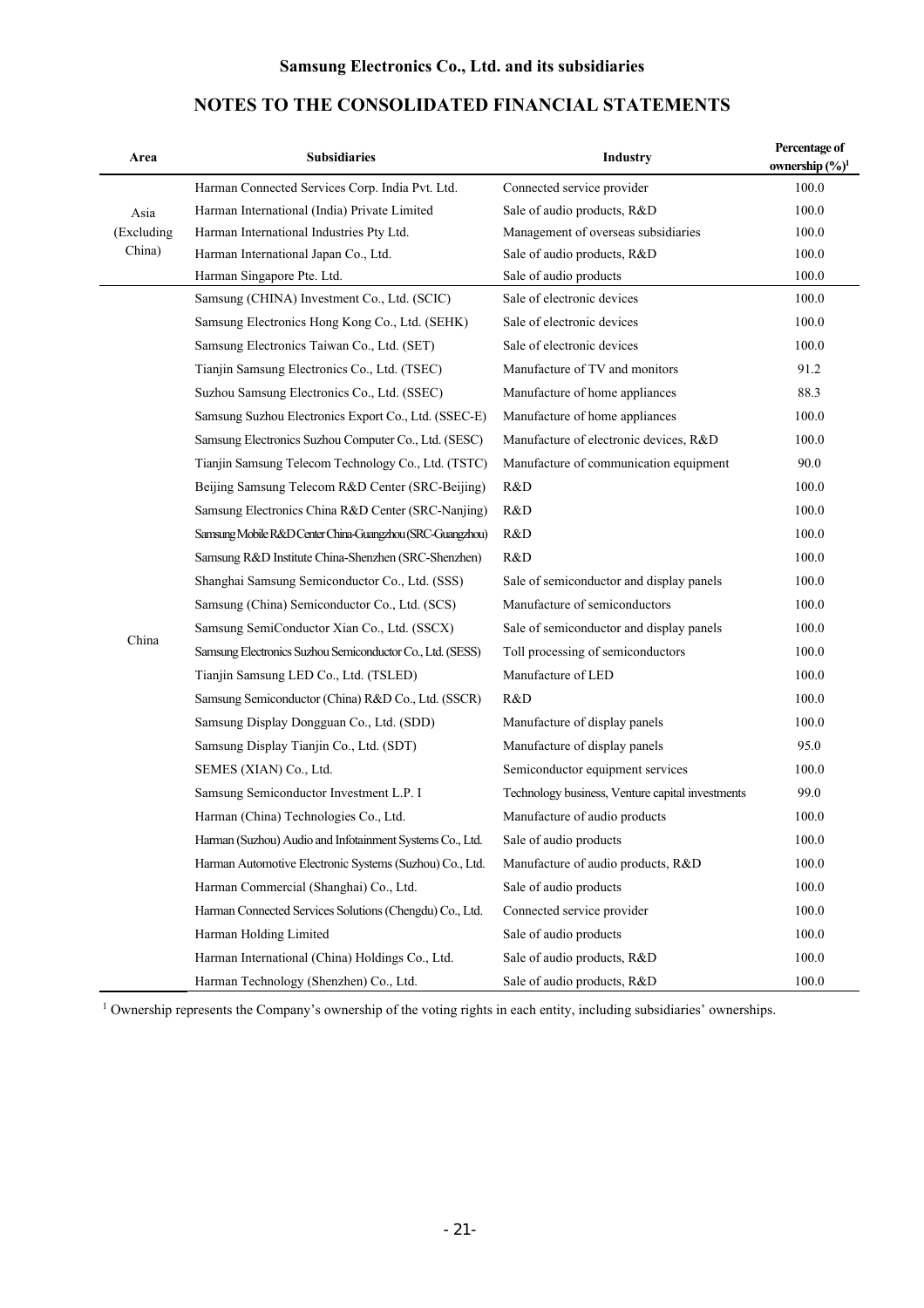## Samsung Electronics Co., Ltd. and its subsidiaries

## NOTES TO THE CONSOLIDATED FINANCIAL STATEMENTS

| Area | Subsidiaries | Industry | Percentage of ownership (%)[1] |
|---|---|---|---|
| Asia (Excluding China) | Harman Connected Services Corp. India Pvt. Ltd. | Connected service provider | 100.0 |
| | Harman International (India) Private Limited | Sale of audio products, R&D | 100.0 |
| | Harman International Industries Pty Ltd. | Management of overseas subsidiaries | 100.0 |
| | Harman International Japan Co., Ltd. | Sale of audio products, R&D | 100.0 |
| | Harman Singapore Pte. Ltd. | Sale of audio products | 100.0 |
| China | Samsung (CHINA) Investment Co., Ltd. (SCIC) | Sale of electronic devices | 100.0 |
| | Samsung Electronics Hong Kong Co., Ltd. (SEHK) | Sale of electronic devices | 100.0 |
| | Samsung Electronics Taiwan Co., Ltd. (SET) | Sale of electronic devices | 100.0 |
| | Tianjin Samsung Electronics Co., Ltd. (TSEC) | Manufacture of TV and monitors | 91.2 |
| | Suzhou Samsung Electronics Co., Ltd. (SSEC) | Manufacture of home appliances | 88.3 |
| | Samsung Suzhou Electronics Export Co., Ltd. (SSEC-E) | Manufacture of home appliances | 100.0 |
| | Samsung Electronics Suzhou Computer Co., Ltd. (SESC) | Manufacture of electronic devices, R&D | 100.0 |
| | Tianjin Samsung Telecom Technology Co., Ltd. (TSTC) | Manufacture of communication equipment | 90.0 |
| | Beijing Samsung Telecom R&D Center (SRC-Beijing) | R&D | 100.0 |
| | Samsung Electronics China R&D Center (SRC-Nanjing) | R&D | 100.0 |
| | Samsung Mobile R&D Center China-Guangzhou (SRC-Guangzhou) | R&D | 100.0 |
| | Samsung R&D Institute China-Shenzhen (SRC-Shenzhen) | R&D | 100.0 |
| | Shanghai Samsung Semiconductor Co., Ltd. (SSS) | Sale of semiconductor and display panels | 100.0 |
| | Samsung (China) Semiconductor Co., Ltd. (SCS) | Manufacture of semiconductors | 100.0 |
| | Samsung SemiConductor Xian Co., Ltd. (SSCX) | Sale of semiconductor and display panels | 100.0 |
| | Samsung Electronics Suzhou Semiconductor Co., Ltd. (SESS) | Toll processing of semiconductors | 100.0 |
| | Tianjin Samsung LED Co., Ltd. (TSLED) | Manufacture of LED | 100.0 |
| | Samsung Semiconductor (China) R&D Co., Ltd. (SSCR) | R&D | 100.0 |
| | Samsung Display Dongguan Co., Ltd. (SDD) | Manufacture of display panels | 100.0 |
| | Samsung Display Tianjin Co., Ltd. (SDT) | Manufacture of display panels | 95.0 |
| | SEMES (XIAN) Co., Ltd. | Semiconductor equipment services | 100.0 |
| | Samsung Semiconductor Investment L.P. I | Technology business, Venture capital investments | 99.0 |
| | Harman (China) Technologies Co., Ltd. | Manufacture of audio products | 100.0 |
| | Harman (Suzhou) Audio and Infotainment Systems Co., Ltd. | Sale of audio products | 100.0 |
| | Harman Automotive Electronic Systems (Suzhou) Co., Ltd. | Manufacture of audio products, R&D | 100.0 |
| | Harman Commercial (Shanghai) Co., Ltd. | Sale of audio products | 100.0 |
| | Harman Connected Services Solutions (Chengdu) Co., Ltd. | Connected service provider | 100.0 |
| | Harman Holding Limited | Sale of audio products | 100.0 |
| | Harman International (China) Holdings Co., Ltd. | Sale of audio products, R&D | 100.0 |
| | Harman Technology (Shenzhen) Co., Ltd. | Sale of audio products, R&D | 100.0 |

[1] Ownership represents the Company's ownership of the voting rights in each entity, including subsidiaries' ownerships.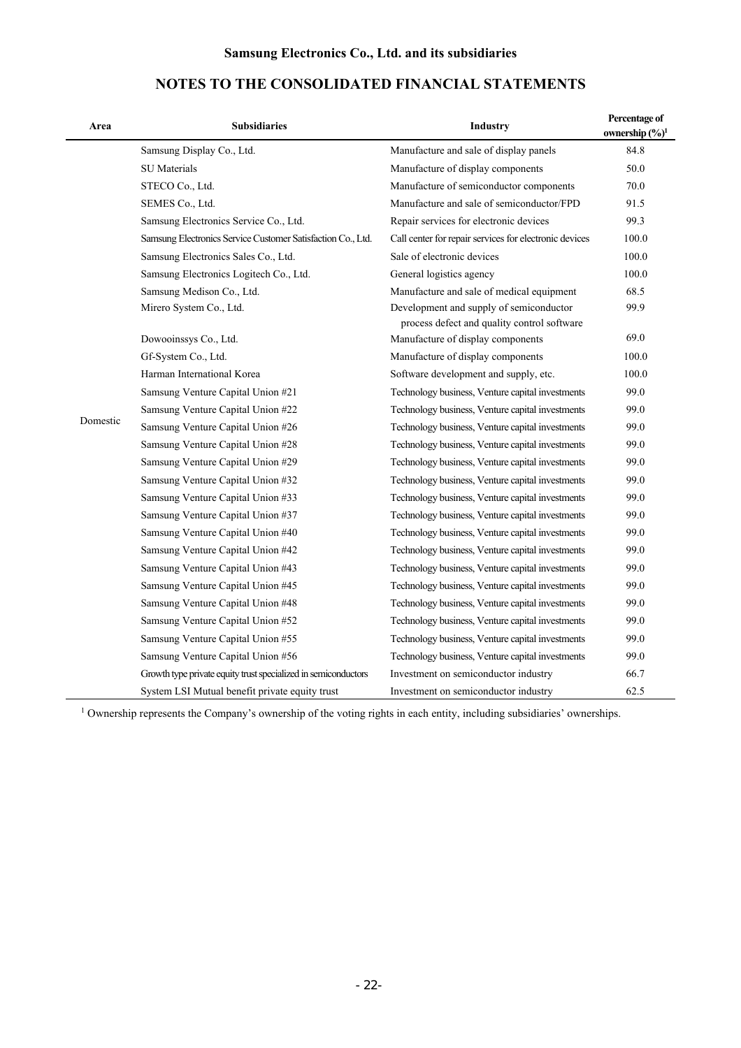**Samsung Electronics Co., Ltd. and its subsidiaries**

## NOTES TO THE CONSOLIDATED FINANCIAL STATEMENTS

| Area | Subsidiaries | Industry | Percentage of ownership (%)[1] |
|---|---|---|---|
| Domestic | Samsung Display Co., Ltd. | Manufacture and sale of display panels | 84.8 |
| | SU Materials | Manufacture of display components | 50.0 |
| | STECO Co., Ltd. | Manufacture of semiconductor components | 70.0 |
| | SEMES Co., Ltd. | Manufacture and sale of semiconductor/FPD | 91.5 |
| | Samsung Electronics Service Co., Ltd. | Repair services for electronic devices | 99.3 |
| | Samsung Electronics Service Customer Satisfaction Co., Ltd. | Call center for repair services for electronic devices | 100.0 |
| | Samsung Electronics Sales Co., Ltd. | Sale of electronic devices | 100.0 |
| | Samsung Electronics Logitech Co., Ltd. | General logistics agency | 100.0 |
| | Samsung Medison Co., Ltd. | Manufacture and sale of medical equipment | 68.5 |
| | Mirero System Co., Ltd. | Development and supply of semiconductor process defect and quality control software | 99.9 |
| | Dowooinssys Co., Ltd. | Manufacture of display components | 69.0 |
| | Gf-System Co., Ltd. | Manufacture of display components | 100.0 |
| | Harman International Korea | Software development and supply, etc. | 100.0 |
| | Samsung Venture Capital Union #21 | Technology business, Venture capital investments | 99.0 |
| | Samsung Venture Capital Union #22 | Technology business, Venture capital investments | 99.0 |
| | Samsung Venture Capital Union #26 | Technology business, Venture capital investments | 99.0 |
| | Samsung Venture Capital Union #28 | Technology business, Venture capital investments | 99.0 |
| | Samsung Venture Capital Union #29 | Technology business, Venture capital investments | 99.0 |
| | Samsung Venture Capital Union #32 | Technology business, Venture capital investments | 99.0 |
| | Samsung Venture Capital Union #33 | Technology business, Venture capital investments | 99.0 |
| | Samsung Venture Capital Union #37 | Technology business, Venture capital investments | 99.0 |
| | Samsung Venture Capital Union #40 | Technology business, Venture capital investments | 99.0 |
| | Samsung Venture Capital Union #42 | Technology business, Venture capital investments | 99.0 |
| | Samsung Venture Capital Union #43 | Technology business, Venture capital investments | 99.0 |
| | Samsung Venture Capital Union #45 | Technology business, Venture capital investments | 99.0 |
| | Samsung Venture Capital Union #48 | Technology business, Venture capital investments | 99.0 |
| | Samsung Venture Capital Union #52 | Technology business, Venture capital investments | 99.0 |
| | Samsung Venture Capital Union #55 | Technology business, Venture capital investments | 99.0 |
| | Samsung Venture Capital Union #56 | Technology business, Venture capital investments | 99.0 |
| | Growth type private equity trust specialized in semiconductors | Investment on semiconductor industry | 66.7 |
| | System LSI Mutual benefit private equity trust | Investment on semiconductor industry | 62.5 |

[1] Ownership represents the Company's ownership of the voting rights in each entity, including subsidiaries' ownerships.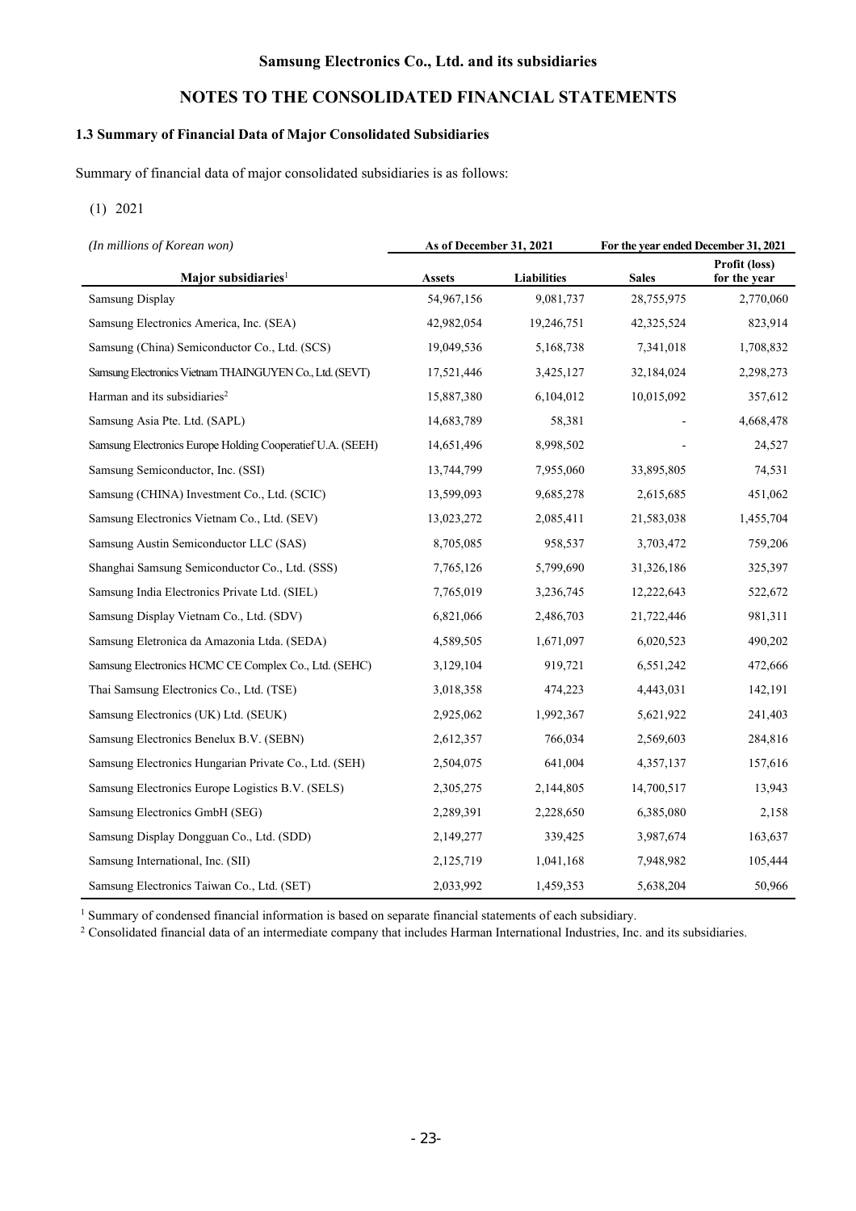## Samsung Electronics Co., Ltd. and its subsidiaries

## NOTES TO THE CONSOLIDATED FINANCIAL STATEMENTS

### 1.3 Summary of Financial Data of Major Consolidated Subsidiaries

Summary of financial data of major consolidated subsidiaries is as follows:

(1) 2021

| *(In millions of Korean won)* | As of December 31, 2021 | | For the year ended December 31, 2021 | |
|---|---|---|---|---|
| **Major subsidiaries**[1] | **Assets** | **Liabilities** | **Sales** | **Profit (loss) for the year** |
| Samsung Display | 54,967,156 | 9,081,737 | 28,755,975 | 2,770,060 |
| Samsung Electronics America, Inc. (SEA) | 42,982,054 | 19,246,751 | 42,325,524 | 823,914 |
| Samsung (China) Semiconductor Co., Ltd. (SCS) | 19,049,536 | 5,168,738 | 7,341,018 | 1,708,832 |
| Samsung Electronics Vietnam THAINGUYEN Co., Ltd. (SEVT) | 17,521,446 | 3,425,127 | 32,184,024 | 2,298,273 |
| Harman and its subsidiaries[2] | 15,887,380 | 6,104,012 | 10,015,092 | 357,612 |
| Samsung Asia Pte. Ltd. (SAPL) | 14,683,789 | 58,381 | - | 4,668,478 |
| Samsung Electronics Europe Holding Cooperatief U.A. (SEEH) | 14,651,496 | 8,998,502 | - | 24,527 |
| Samsung Semiconductor, Inc. (SSI) | 13,744,799 | 7,955,060 | 33,895,805 | 74,531 |
| Samsung (CHINA) Investment Co., Ltd. (SCIC) | 13,599,093 | 9,685,278 | 2,615,685 | 451,062 |
| Samsung Electronics Vietnam Co., Ltd. (SEV) | 13,023,272 | 2,085,411 | 21,583,038 | 1,455,704 |
| Samsung Austin Semiconductor LLC (SAS) | 8,705,085 | 958,537 | 3,703,472 | 759,206 |
| Shanghai Samsung Semiconductor Co., Ltd. (SSS) | 7,765,126 | 5,799,690 | 31,326,186 | 325,397 |
| Samsung India Electronics Private Ltd. (SIEL) | 7,765,019 | 3,236,745 | 12,222,643 | 522,672 |
| Samsung Display Vietnam Co., Ltd. (SDV) | 6,821,066 | 2,486,703 | 21,722,446 | 981,311 |
| Samsung Eletronica da Amazonia Ltda. (SEDA) | 4,589,505 | 1,671,097 | 6,020,523 | 490,202 |
| Samsung Electronics HCMC CE Complex Co., Ltd. (SEHC) | 3,129,104 | 919,721 | 6,551,242 | 472,666 |
| Thai Samsung Electronics Co., Ltd. (TSE) | 3,018,358 | 474,223 | 4,443,031 | 142,191 |
| Samsung Electronics (UK) Ltd. (SEUK) | 2,925,062 | 1,992,367 | 5,621,922 | 241,403 |
| Samsung Electronics Benelux B.V. (SEBN) | 2,612,357 | 766,034 | 2,569,603 | 284,816 |
| Samsung Electronics Hungarian Private Co., Ltd. (SEH) | 2,504,075 | 641,004 | 4,357,137 | 157,616 |
| Samsung Electronics Europe Logistics B.V. (SELS) | 2,305,275 | 2,144,805 | 14,700,517 | 13,943 |
| Samsung Electronics GmbH (SEG) | 2,289,391 | 2,228,650 | 6,385,080 | 2,158 |
| Samsung Display Dongguan Co., Ltd. (SDD) | 2,149,277 | 339,425 | 3,987,674 | 163,637 |
| Samsung International, Inc. (SII) | 2,125,719 | 1,041,168 | 7,948,982 | 105,444 |
| Samsung Electronics Taiwan Co., Ltd. (SET) | 2,033,992 | 1,459,353 | 5,638,204 | 50,966 |

[1] Summary of condensed financial information is based on separate financial statements of each subsidiary.

[2] Consolidated financial data of an intermediate company that includes Harman International Industries, Inc. and its subsidiaries.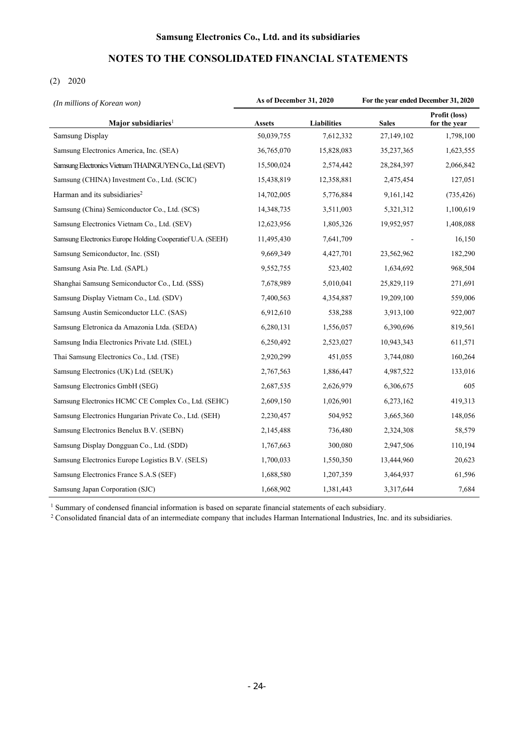# Samsung Electronics Co., Ltd. and its subsidiaries

## NOTES TO THE CONSOLIDATED FINANCIAL STATEMENTS

(2) 2020

| *(In millions of Korean won)* | As of December 31, 2020 | | For the year ended December 31, 2020 | |
|---|---|---|---|---|
| **Major subsidiaries**[1] | **Assets** | **Liabilities** | **Sales** | **Profit (loss) for the year** |
| Samsung Display | 50,039,755 | 7,612,332 | 27,149,102 | 1,798,100 |
| Samsung Electronics America, Inc. (SEA) | 36,765,070 | 15,828,083 | 35,237,365 | 1,623,555 |
| Samsung Electronics Vietnam THAINGUYEN Co., Ltd. (SEVT) | 15,500,024 | 2,574,442 | 28,284,397 | 2,066,842 |
| Samsung (CHINA) Investment Co., Ltd. (SCIC) | 15,438,819 | 12,358,881 | 2,475,454 | 127,051 |
| Harman and its subsidiaries[2] | 14,702,005 | 5,776,884 | 9,161,142 | (735,426) |
| Samsung (China) Semiconductor Co., Ltd. (SCS) | 14,348,735 | 3,511,003 | 5,321,312 | 1,100,619 |
| Samsung Electronics Vietnam Co., Ltd. (SEV) | 12,623,956 | 1,805,326 | 19,952,957 | 1,408,088 |
| Samsung Electronics Europe Holding Cooperatief U.A. (SEEH) | 11,495,430 | 7,641,709 | - | 16,150 |
| Samsung Semiconductor, Inc. (SSI) | 9,669,349 | 4,427,701 | 23,562,962 | 182,290 |
| Samsung Asia Pte. Ltd. (SAPL) | 9,552,755 | 523,402 | 1,634,692 | 968,504 |
| Shanghai Samsung Semiconductor Co., Ltd. (SSS) | 7,678,989 | 5,010,041 | 25,829,119 | 271,691 |
| Samsung Display Vietnam Co., Ltd. (SDV) | 7,400,563 | 4,354,887 | 19,209,100 | 559,006 |
| Samsung Austin Semiconductor LLC. (SAS) | 6,912,610 | 538,288 | 3,913,100 | 922,007 |
| Samsung Eletronica da Amazonia Ltda. (SEDA) | 6,280,131 | 1,556,057 | 6,390,696 | 819,561 |
| Samsung India Electronics Private Ltd. (SIEL) | 6,250,492 | 2,523,027 | 10,943,343 | 611,571 |
| Thai Samsung Electronics Co., Ltd. (TSE) | 2,920,299 | 451,055 | 3,744,080 | 160,264 |
| Samsung Electronics (UK) Ltd. (SEUK) | 2,767,563 | 1,886,447 | 4,987,522 | 133,016 |
| Samsung Electronics GmbH (SEG) | 2,687,535 | 2,626,979 | 6,306,675 | 605 |
| Samsung Electronics HCMC CE Complex Co., Ltd. (SEHC) | 2,609,150 | 1,026,901 | 6,273,162 | 419,313 |
| Samsung Electronics Hungarian Private Co., Ltd. (SEH) | 2,230,457 | 504,952 | 3,665,360 | 148,056 |
| Samsung Electronics Benelux B.V. (SEBN) | 2,145,488 | 736,480 | 2,324,308 | 58,579 |
| Samsung Display Dongguan Co., Ltd. (SDD) | 1,767,663 | 300,080 | 2,947,506 | 110,194 |
| Samsung Electronics Europe Logistics B.V. (SELS) | 1,700,033 | 1,550,350 | 13,444,960 | 20,623 |
| Samsung Electronics France S.A.S (SEF) | 1,688,580 | 1,207,359 | 3,464,937 | 61,596 |
| Samsung Japan Corporation (SJC) | 1,668,902 | 1,381,443 | 3,317,644 | 7,684 |

[1] Summary of condensed financial information is based on separate financial statements of each subsidiary.

[2] Consolidated financial data of an intermediate company that includes Harman International Industries, Inc. and its subsidiaries.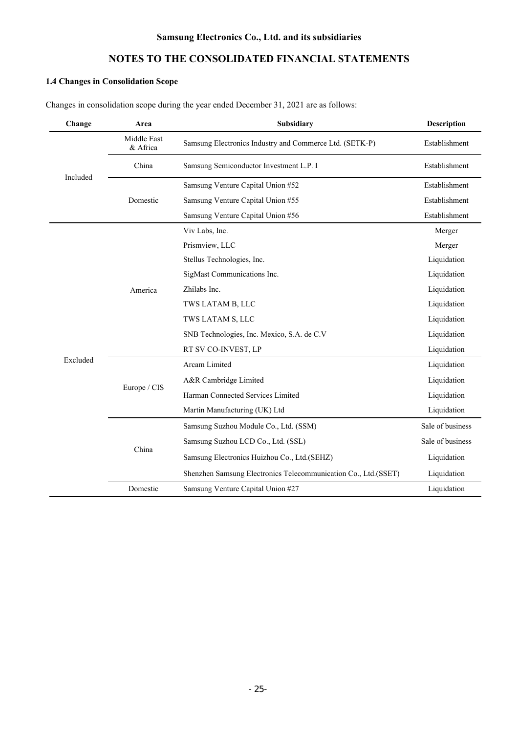## 1.4 Changes in Consolidation Scope

Changes in consolidation scope during the year ended December 31, 2021 are as follows:

| Change | Area | Subsidiary | Description |
|---|---|---|---|
| Included | Middle East & Africa | Samsung Electronics Industry and Commerce Ltd. (SETK-P) | Establishment |
| | China | Samsung Semiconductor Investment L.P. I | Establishment |
| | Domestic | Samsung Venture Capital Union #52 | Establishment |
| | | Samsung Venture Capital Union #55 | Establishment |
| | | Samsung Venture Capital Union #56 | Establishment |
| Excluded | America | Viv Labs, Inc. | Merger |
| | | Prismview, LLC | Merger |
| | | Stellus Technologies, Inc. | Liquidation |
| | | SigMast Communications Inc. | Liquidation |
| | | Zhilabs Inc. | Liquidation |
| | | TWS LATAM B, LLC | Liquidation |
| | | TWS LATAM S, LLC | Liquidation |
| | | SNB Technologies, Inc. Mexico, S.A. de C.V | Liquidation |
| | | RT SV CO-INVEST, LP | Liquidation |
| | Europe / CIS | Arcam Limited | Liquidation |
| | | A&R Cambridge Limited | Liquidation |
| | | Harman Connected Services Limited | Liquidation |
| | | Martin Manufacturing (UK) Ltd | Liquidation |
| | China | Samsung Suzhou Module Co., Ltd. (SSM) | Sale of business |
| | | Samsung Suzhou LCD Co., Ltd. (SSL) | Sale of business |
| | | Samsung Electronics Huizhou Co., Ltd.(SEHZ) | Liquidation |
| | | Shenzhen Samsung Electronics Telecommunication Co., Ltd.(SSET) | Liquidation |
| | Domestic | Samsung Venture Capital Union #27 | Liquidation |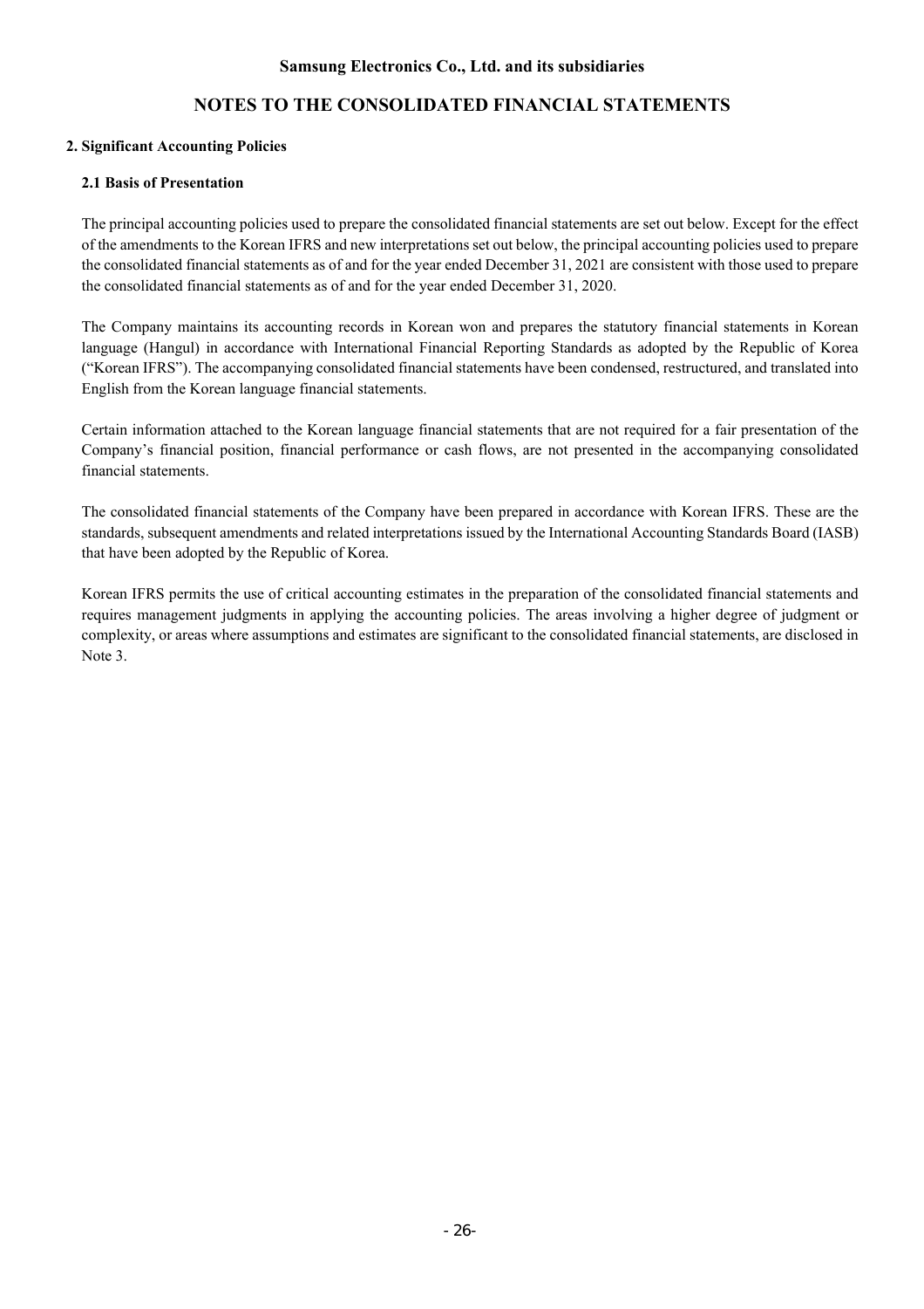## 2. Significant Accounting Policies

### 2.1 Basis of Presentation

The principal accounting policies used to prepare the consolidated financial statements are set out below. Except for the effect of the amendments to the Korean IFRS and new interpretations set out below, the principal accounting policies used to prepare the consolidated financial statements as of and for the year ended December 31, 2021 are consistent with those used to prepare the consolidated financial statements as of and for the year ended December 31, 2020.

The Company maintains its accounting records in Korean won and prepares the statutory financial statements in Korean language (Hangul) in accordance with International Financial Reporting Standards as adopted by the Republic of Korea ("Korean IFRS"). The accompanying consolidated financial statements have been condensed, restructured, and translated into English from the Korean language financial statements.

Certain information attached to the Korean language financial statements that are not required for a fair presentation of the Company's financial position, financial performance or cash flows, are not presented in the accompanying consolidated financial statements.

The consolidated financial statements of the Company have been prepared in accordance with Korean IFRS. These are the standards, subsequent amendments and related interpretations issued by the International Accounting Standards Board (IASB) that have been adopted by the Republic of Korea.

Korean IFRS permits the use of critical accounting estimates in the preparation of the consolidated financial statements and requires management judgments in applying the accounting policies. The areas involving a higher degree of judgment or complexity, or areas where assumptions and estimates are significant to the consolidated financial statements, are disclosed in Note 3.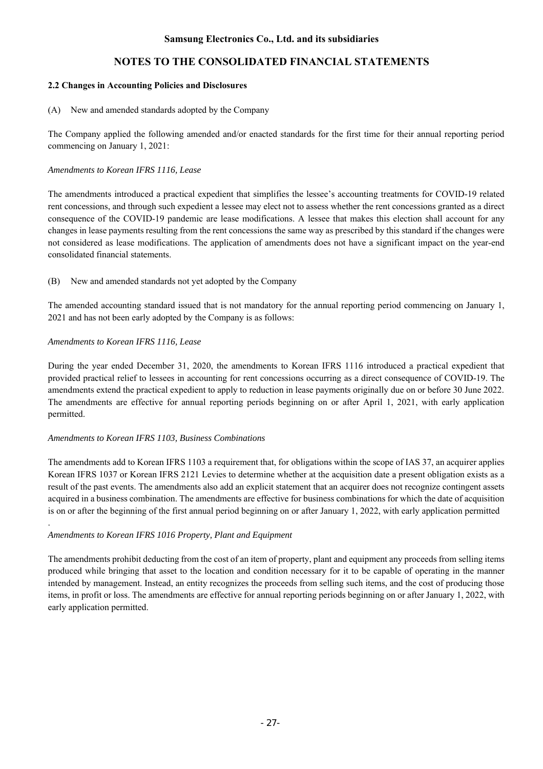## 2.2 Changes in Accounting Policies and Disclosures

(A) New and amended standards adopted by the Company

The Company applied the following amended and/or enacted standards for the first time for their annual reporting period commencing on January 1, 2021:

*Amendments to Korean IFRS 1116, Lease*

The amendments introduced a practical expedient that simplifies the lessee's accounting treatments for COVID-19 related rent concessions, and through such expedient a lessee may elect not to assess whether the rent concessions granted as a direct consequence of the COVID-19 pandemic are lease modifications. A lessee that makes this election shall account for any changes in lease payments resulting from the rent concessions the same way as prescribed by this standard if the changes were not considered as lease modifications. The application of amendments does not have a significant impact on the year-end consolidated financial statements.

(B) New and amended standards not yet adopted by the Company

The amended accounting standard issued that is not mandatory for the annual reporting period commencing on January 1, 2021 and has not been early adopted by the Company is as follows:

*Amendments to Korean IFRS 1116, Lease*

During the year ended December 31, 2020, the amendments to Korean IFRS 1116 introduced a practical expedient that provided practical relief to lessees in accounting for rent concessions occurring as a direct consequence of COVID-19. The amendments extend the practical expedient to apply to reduction in lease payments originally due on or before 30 June 2022. The amendments are effective for annual reporting periods beginning on or after April 1, 2021, with early application permitted.

*Amendments to Korean IFRS 1103, Business Combinations*

The amendments add to Korean IFRS 1103 a requirement that, for obligations within the scope of IAS 37, an acquirer applies Korean IFRS 1037 or Korean IFRS 2121 Levies to determine whether at the acquisition date a present obligation exists as a result of the past events. The amendments also add an explicit statement that an acquirer does not recognize contingent assets acquired in a business combination. The amendments are effective for business combinations for which the date of acquisition is on or after the beginning of the first annual period beginning on or after January 1, 2022, with early application permitted

.

*Amendments to Korean IFRS 1016 Property, Plant and Equipment*

The amendments prohibit deducting from the cost of an item of property, plant and equipment any proceeds from selling items produced while bringing that asset to the location and condition necessary for it to be capable of operating in the manner intended by management. Instead, an entity recognizes the proceeds from selling such items, and the cost of producing those items, in profit or loss. The amendments are effective for annual reporting periods beginning on or after January 1, 2022, with early application permitted.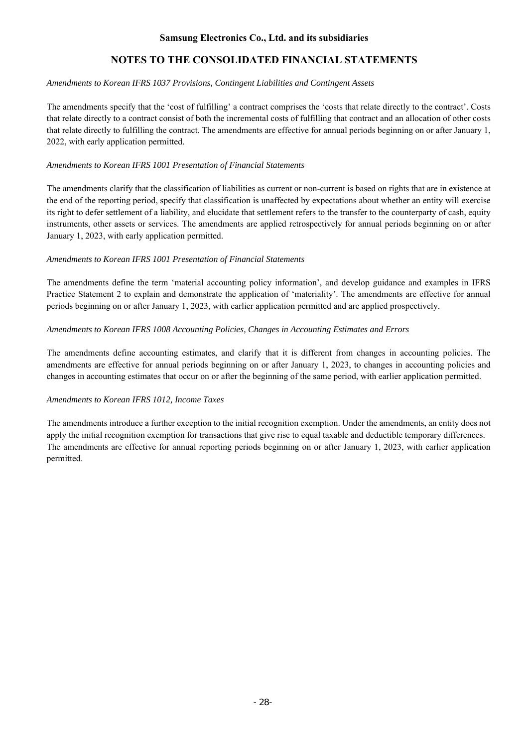*Amendments to Korean IFRS 1037 Provisions, Contingent Liabilities and Contingent Assets*

The amendments specify that the 'cost of fulfilling' a contract comprises the 'costs that relate directly to the contract'. Costs that relate directly to a contract consist of both the incremental costs of fulfilling that contract and an allocation of other costs that relate directly to fulfilling the contract. The amendments are effective for annual periods beginning on or after January 1, 2022, with early application permitted.

*Amendments to Korean IFRS 1001 Presentation of Financial Statements*

The amendments clarify that the classification of liabilities as current or non-current is based on rights that are in existence at the end of the reporting period, specify that classification is unaffected by expectations about whether an entity will exercise its right to defer settlement of a liability, and elucidate that settlement refers to the transfer to the counterparty of cash, equity instruments, other assets or services. The amendments are applied retrospectively for annual periods beginning on or after January 1, 2023, with early application permitted.

*Amendments to Korean IFRS 1001 Presentation of Financial Statements*

The amendments define the term 'material accounting policy information', and develop guidance and examples in IFRS Practice Statement 2 to explain and demonstrate the application of 'materiality'. The amendments are effective for annual periods beginning on or after January 1, 2023, with earlier application permitted and are applied prospectively.

*Amendments to Korean IFRS 1008 Accounting Policies, Changes in Accounting Estimates and Errors*

The amendments define accounting estimates, and clarify that it is different from changes in accounting policies. The amendments are effective for annual periods beginning on or after January 1, 2023, to changes in accounting policies and changes in accounting estimates that occur on or after the beginning of the same period, with earlier application permitted.

*Amendments to Korean IFRS 1012, Income Taxes*

The amendments introduce a further exception to the initial recognition exemption. Under the amendments, an entity does not apply the initial recognition exemption for transactions that give rise to equal taxable and deductible temporary differences. The amendments are effective for annual reporting periods beginning on or after January 1, 2023, with earlier application permitted.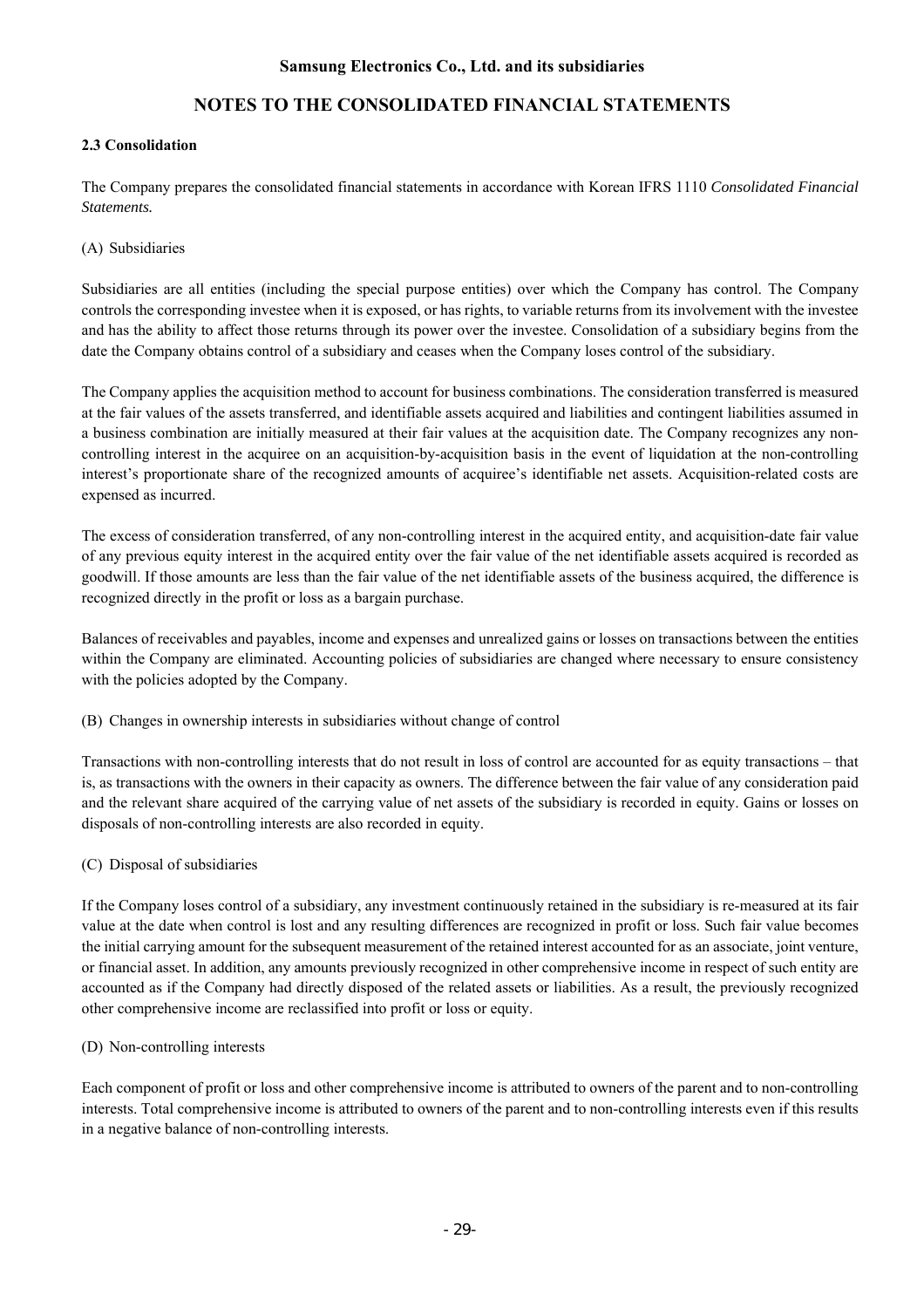### 2.3 Consolidation

The Company prepares the consolidated financial statements in accordance with Korean IFRS 1110 *Consolidated Financial Statements.*

(A) Subsidiaries

Subsidiaries are all entities (including the special purpose entities) over which the Company has control. The Company controls the corresponding investee when it is exposed, or has rights, to variable returns from its involvement with the investee and has the ability to affect those returns through its power over the investee. Consolidation of a subsidiary begins from the date the Company obtains control of a subsidiary and ceases when the Company loses control of the subsidiary.

The Company applies the acquisition method to account for business combinations. The consideration transferred is measured at the fair values of the assets transferred, and identifiable assets acquired and liabilities and contingent liabilities assumed in a business combination are initially measured at their fair values at the acquisition date. The Company recognizes any non-controlling interest in the acquiree on an acquisition-by-acquisition basis in the event of liquidation at the non-controlling interest's proportionate share of the recognized amounts of acquiree's identifiable net assets. Acquisition-related costs are expensed as incurred.

The excess of consideration transferred, of any non-controlling interest in the acquired entity, and acquisition-date fair value of any previous equity interest in the acquired entity over the fair value of the net identifiable assets acquired is recorded as goodwill. If those amounts are less than the fair value of the net identifiable assets of the business acquired, the difference is recognized directly in the profit or loss as a bargain purchase.

Balances of receivables and payables, income and expenses and unrealized gains or losses on transactions between the entities within the Company are eliminated. Accounting policies of subsidiaries are changed where necessary to ensure consistency with the policies adopted by the Company.

(B) Changes in ownership interests in subsidiaries without change of control

Transactions with non-controlling interests that do not result in loss of control are accounted for as equity transactions – that is, as transactions with the owners in their capacity as owners. The difference between the fair value of any consideration paid and the relevant share acquired of the carrying value of net assets of the subsidiary is recorded in equity. Gains or losses on disposals of non-controlling interests are also recorded in equity.

(C) Disposal of subsidiaries

If the Company loses control of a subsidiary, any investment continuously retained in the subsidiary is re-measured at its fair value at the date when control is lost and any resulting differences are recognized in profit or loss. Such fair value becomes the initial carrying amount for the subsequent measurement of the retained interest accounted for as an associate, joint venture, or financial asset. In addition, any amounts previously recognized in other comprehensive income in respect of such entity are accounted as if the Company had directly disposed of the related assets or liabilities. As a result, the previously recognized other comprehensive income are reclassified into profit or loss or equity.

(D) Non-controlling interests

Each component of profit or loss and other comprehensive income is attributed to owners of the parent and to non-controlling interests. Total comprehensive income is attributed to owners of the parent and to non-controlling interests even if this results in a negative balance of non-controlling interests.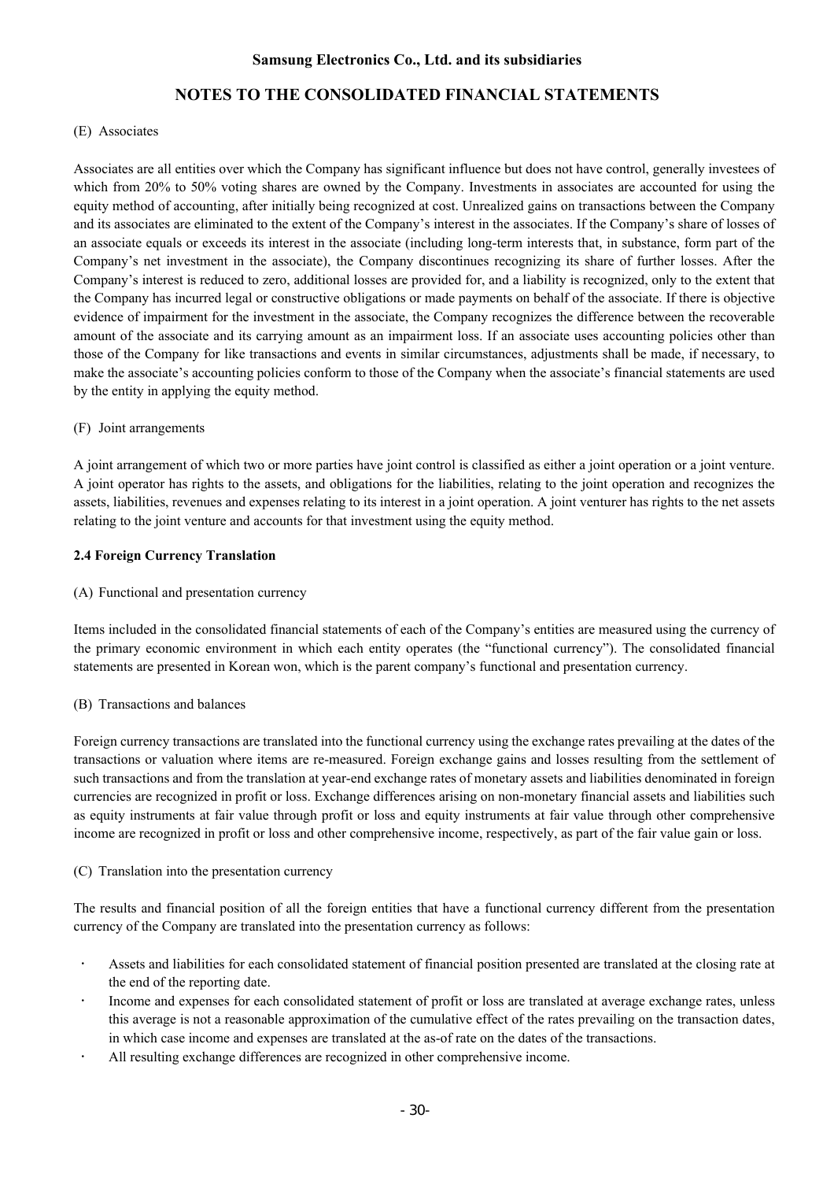(E) Associates

Associates are all entities over which the Company has significant influence but does not have control, generally investees of which from 20% to 50% voting shares are owned by the Company. Investments in associates are accounted for using the equity method of accounting, after initially being recognized at cost. Unrealized gains on transactions between the Company and its associates are eliminated to the extent of the Company's interest in the associates. If the Company's share of losses of an associate equals or exceeds its interest in the associate (including long-term interests that, in substance, form part of the Company's net investment in the associate), the Company discontinues recognizing its share of further losses. After the Company's interest is reduced to zero, additional losses are provided for, and a liability is recognized, only to the extent that the Company has incurred legal or constructive obligations or made payments on behalf of the associate. If there is objective evidence of impairment for the investment in the associate, the Company recognizes the difference between the recoverable amount of the associate and its carrying amount as an impairment loss. If an associate uses accounting policies other than those of the Company for like transactions and events in similar circumstances, adjustments shall be made, if necessary, to make the associate's accounting policies conform to those of the Company when the associate's financial statements are used by the entity in applying the equity method.

(F) Joint arrangements

A joint arrangement of which two or more parties have joint control is classified as either a joint operation or a joint venture. A joint operator has rights to the assets, and obligations for the liabilities, relating to the joint operation and recognizes the assets, liabilities, revenues and expenses relating to its interest in a joint operation. A joint venturer has rights to the net assets relating to the joint venture and accounts for that investment using the equity method.

**2.4 Foreign Currency Translation**

(A) Functional and presentation currency

Items included in the consolidated financial statements of each of the Company's entities are measured using the currency of the primary economic environment in which each entity operates (the "functional currency"). The consolidated financial statements are presented in Korean won, which is the parent company's functional and presentation currency.

(B) Transactions and balances

Foreign currency transactions are translated into the functional currency using the exchange rates prevailing at the dates of the transactions or valuation where items are re-measured. Foreign exchange gains and losses resulting from the settlement of such transactions and from the translation at year-end exchange rates of monetary assets and liabilities denominated in foreign currencies are recognized in profit or loss. Exchange differences arising on non-monetary financial assets and liabilities such as equity instruments at fair value through profit or loss and equity instruments at fair value through other comprehensive income are recognized in profit or loss and other comprehensive income, respectively, as part of the fair value gain or loss.

(C) Translation into the presentation currency

The results and financial position of all the foreign entities that have a functional currency different from the presentation currency of the Company are translated into the presentation currency as follows:

- Assets and liabilities for each consolidated statement of financial position presented are translated at the closing rate at the end of the reporting date.
- Income and expenses for each consolidated statement of profit or loss are translated at average exchange rates, unless this average is not a reasonable approximation of the cumulative effect of the rates prevailing on the transaction dates, in which case income and expenses are translated at the as-of rate on the dates of the transactions.
- All resulting exchange differences are recognized in other comprehensive income.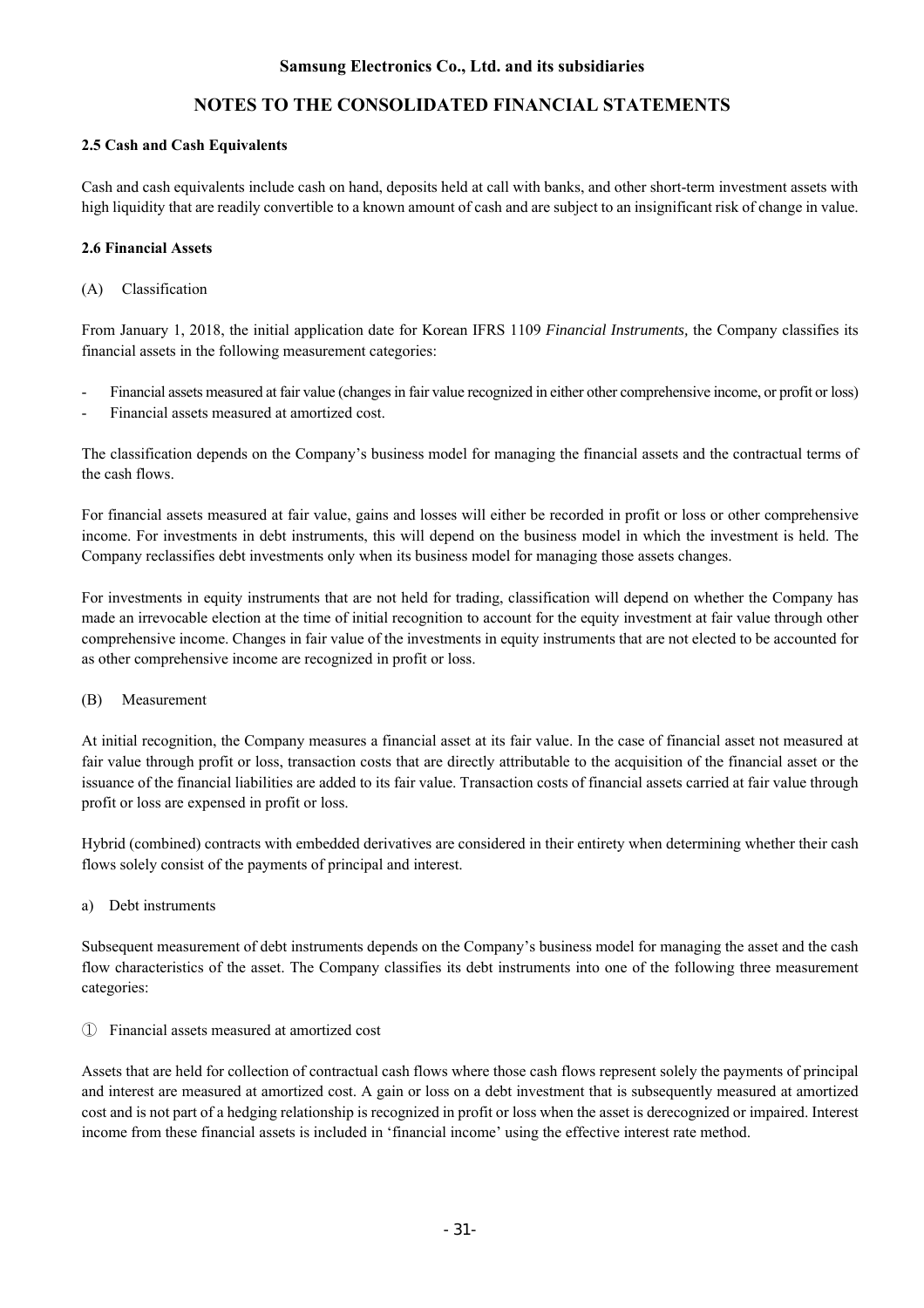#### 2.5 Cash and Cash Equivalents

Cash and cash equivalents include cash on hand, deposits held at call with banks, and other short-term investment assets with high liquidity that are readily convertible to a known amount of cash and are subject to an insignificant risk of change in value.

#### 2.6 Financial Assets

(A) Classification

From January 1, 2018, the initial application date for Korean IFRS 1109 *Financial Instruments,* the Company classifies its financial assets in the following measurement categories:

- Financial assets measured at fair value (changes in fair value recognized in either other comprehensive income, or profit or loss)
- Financial assets measured at amortized cost.

The classification depends on the Company's business model for managing the financial assets and the contractual terms of the cash flows.

For financial assets measured at fair value, gains and losses will either be recorded in profit or loss or other comprehensive income. For investments in debt instruments, this will depend on the business model in which the investment is held. The Company reclassifies debt investments only when its business model for managing those assets changes.

For investments in equity instruments that are not held for trading, classification will depend on whether the Company has made an irrevocable election at the time of initial recognition to account for the equity investment at fair value through other comprehensive income. Changes in fair value of the investments in equity instruments that are not elected to be accounted for as other comprehensive income are recognized in profit or loss.

(B) Measurement

At initial recognition, the Company measures a financial asset at its fair value. In the case of financial asset not measured at fair value through profit or loss, transaction costs that are directly attributable to the acquisition of the financial asset or the issuance of the financial liabilities are added to its fair value. Transaction costs of financial assets carried at fair value through profit or loss are expensed in profit or loss.

Hybrid (combined) contracts with embedded derivatives are considered in their entirety when determining whether their cash flows solely consist of the payments of principal and interest.

a) Debt instruments

Subsequent measurement of debt instruments depends on the Company's business model for managing the asset and the cash flow characteristics of the asset. The Company classifies its debt instruments into one of the following three measurement categories:

① Financial assets measured at amortized cost

Assets that are held for collection of contractual cash flows where those cash flows represent solely the payments of principal and interest are measured at amortized cost. A gain or loss on a debt investment that is subsequently measured at amortized cost and is not part of a hedging relationship is recognized in profit or loss when the asset is derecognized or impaired. Interest income from these financial assets is included in 'financial income' using the effective interest rate method.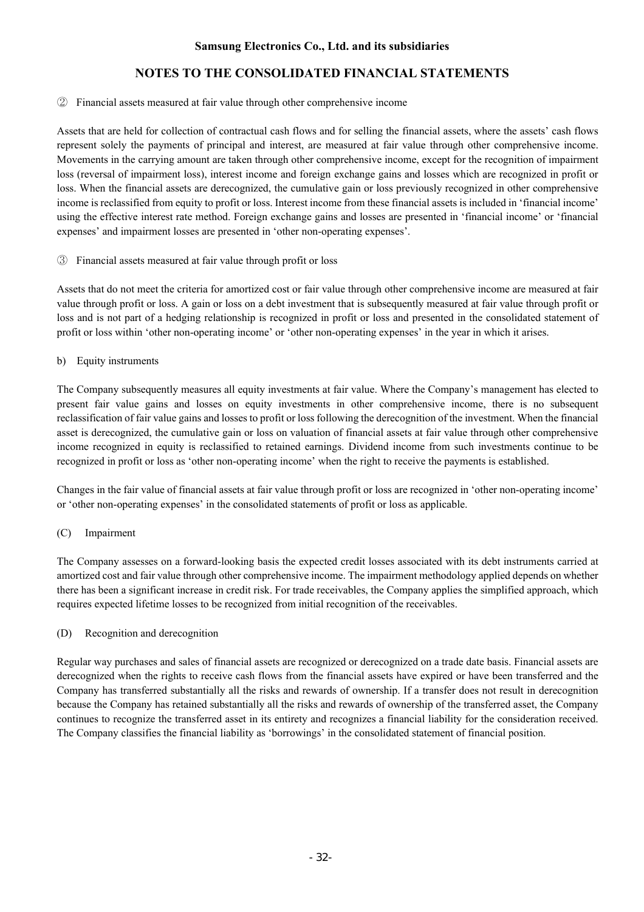② Financial assets measured at fair value through other comprehensive income

Assets that are held for collection of contractual cash flows and for selling the financial assets, where the assets' cash flows represent solely the payments of principal and interest, are measured at fair value through other comprehensive income. Movements in the carrying amount are taken through other comprehensive income, except for the recognition of impairment loss (reversal of impairment loss), interest income and foreign exchange gains and losses which are recognized in profit or loss. When the financial assets are derecognized, the cumulative gain or loss previously recognized in other comprehensive income is reclassified from equity to profit or loss. Interest income from these financial assets is included in 'financial income' using the effective interest rate method. Foreign exchange gains and losses are presented in 'financial income' or 'financial expenses' and impairment losses are presented in 'other non-operating expenses'.

③ Financial assets measured at fair value through profit or loss

Assets that do not meet the criteria for amortized cost or fair value through other comprehensive income are measured at fair value through profit or loss. A gain or loss on a debt investment that is subsequently measured at fair value through profit or loss and is not part of a hedging relationship is recognized in profit or loss and presented in the consolidated statement of profit or loss within 'other non-operating income' or 'other non-operating expenses' in the year in which it arises.

b) Equity instruments

The Company subsequently measures all equity investments at fair value. Where the Company's management has elected to present fair value gains and losses on equity investments in other comprehensive income, there is no subsequent reclassification of fair value gains and losses to profit or loss following the derecognition of the investment. When the financial asset is derecognized, the cumulative gain or loss on valuation of financial assets at fair value through other comprehensive income recognized in equity is reclassified to retained earnings. Dividend income from such investments continue to be recognized in profit or loss as 'other non-operating income' when the right to receive the payments is established.

Changes in the fair value of financial assets at fair value through profit or loss are recognized in 'other non-operating income' or 'other non-operating expenses' in the consolidated statements of profit or loss as applicable.

(C) Impairment

The Company assesses on a forward-looking basis the expected credit losses associated with its debt instruments carried at amortized cost and fair value through other comprehensive income. The impairment methodology applied depends on whether there has been a significant increase in credit risk. For trade receivables, the Company applies the simplified approach, which requires expected lifetime losses to be recognized from initial recognition of the receivables.

(D) Recognition and derecognition

Regular way purchases and sales of financial assets are recognized or derecognized on a trade date basis. Financial assets are derecognized when the rights to receive cash flows from the financial assets have expired or have been transferred and the Company has transferred substantially all the risks and rewards of ownership. If a transfer does not result in derecognition because the Company has retained substantially all the risks and rewards of ownership of the transferred asset, the Company continues to recognize the transferred asset in its entirety and recognizes a financial liability for the consideration received. The Company classifies the financial liability as 'borrowings' in the consolidated statement of financial position.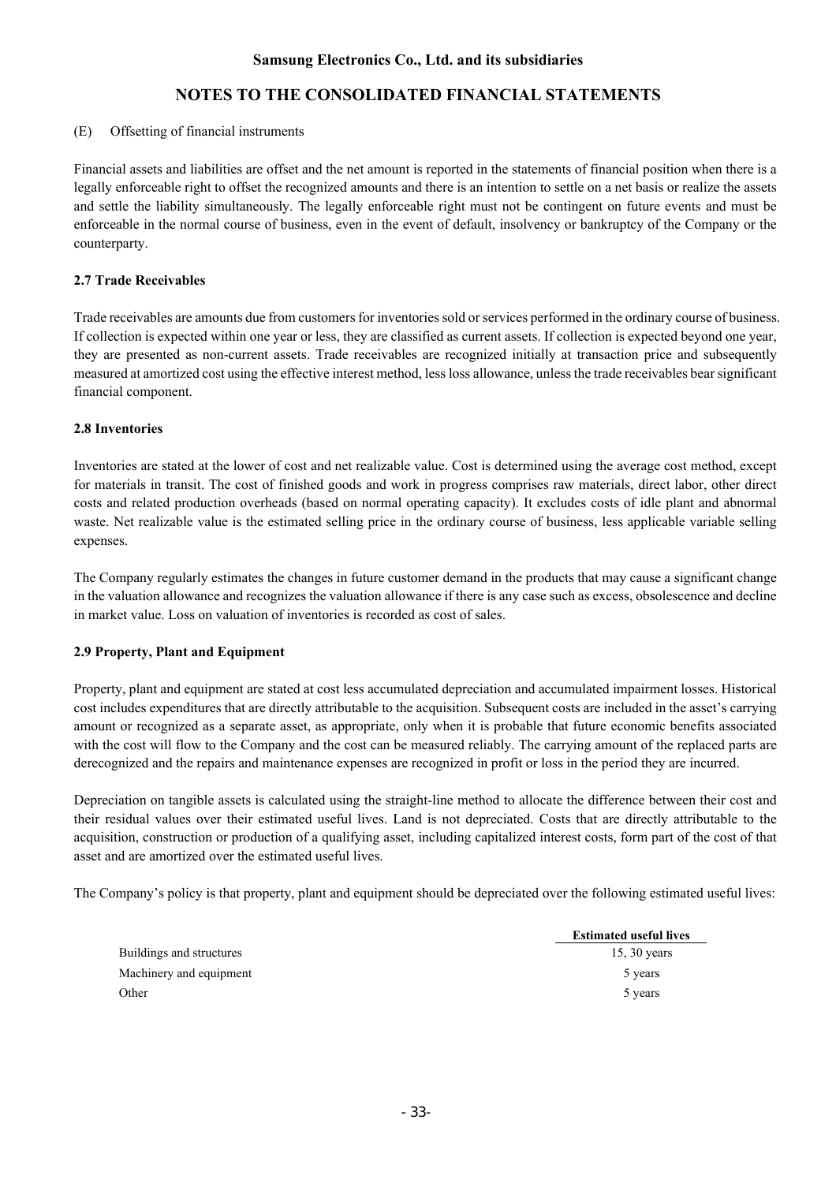(E) Offsetting of financial instruments

Financial assets and liabilities are offset and the net amount is reported in the statements of financial position when there is a legally enforceable right to offset the recognized amounts and there is an intention to settle on a net basis or realize the assets and settle the liability simultaneously. The legally enforceable right must not be contingent on future events and must be enforceable in the normal course of business, even in the event of default, insolvency or bankruptcy of the Company or the counterparty.

### 2.7 Trade Receivables

Trade receivables are amounts due from customers for inventories sold or services performed in the ordinary course of business. If collection is expected within one year or less, they are classified as current assets. If collection is expected beyond one year, they are presented as non-current assets. Trade receivables are recognized initially at transaction price and subsequently measured at amortized cost using the effective interest method, less loss allowance, unless the trade receivables bear significant financial component.

### 2.8 Inventories

Inventories are stated at the lower of cost and net realizable value. Cost is determined using the average cost method, except for materials in transit. The cost of finished goods and work in progress comprises raw materials, direct labor, other direct costs and related production overheads (based on normal operating capacity). It excludes costs of idle plant and abnormal waste. Net realizable value is the estimated selling price in the ordinary course of business, less applicable variable selling expenses.

The Company regularly estimates the changes in future customer demand in the products that may cause a significant change in the valuation allowance and recognizes the valuation allowance if there is any case such as excess, obsolescence and decline in market value. Loss on valuation of inventories is recorded as cost of sales.

### 2.9 Property, Plant and Equipment

Property, plant and equipment are stated at cost less accumulated depreciation and accumulated impairment losses. Historical cost includes expenditures that are directly attributable to the acquisition. Subsequent costs are included in the asset's carrying amount or recognized as a separate asset, as appropriate, only when it is probable that future economic benefits associated with the cost will flow to the Company and the cost can be measured reliably. The carrying amount of the replaced parts are derecognized and the repairs and maintenance expenses are recognized in profit or loss in the period they are incurred.

Depreciation on tangible assets is calculated using the straight-line method to allocate the difference between their cost and their residual values over their estimated useful lives. Land is not depreciated. Costs that are directly attributable to the acquisition, construction or production of a qualifying asset, including capitalized interest costs, form part of the cost of that asset and are amortized over the estimated useful lives.

The Company's policy is that property, plant and equipment should be depreciated over the following estimated useful lives:

| | Estimated useful lives |
|---|---|
| Buildings and structures | 15, 30 years |
| Machinery and equipment | 5 years |
| Other | 5 years |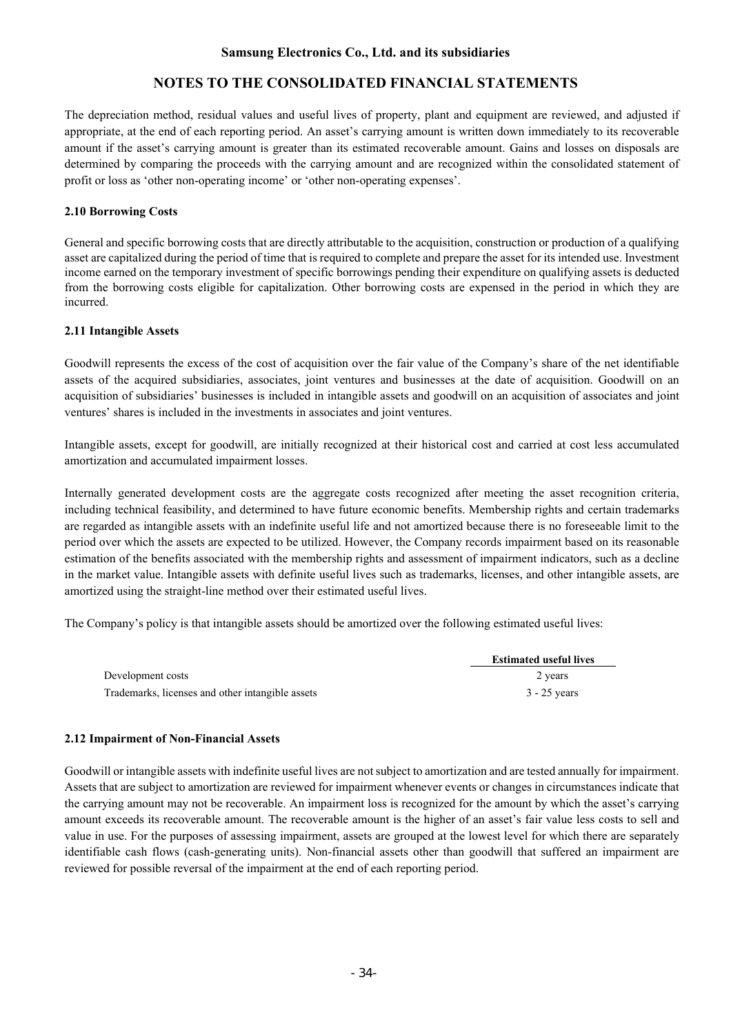The depreciation method, residual values and useful lives of property, plant and equipment are reviewed, and adjusted if appropriate, at the end of each reporting period. An asset's carrying amount is written down immediately to its recoverable amount if the asset's carrying amount is greater than its estimated recoverable amount. Gains and losses on disposals are determined by comparing the proceeds with the carrying amount and are recognized within the consolidated statement of profit or loss as 'other non-operating income' or 'other non-operating expenses'.

### 2.10 Borrowing Costs

General and specific borrowing costs that are directly attributable to the acquisition, construction or production of a qualifying asset are capitalized during the period of time that is required to complete and prepare the asset for its intended use. Investment income earned on the temporary investment of specific borrowings pending their expenditure on qualifying assets is deducted from the borrowing costs eligible for capitalization. Other borrowing costs are expensed in the period in which they are incurred.

### 2.11 Intangible Assets

Goodwill represents the excess of the cost of acquisition over the fair value of the Company's share of the net identifiable assets of the acquired subsidiaries, associates, joint ventures and businesses at the date of acquisition. Goodwill on an acquisition of subsidiaries' businesses is included in intangible assets and goodwill on an acquisition of associates and joint ventures' shares is included in the investments in associates and joint ventures.

Intangible assets, except for goodwill, are initially recognized at their historical cost and carried at cost less accumulated amortization and accumulated impairment losses.

Internally generated development costs are the aggregate costs recognized after meeting the asset recognition criteria, including technical feasibility, and determined to have future economic benefits. Membership rights and certain trademarks are regarded as intangible assets with an indefinite useful life and not amortized because there is no foreseeable limit to the period over which the assets are expected to be utilized. However, the Company records impairment based on its reasonable estimation of the benefits associated with the membership rights and assessment of impairment indicators, such as a decline in the market value. Intangible assets with definite useful lives such as trademarks, licenses, and other intangible assets, are amortized using the straight-line method over their estimated useful lives.

The Company's policy is that intangible assets should be amortized over the following estimated useful lives:

| | Estimated useful lives |
|---|---|
| Development costs | 2 years |
| Trademarks, licenses and other intangible assets | 3 - 25 years |

### 2.12 Impairment of Non-Financial Assets

Goodwill or intangible assets with indefinite useful lives are not subject to amortization and are tested annually for impairment. Assets that are subject to amortization are reviewed for impairment whenever events or changes in circumstances indicate that the carrying amount may not be recoverable. An impairment loss is recognized for the amount by which the asset's carrying amount exceeds its recoverable amount. The recoverable amount is the higher of an asset's fair value less costs to sell and value in use. For the purposes of assessing impairment, assets are grouped at the lowest level for which there are separately identifiable cash flows (cash-generating units). Non-financial assets other than goodwill that suffered an impairment are reviewed for possible reversal of the impairment at the end of each reporting period.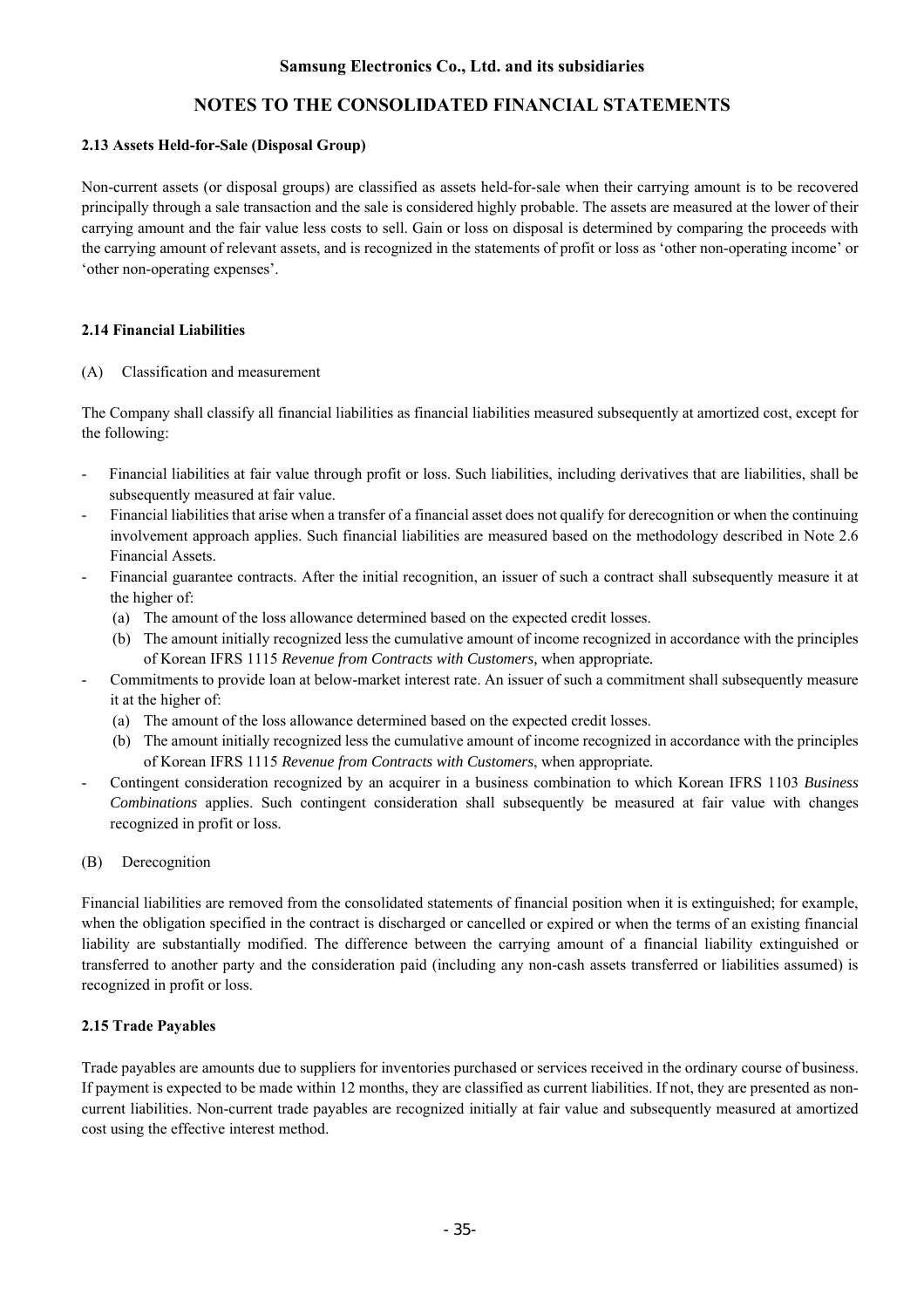### 2.13 Assets Held-for-Sale (Disposal Group)

Non-current assets (or disposal groups) are classified as assets held-for-sale when their carrying amount is to be recovered principally through a sale transaction and the sale is considered highly probable. The assets are measured at the lower of their carrying amount and the fair value less costs to sell. Gain or loss on disposal is determined by comparing the proceeds with the carrying amount of relevant assets, and is recognized in the statements of profit or loss as 'other non-operating income' or 'other non-operating expenses'.

### 2.14 Financial Liabilities

(A) Classification and measurement

The Company shall classify all financial liabilities as financial liabilities measured subsequently at amortized cost, except for the following:

- Financial liabilities at fair value through profit or loss. Such liabilities, including derivatives that are liabilities, shall be subsequently measured at fair value.
- Financial liabilities that arise when a transfer of a financial asset does not qualify for derecognition or when the continuing involvement approach applies. Such financial liabilities are measured based on the methodology described in Note 2.6 Financial Assets.
- Financial guarantee contracts. After the initial recognition, an issuer of such a contract shall subsequently measure it at the higher of:
  - (a) The amount of the loss allowance determined based on the expected credit losses.
  - (b) The amount initially recognized less the cumulative amount of income recognized in accordance with the principles of Korean IFRS 1115 *Revenue from Contracts with Customers,* when appropriate.
- Commitments to provide loan at below-market interest rate. An issuer of such a commitment shall subsequently measure it at the higher of:
  - (a) The amount of the loss allowance determined based on the expected credit losses.
  - (b) The amount initially recognized less the cumulative amount of income recognized in accordance with the principles of Korean IFRS 1115 *Revenue from Contracts with Customers*, when appropriate.
- Contingent consideration recognized by an acquirer in a business combination to which Korean IFRS 1103 *Business Combinations* applies. Such contingent consideration shall subsequently be measured at fair value with changes recognized in profit or loss.

(B) Derecognition

Financial liabilities are removed from the consolidated statements of financial position when it is extinguished; for example, when the obligation specified in the contract is discharged or cancelled or expired or when the terms of an existing financial liability are substantially modified. The difference between the carrying amount of a financial liability extinguished or transferred to another party and the consideration paid (including any non-cash assets transferred or liabilities assumed) is recognized in profit or loss.

### 2.15 Trade Payables

Trade payables are amounts due to suppliers for inventories purchased or services received in the ordinary course of business. If payment is expected to be made within 12 months, they are classified as current liabilities. If not, they are presented as non-current liabilities. Non-current trade payables are recognized initially at fair value and subsequently measured at amortized cost using the effective interest method.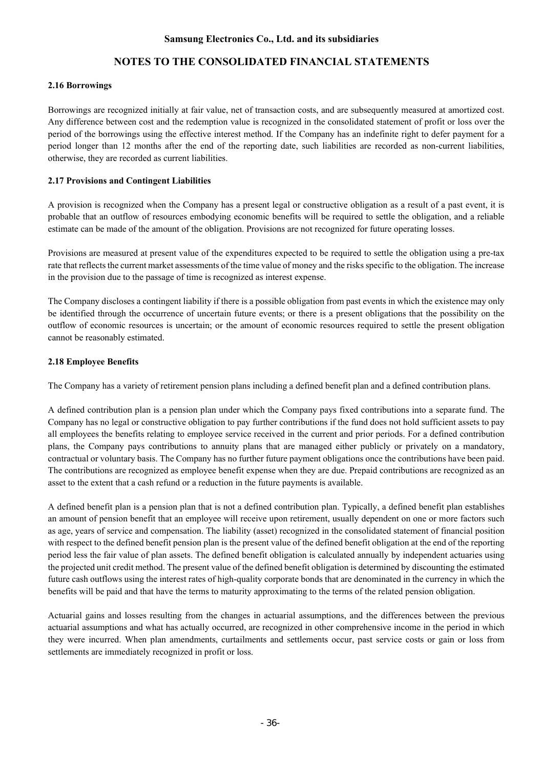### 2.16 Borrowings

Borrowings are recognized initially at fair value, net of transaction costs, and are subsequently measured at amortized cost. Any difference between cost and the redemption value is recognized in the consolidated statement of profit or loss over the period of the borrowings using the effective interest method. If the Company has an indefinite right to defer payment for a period longer than 12 months after the end of the reporting date, such liabilities are recorded as non-current liabilities, otherwise, they are recorded as current liabilities.

### 2.17 Provisions and Contingent Liabilities

A provision is recognized when the Company has a present legal or constructive obligation as a result of a past event, it is probable that an outflow of resources embodying economic benefits will be required to settle the obligation, and a reliable estimate can be made of the amount of the obligation. Provisions are not recognized for future operating losses.

Provisions are measured at present value of the expenditures expected to be required to settle the obligation using a pre-tax rate that reflects the current market assessments of the time value of money and the risks specific to the obligation. The increase in the provision due to the passage of time is recognized as interest expense.

The Company discloses a contingent liability if there is a possible obligation from past events in which the existence may only be identified through the occurrence of uncertain future events; or there is a present obligations that the possibility on the outflow of economic resources is uncertain; or the amount of economic resources required to settle the present obligation cannot be reasonably estimated.

### 2.18 Employee Benefits

The Company has a variety of retirement pension plans including a defined benefit plan and a defined contribution plans.

A defined contribution plan is a pension plan under which the Company pays fixed contributions into a separate fund. The Company has no legal or constructive obligation to pay further contributions if the fund does not hold sufficient assets to pay all employees the benefits relating to employee service received in the current and prior periods. For a defined contribution plans, the Company pays contributions to annuity plans that are managed either publicly or privately on a mandatory, contractual or voluntary basis. The Company has no further future payment obligations once the contributions have been paid. The contributions are recognized as employee benefit expense when they are due. Prepaid contributions are recognized as an asset to the extent that a cash refund or a reduction in the future payments is available.

A defined benefit plan is a pension plan that is not a defined contribution plan. Typically, a defined benefit plan establishes an amount of pension benefit that an employee will receive upon retirement, usually dependent on one or more factors such as age, years of service and compensation. The liability (asset) recognized in the consolidated statement of financial position with respect to the defined benefit pension plan is the present value of the defined benefit obligation at the end of the reporting period less the fair value of plan assets. The defined benefit obligation is calculated annually by independent actuaries using the projected unit credit method. The present value of the defined benefit obligation is determined by discounting the estimated future cash outflows using the interest rates of high-quality corporate bonds that are denominated in the currency in which the benefits will be paid and that have the terms to maturity approximating to the terms of the related pension obligation.

Actuarial gains and losses resulting from the changes in actuarial assumptions, and the differences between the previous actuarial assumptions and what has actually occurred, are recognized in other comprehensive income in the period in which they were incurred. When plan amendments, curtailments and settlements occur, past service costs or gain or loss from settlements are immediately recognized in profit or loss.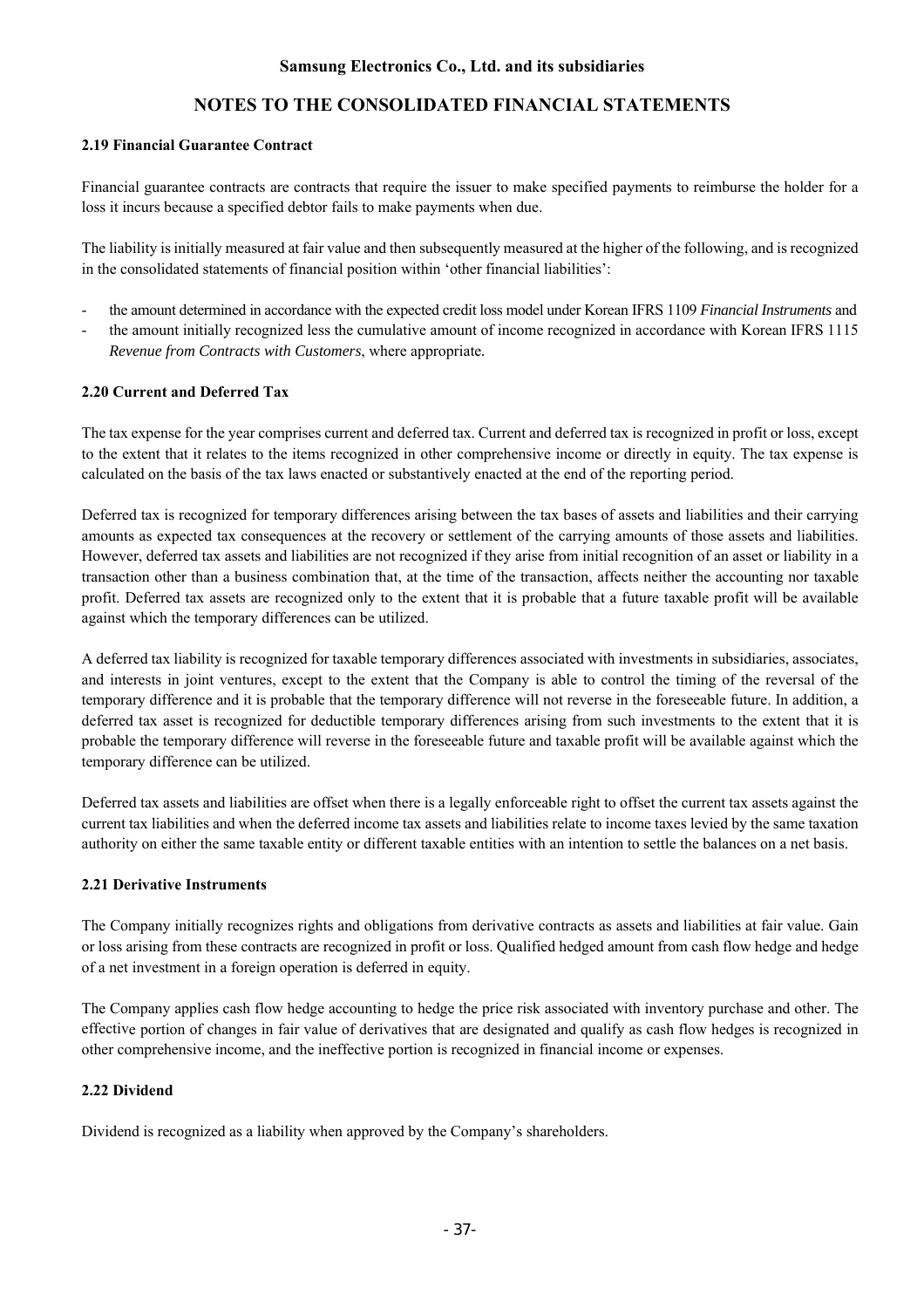### 2.19 Financial Guarantee Contract

Financial guarantee contracts are contracts that require the issuer to make specified payments to reimburse the holder for a loss it incurs because a specified debtor fails to make payments when due.

The liability is initially measured at fair value and then subsequently measured at the higher of the following, and is recognized in the consolidated statements of financial position within 'other financial liabilities':

- the amount determined in accordance with the expected credit loss model under Korean IFRS 1109 *Financial Instruments* and
- the amount initially recognized less the cumulative amount of income recognized in accordance with Korean IFRS 1115 *Revenue from Contracts with Customers*, where appropriate.

### 2.20 Current and Deferred Tax

The tax expense for the year comprises current and deferred tax. Current and deferred tax is recognized in profit or loss, except to the extent that it relates to the items recognized in other comprehensive income or directly in equity. The tax expense is calculated on the basis of the tax laws enacted or substantively enacted at the end of the reporting period.

Deferred tax is recognized for temporary differences arising between the tax bases of assets and liabilities and their carrying amounts as expected tax consequences at the recovery or settlement of the carrying amounts of those assets and liabilities. However, deferred tax assets and liabilities are not recognized if they arise from initial recognition of an asset or liability in a transaction other than a business combination that, at the time of the transaction, affects neither the accounting nor taxable profit. Deferred tax assets are recognized only to the extent that it is probable that a future taxable profit will be available against which the temporary differences can be utilized.

A deferred tax liability is recognized for taxable temporary differences associated with investments in subsidiaries, associates, and interests in joint ventures, except to the extent that the Company is able to control the timing of the reversal of the temporary difference and it is probable that the temporary difference will not reverse in the foreseeable future. In addition, a deferred tax asset is recognized for deductible temporary differences arising from such investments to the extent that it is probable the temporary difference will reverse in the foreseeable future and taxable profit will be available against which the temporary difference can be utilized.

Deferred tax assets and liabilities are offset when there is a legally enforceable right to offset the current tax assets against the current tax liabilities and when the deferred income tax assets and liabilities relate to income taxes levied by the same taxation authority on either the same taxable entity or different taxable entities with an intention to settle the balances on a net basis.

### 2.21 Derivative Instruments

The Company initially recognizes rights and obligations from derivative contracts as assets and liabilities at fair value. Gain or loss arising from these contracts are recognized in profit or loss. Qualified hedged amount from cash flow hedge and hedge of a net investment in a foreign operation is deferred in equity.

The Company applies cash flow hedge accounting to hedge the price risk associated with inventory purchase and other. The effective portion of changes in fair value of derivatives that are designated and qualify as cash flow hedges is recognized in other comprehensive income, and the ineffective portion is recognized in financial income or expenses.

### 2.22 Dividend

Dividend is recognized as a liability when approved by the Company's shareholders.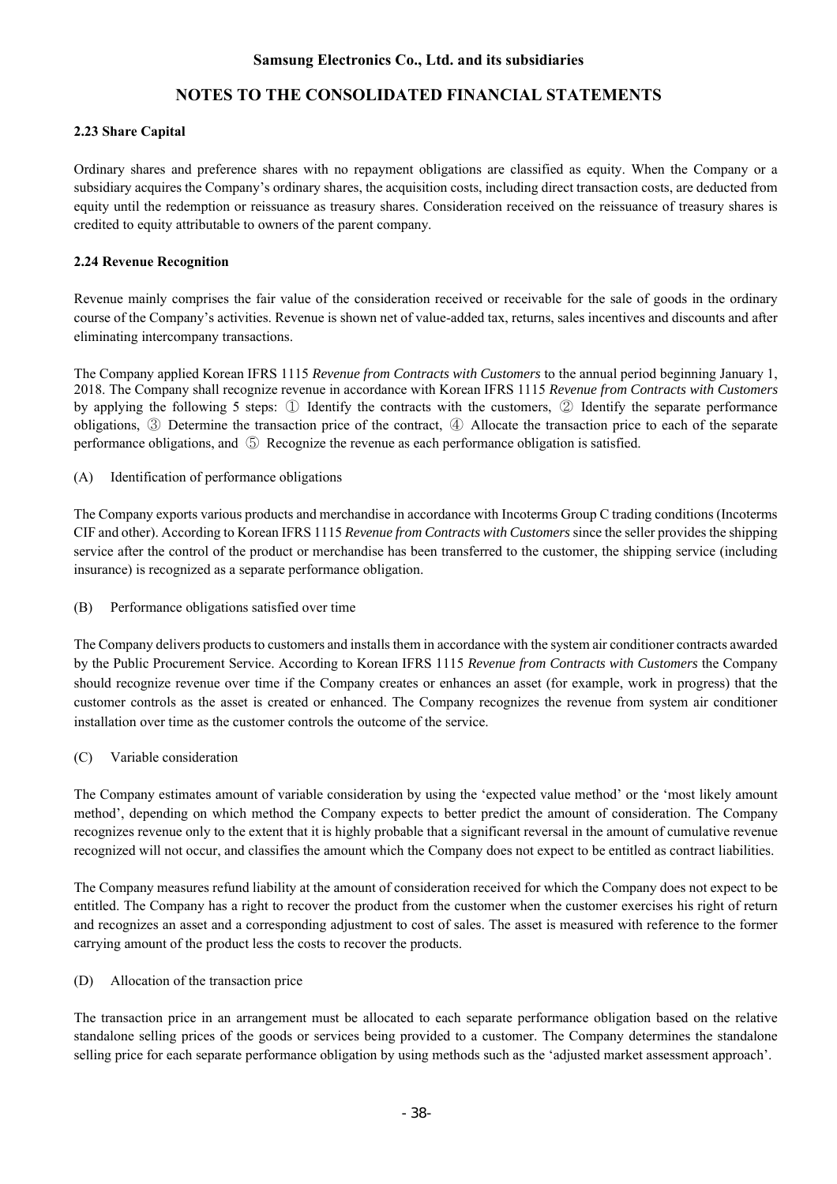### 2.23 Share Capital

Ordinary shares and preference shares with no repayment obligations are classified as equity. When the Company or a subsidiary acquires the Company's ordinary shares, the acquisition costs, including direct transaction costs, are deducted from equity until the redemption or reissuance as treasury shares. Consideration received on the reissuance of treasury shares is credited to equity attributable to owners of the parent company.

### 2.24 Revenue Recognition

Revenue mainly comprises the fair value of the consideration received or receivable for the sale of goods in the ordinary course of the Company's activities. Revenue is shown net of value-added tax, returns, sales incentives and discounts and after eliminating intercompany transactions.

The Company applied Korean IFRS 1115 *Revenue from Contracts with Customers* to the annual period beginning January 1, 2018. The Company shall recognize revenue in accordance with Korean IFRS 1115 *Revenue from Contracts with Customers* by applying the following 5 steps: ① Identify the contracts with the customers, ② Identify the separate performance obligations, ③ Determine the transaction price of the contract, ④ Allocate the transaction price to each of the separate performance obligations, and ⑤ Recognize the revenue as each performance obligation is satisfied.

(A) Identification of performance obligations

The Company exports various products and merchandise in accordance with Incoterms Group C trading conditions (Incoterms CIF and other). According to Korean IFRS 1115 *Revenue from Contracts with Customers* since the seller provides the shipping service after the control of the product or merchandise has been transferred to the customer, the shipping service (including insurance) is recognized as a separate performance obligation.

(B) Performance obligations satisfied over time

The Company delivers products to customers and installs them in accordance with the system air conditioner contracts awarded by the Public Procurement Service. According to Korean IFRS 1115 *Revenue from Contracts with Customers* the Company should recognize revenue over time if the Company creates or enhances an asset (for example, work in progress) that the customer controls as the asset is created or enhanced. The Company recognizes the revenue from system air conditioner installation over time as the customer controls the outcome of the service.

(C) Variable consideration

The Company estimates amount of variable consideration by using the 'expected value method' or the 'most likely amount method', depending on which method the Company expects to better predict the amount of consideration. The Company recognizes revenue only to the extent that it is highly probable that a significant reversal in the amount of cumulative revenue recognized will not occur, and classifies the amount which the Company does not expect to be entitled as contract liabilities.

The Company measures refund liability at the amount of consideration received for which the Company does not expect to be entitled. The Company has a right to recover the product from the customer when the customer exercises his right of return and recognizes an asset and a corresponding adjustment to cost of sales. The asset is measured with reference to the former carrying amount of the product less the costs to recover the products.

(D) Allocation of the transaction price

The transaction price in an arrangement must be allocated to each separate performance obligation based on the relative standalone selling prices of the goods or services being provided to a customer. The Company determines the standalone selling price for each separate performance obligation by using methods such as the 'adjusted market assessment approach'.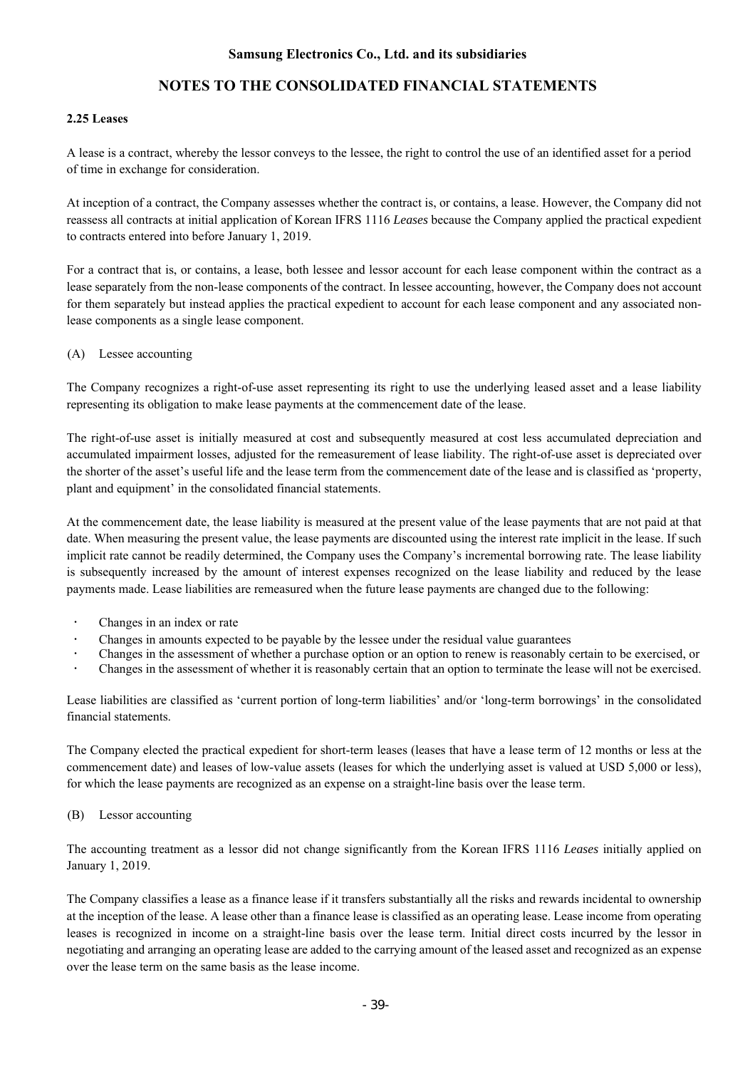### 2.25 Leases

A lease is a contract, whereby the lessor conveys to the lessee, the right to control the use of an identified asset for a period of time in exchange for consideration.

At inception of a contract, the Company assesses whether the contract is, or contains, a lease. However, the Company did not reassess all contracts at initial application of Korean IFRS 1116 *Leases* because the Company applied the practical expedient to contracts entered into before January 1, 2019.

For a contract that is, or contains, a lease, both lessee and lessor account for each lease component within the contract as a lease separately from the non-lease components of the contract. In lessee accounting, however, the Company does not account for them separately but instead applies the practical expedient to account for each lease component and any associated non-lease components as a single lease component.

(A) Lessee accounting

The Company recognizes a right-of-use asset representing its right to use the underlying leased asset and a lease liability representing its obligation to make lease payments at the commencement date of the lease.

The right-of-use asset is initially measured at cost and subsequently measured at cost less accumulated depreciation and accumulated impairment losses, adjusted for the remeasurement of lease liability. The right-of-use asset is depreciated over the shorter of the asset's useful life and the lease term from the commencement date of the lease and is classified as 'property, plant and equipment' in the consolidated financial statements.

At the commencement date, the lease liability is measured at the present value of the lease payments that are not paid at that date. When measuring the present value, the lease payments are discounted using the interest rate implicit in the lease. If such implicit rate cannot be readily determined, the Company uses the Company's incremental borrowing rate. The lease liability is subsequently increased by the amount of interest expenses recognized on the lease liability and reduced by the lease payments made. Lease liabilities are remeasured when the future lease payments are changed due to the following:

- Changes in an index or rate
- Changes in amounts expected to be payable by the lessee under the residual value guarantees
- Changes in the assessment of whether a purchase option or an option to renew is reasonably certain to be exercised, or
- Changes in the assessment of whether it is reasonably certain that an option to terminate the lease will not be exercised.

Lease liabilities are classified as 'current portion of long-term liabilities' and/or 'long-term borrowings' in the consolidated financial statements.

The Company elected the practical expedient for short-term leases (leases that have a lease term of 12 months or less at the commencement date) and leases of low-value assets (leases for which the underlying asset is valued at USD 5,000 or less), for which the lease payments are recognized as an expense on a straight-line basis over the lease term.

(B) Lessor accounting

The accounting treatment as a lessor did not change significantly from the Korean IFRS 1116 *Leases* initially applied on January 1, 2019.

The Company classifies a lease as a finance lease if it transfers substantially all the risks and rewards incidental to ownership at the inception of the lease. A lease other than a finance lease is classified as an operating lease. Lease income from operating leases is recognized in income on a straight-line basis over the lease term. Initial direct costs incurred by the lessor in negotiating and arranging an operating lease are added to the carrying amount of the leased asset and recognized as an expense over the lease term on the same basis as the lease income.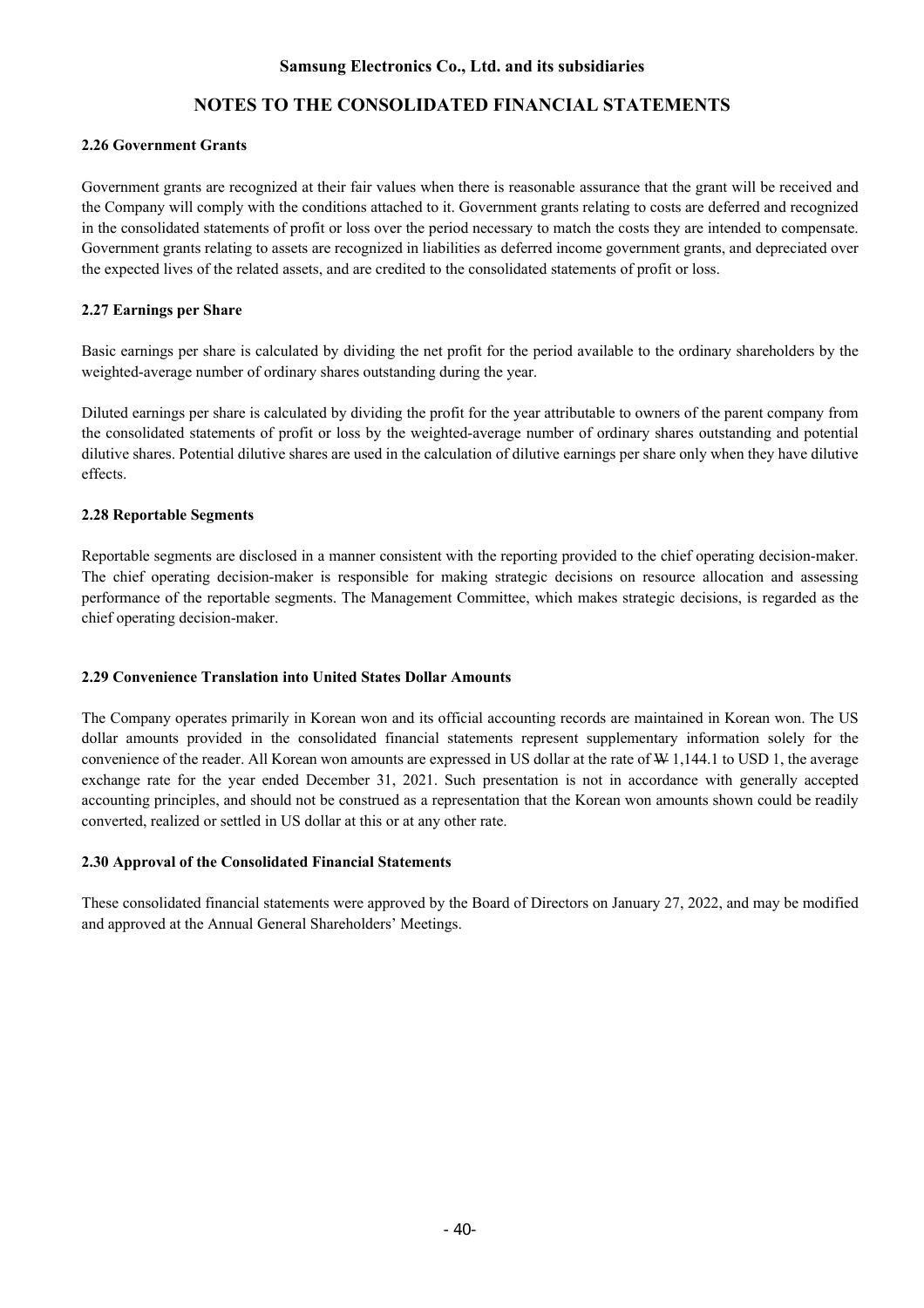### 2.26 Government Grants

Government grants are recognized at their fair values when there is reasonable assurance that the grant will be received and the Company will comply with the conditions attached to it. Government grants relating to costs are deferred and recognized in the consolidated statements of profit or loss over the period necessary to match the costs they are intended to compensate. Government grants relating to assets are recognized in liabilities as deferred income government grants, and depreciated over the expected lives of the related assets, and are credited to the consolidated statements of profit or loss.

### 2.27 Earnings per Share

Basic earnings per share is calculated by dividing the net profit for the period available to the ordinary shareholders by the weighted-average number of ordinary shares outstanding during the year.

Diluted earnings per share is calculated by dividing the profit for the year attributable to owners of the parent company from the consolidated statements of profit or loss by the weighted-average number of ordinary shares outstanding and potential dilutive shares. Potential dilutive shares are used in the calculation of dilutive earnings per share only when they have dilutive effects.

### 2.28 Reportable Segments

Reportable segments are disclosed in a manner consistent with the reporting provided to the chief operating decision-maker. The chief operating decision-maker is responsible for making strategic decisions on resource allocation and assessing performance of the reportable segments. The Management Committee, which makes strategic decisions, is regarded as the chief operating decision-maker.

### 2.29 Convenience Translation into United States Dollar Amounts

The Company operates primarily in Korean won and its official accounting records are maintained in Korean won. The US dollar amounts provided in the consolidated financial statements represent supplementary information solely for the convenience of the reader. All Korean won amounts are expressed in US dollar at the rate of ₩ 1,144.1 to USD 1, the average exchange rate for the year ended December 31, 2021. Such presentation is not in accordance with generally accepted accounting principles, and should not be construed as a representation that the Korean won amounts shown could be readily converted, realized or settled in US dollar at this or at any other rate.

### 2.30 Approval of the Consolidated Financial Statements

These consolidated financial statements were approved by the Board of Directors on January 27, 2022, and may be modified and approved at the Annual General Shareholders' Meetings.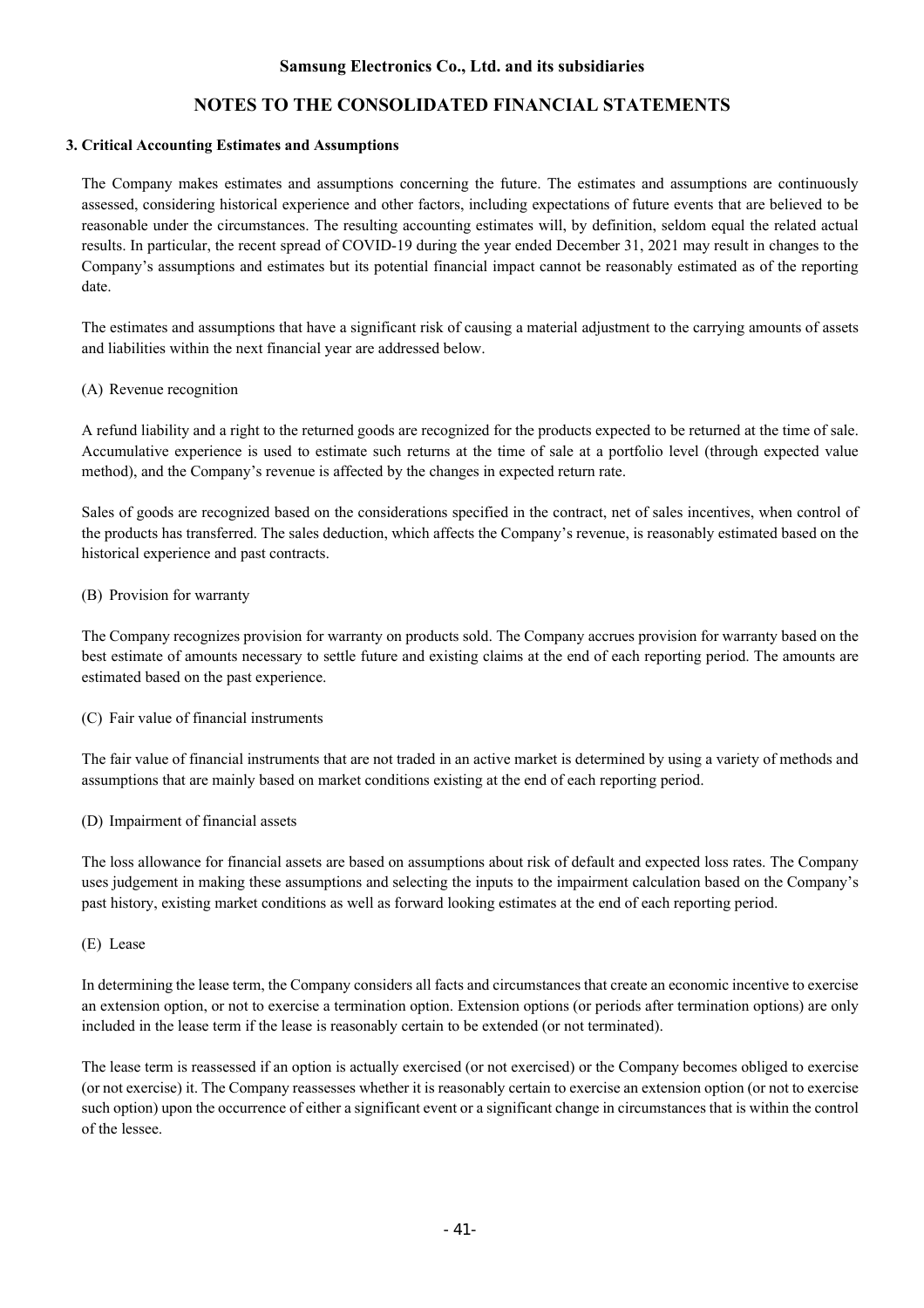## 3. Critical Accounting Estimates and Assumptions

The Company makes estimates and assumptions concerning the future. The estimates and assumptions are continuously assessed, considering historical experience and other factors, including expectations of future events that are believed to be reasonable under the circumstances. The resulting accounting estimates will, by definition, seldom equal the related actual results. In particular, the recent spread of COVID-19 during the year ended December 31, 2021 may result in changes to the Company's assumptions and estimates but its potential financial impact cannot be reasonably estimated as of the reporting date.

The estimates and assumptions that have a significant risk of causing a material adjustment to the carrying amounts of assets and liabilities within the next financial year are addressed below.

(A) Revenue recognition

A refund liability and a right to the returned goods are recognized for the products expected to be returned at the time of sale. Accumulative experience is used to estimate such returns at the time of sale at a portfolio level (through expected value method), and the Company's revenue is affected by the changes in expected return rate.

Sales of goods are recognized based on the considerations specified in the contract, net of sales incentives, when control of the products has transferred. The sales deduction, which affects the Company's revenue, is reasonably estimated based on the historical experience and past contracts.

(B) Provision for warranty

The Company recognizes provision for warranty on products sold. The Company accrues provision for warranty based on the best estimate of amounts necessary to settle future and existing claims at the end of each reporting period. The amounts are estimated based on the past experience.

(C) Fair value of financial instruments

The fair value of financial instruments that are not traded in an active market is determined by using a variety of methods and assumptions that are mainly based on market conditions existing at the end of each reporting period.

(D) Impairment of financial assets

The loss allowance for financial assets are based on assumptions about risk of default and expected loss rates. The Company uses judgement in making these assumptions and selecting the inputs to the impairment calculation based on the Company's past history, existing market conditions as well as forward looking estimates at the end of each reporting period.

(E) Lease

In determining the lease term, the Company considers all facts and circumstances that create an economic incentive to exercise an extension option, or not to exercise a termination option. Extension options (or periods after termination options) are only included in the lease term if the lease is reasonably certain to be extended (or not terminated).

The lease term is reassessed if an option is actually exercised (or not exercised) or the Company becomes obliged to exercise (or not exercise) it. The Company reassesses whether it is reasonably certain to exercise an extension option (or not to exercise such option) upon the occurrence of either a significant event or a significant change in circumstances that is within the control of the lessee.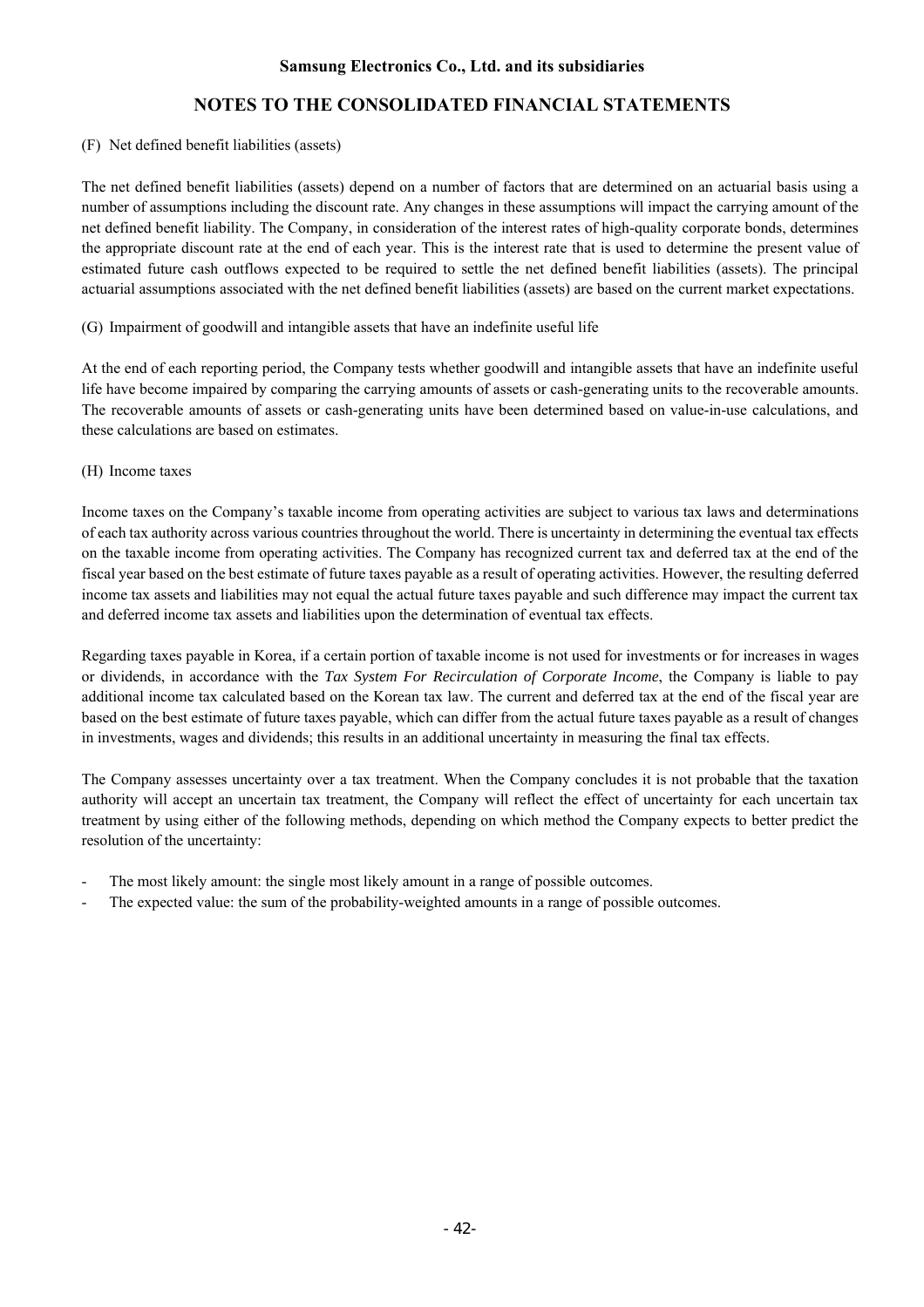(F) Net defined benefit liabilities (assets)

The net defined benefit liabilities (assets) depend on a number of factors that are determined on an actuarial basis using a number of assumptions including the discount rate. Any changes in these assumptions will impact the carrying amount of the net defined benefit liability. The Company, in consideration of the interest rates of high-quality corporate bonds, determines the appropriate discount rate at the end of each year. This is the interest rate that is used to determine the present value of estimated future cash outflows expected to be required to settle the net defined benefit liabilities (assets). The principal actuarial assumptions associated with the net defined benefit liabilities (assets) are based on the current market expectations.

(G) Impairment of goodwill and intangible assets that have an indefinite useful life

At the end of each reporting period, the Company tests whether goodwill and intangible assets that have an indefinite useful life have become impaired by comparing the carrying amounts of assets or cash-generating units to the recoverable amounts. The recoverable amounts of assets or cash-generating units have been determined based on value-in-use calculations, and these calculations are based on estimates.

(H) Income taxes

Income taxes on the Company's taxable income from operating activities are subject to various tax laws and determinations of each tax authority across various countries throughout the world. There is uncertainty in determining the eventual tax effects on the taxable income from operating activities. The Company has recognized current tax and deferred tax at the end of the fiscal year based on the best estimate of future taxes payable as a result of operating activities. However, the resulting deferred income tax assets and liabilities may not equal the actual future taxes payable and such difference may impact the current tax and deferred income tax assets and liabilities upon the determination of eventual tax effects.

Regarding taxes payable in Korea, if a certain portion of taxable income is not used for investments or for increases in wages or dividends, in accordance with the *Tax System For Recirculation of Corporate Income*, the Company is liable to pay additional income tax calculated based on the Korean tax law. The current and deferred tax at the end of the fiscal year are based on the best estimate of future taxes payable, which can differ from the actual future taxes payable as a result of changes in investments, wages and dividends; this results in an additional uncertainty in measuring the final tax effects.

The Company assesses uncertainty over a tax treatment. When the Company concludes it is not probable that the taxation authority will accept an uncertain tax treatment, the Company will reflect the effect of uncertainty for each uncertain tax treatment by using either of the following methods, depending on which method the Company expects to better predict the resolution of the uncertainty:

- The most likely amount: the single most likely amount in a range of possible outcomes.
- The expected value: the sum of the probability-weighted amounts in a range of possible outcomes.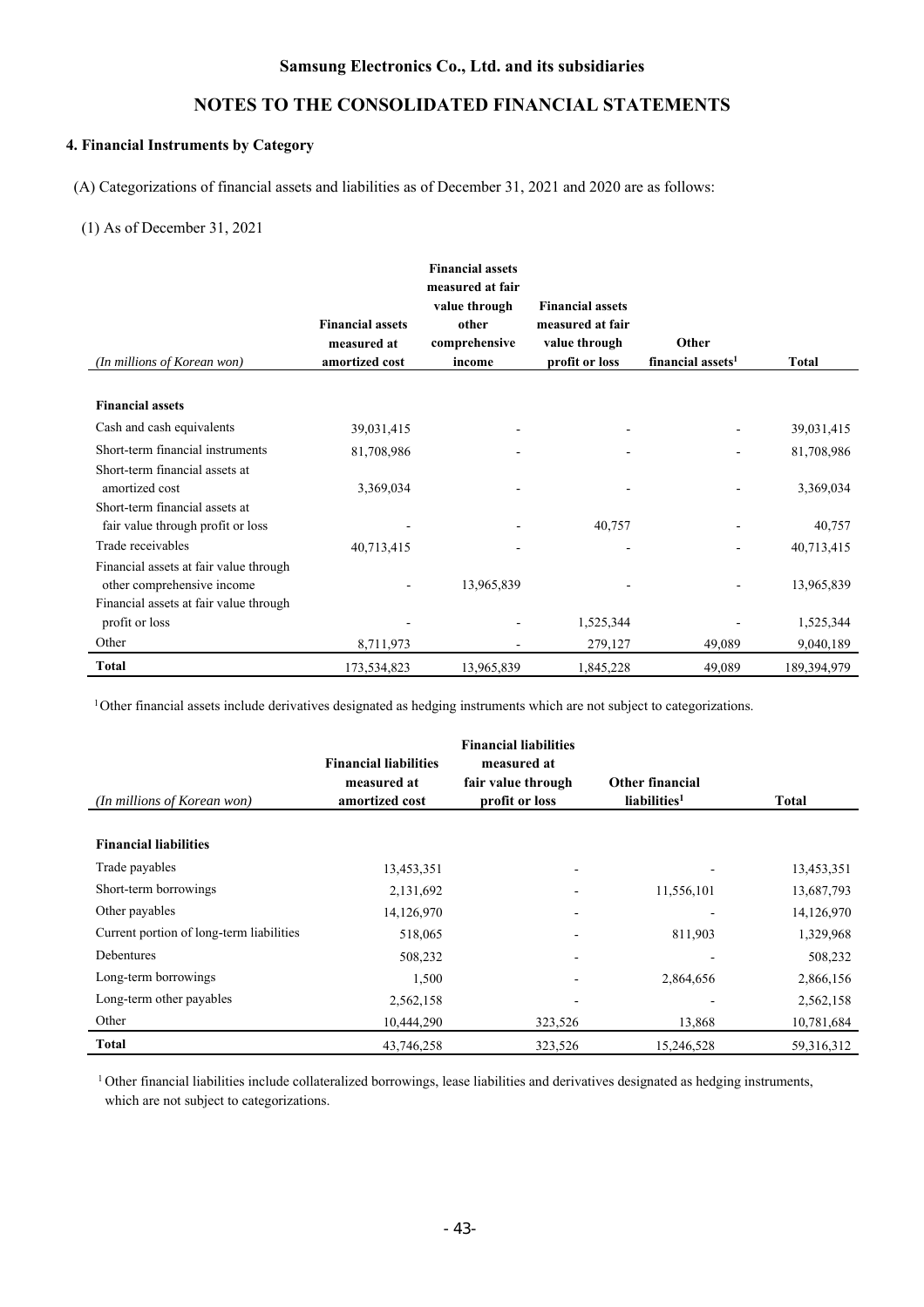# Samsung Electronics Co., Ltd. and its subsidiaries

## NOTES TO THE CONSOLIDATED FINANCIAL STATEMENTS

### 4. Financial Instruments by Category

(A) Categorizations of financial assets and liabilities as of December 31, 2021 and 2020 are as follows:

(1) As of December 31, 2021

| *(In millions of Korean won)* | Financial assets measured at amortized cost | Financial assets measured at fair value through other comprehensive income | Financial assets measured at fair value through profit or loss | Other financial assets[1] | Total |
|---|---|---|---|---|---|
| **Financial assets** | | | | | |
| Cash and cash equivalents | 39,031,415 | - | - | - | 39,031,415 |
| Short-term financial instruments | 81,708,986 | - | - | - | 81,708,986 |
| Short-term financial assets at amortized cost | 3,369,034 | - | - | - | 3,369,034 |
| Short-term financial assets at fair value through profit or loss | - | - | 40,757 | - | 40,757 |
| Trade receivables | 40,713,415 | - | - | - | 40,713,415 |
| Financial assets at fair value through other comprehensive income | - | 13,965,839 | - | - | 13,965,839 |
| Financial assets at fair value through profit or loss | - | - | 1,525,344 | - | 1,525,344 |
| Other | 8,711,973 | - | 279,127 | 49,089 | 9,040,189 |
| **Total** | 173,534,823 | 13,965,839 | 1,845,228 | 49,089 | 189,394,979 |

[1] Other financial assets include derivatives designated as hedging instruments which are not subject to categorizations.

| *(In millions of Korean won)* | Financial liabilities measured at amortized cost | Financial liabilities measured at fair value through profit or loss | Other financial liabilities[1] | Total |
|---|---|---|---|---|
| **Financial liabilities** | | | | |
| Trade payables | 13,453,351 | - | - | 13,453,351 |
| Short-term borrowings | 2,131,692 | - | 11,556,101 | 13,687,793 |
| Other payables | 14,126,970 | - | - | 14,126,970 |
| Current portion of long-term liabilities | 518,065 | - | 811,903 | 1,329,968 |
| Debentures | 508,232 | - | - | 508,232 |
| Long-term borrowings | 1,500 | - | 2,864,656 | 2,866,156 |
| Long-term other payables | 2,562,158 | - | - | 2,562,158 |
| Other | 10,444,290 | 323,526 | 13,868 | 10,781,684 |
| **Total** | 43,746,258 | 323,526 | 15,246,528 | 59,316,312 |

[1] Other financial liabilities include collateralized borrowings, lease liabilities and derivatives designated as hedging instruments, which are not subject to categorizations.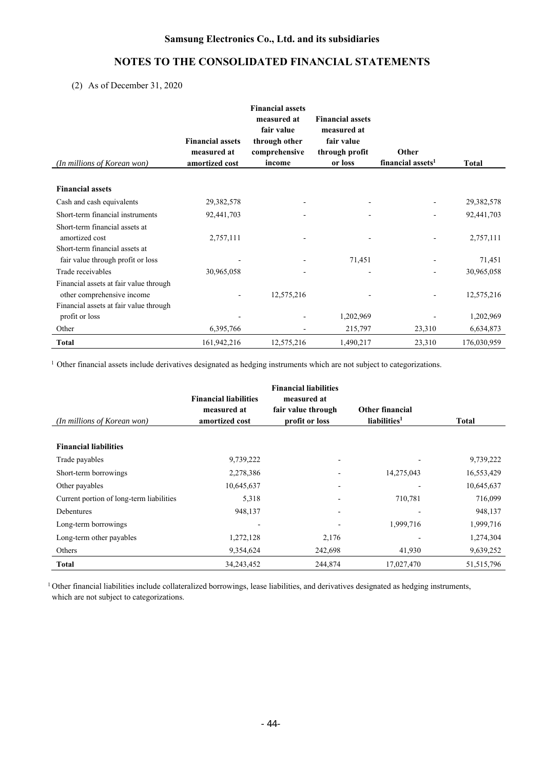(2) As of December 31, 2020

| *(In millions of Korean won)* | Financial assets measured at amortized cost | Financial assets measured at fair value through other comprehensive income | Financial assets measured at fair value through profit or loss | Other financial assets[1] | Total |
|---|---|---|---|---|---|
| **Financial assets** | | | | | |
| Cash and cash equivalents | 29,382,578 | - | - | - | 29,382,578 |
| Short-term financial instruments | 92,441,703 | - | - | - | 92,441,703 |
| Short-term financial assets at amortized cost | 2,757,111 | - | - | - | 2,757,111 |
| Short-term financial assets at fair value through profit or loss | - | - | 71,451 | - | 71,451 |
| Trade receivables | 30,965,058 | - | - | - | 30,965,058 |
| Financial assets at fair value through other comprehensive income | - | 12,575,216 | - | - | 12,575,216 |
| Financial assets at fair value through profit or loss | - | - | 1,202,969 | - | 1,202,969 |
| Other | 6,395,766 | - | 215,797 | 23,310 | 6,634,873 |
| **Total** | 161,942,216 | 12,575,216 | 1,490,217 | 23,310 | 176,030,959 |

[1] Other financial assets include derivatives designated as hedging instruments which are not subject to categorizations.

| *(In millions of Korean won)* | Financial liabilities measured at amortized cost | Financial liabilities measured at fair value through profit or loss | Other financial liabilities[1] | Total |
|---|---|---|---|---|
| **Financial liabilities** | | | | |
| Trade payables | 9,739,222 | - | - | 9,739,222 |
| Short-term borrowings | 2,278,386 | - | 14,275,043 | 16,553,429 |
| Other payables | 10,645,637 | - | - | 10,645,637 |
| Current portion of long-term liabilities | 5,318 | - | 710,781 | 716,099 |
| Debentures | 948,137 | - | - | 948,137 |
| Long-term borrowings | - | - | 1,999,716 | 1,999,716 |
| Long-term other payables | 1,272,128 | 2,176 | - | 1,274,304 |
| Others | 9,354,624 | 242,698 | 41,930 | 9,639,252 |
| **Total** | 34,243,452 | 244,874 | 17,027,470 | 51,515,796 |

[1] Other financial liabilities include collateralized borrowings, lease liabilities, and derivatives designated as hedging instruments, which are not subject to categorizations.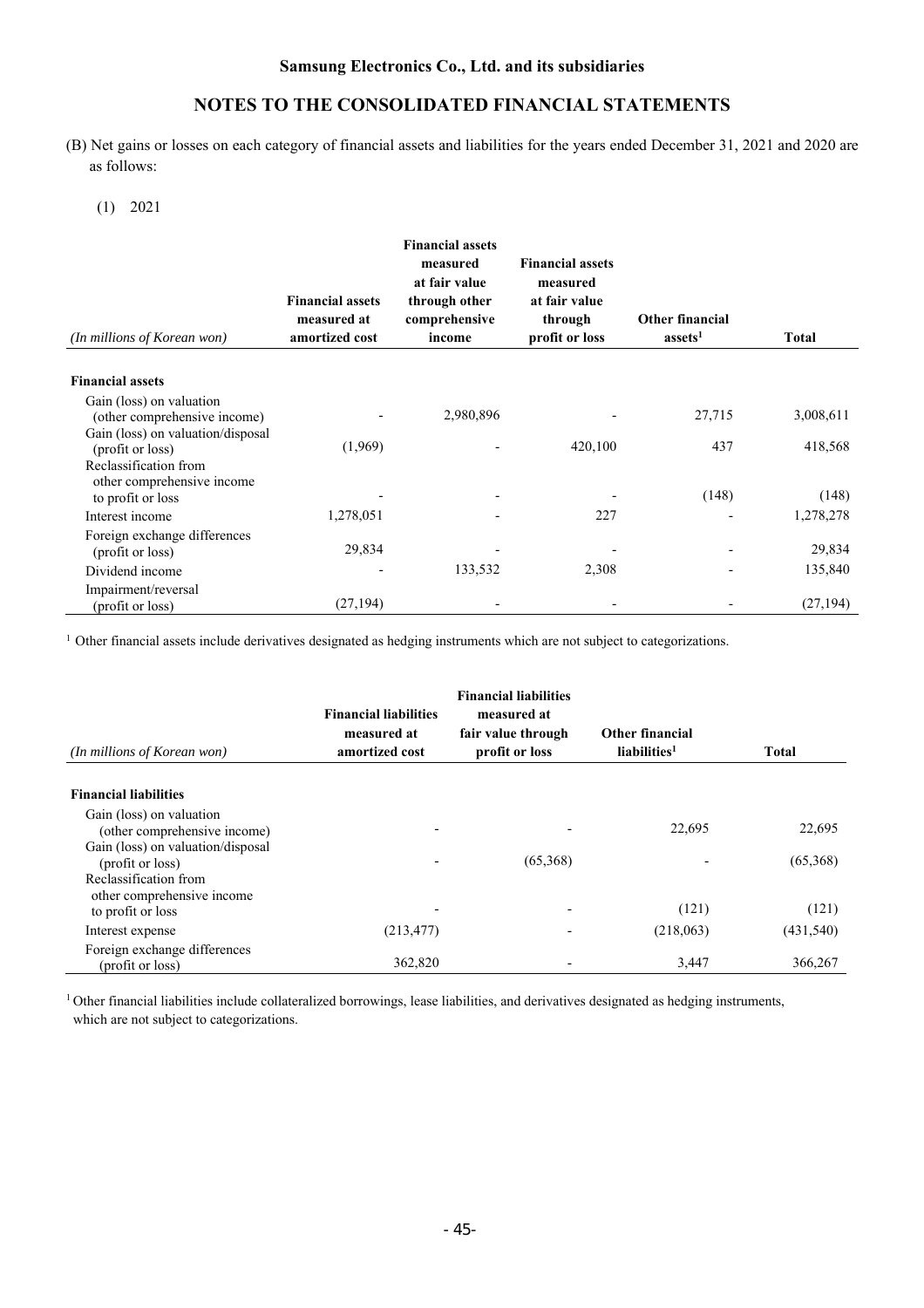(B) Net gains or losses on each category of financial assets and liabilities for the years ended December 31, 2021 and 2020 are as follows:

(1) 2021

| *(In millions of Korean won)* | Financial assets measured at amortized cost | Financial assets measured at fair value through other comprehensive income | Financial assets measured at fair value through profit or loss | Other financial assets[1] | Total |
|---|---|---|---|---|---|
| **Financial assets** | | | | | |
| Gain (loss) on valuation (other comprehensive income) | - | 2,980,896 | - | 27,715 | 3,008,611 |
| Gain (loss) on valuation/disposal (profit or loss) | (1,969) | - | 420,100 | 437 | 418,568 |
| Reclassification from other comprehensive income to profit or loss | - | - | - | (148) | (148) |
| Interest income | 1,278,051 | - | 227 | - | 1,278,278 |
| Foreign exchange differences (profit or loss) | 29,834 | - | - | - | 29,834 |
| Dividend income | - | 133,532 | 2,308 | - | 135,840 |
| Impairment/reversal (profit or loss) | (27,194) | - | - | - | (27,194) |

[1] Other financial assets include derivatives designated as hedging instruments which are not subject to categorizations.

| *(In millions of Korean won)* | Financial liabilities measured at amortized cost | Financial liabilities measured at fair value through profit or loss | Other financial liabilities[1] | Total |
|---|---|---|---|---|
| **Financial liabilities** | | | | |
| Gain (loss) on valuation (other comprehensive income) | - | - | 22,695 | 22,695 |
| Gain (loss) on valuation/disposal (profit or loss) | - | (65,368) | - | (65,368) |
| Reclassification from other comprehensive income to profit or loss | - | - | (121) | (121) |
| Interest expense | (213,477) | - | (218,063) | (431,540) |
| Foreign exchange differences (profit or loss) | 362,820 | - | 3,447 | 366,267 |

[1] Other financial liabilities include collateralized borrowings, lease liabilities, and derivatives designated as hedging instruments, which are not subject to categorizations.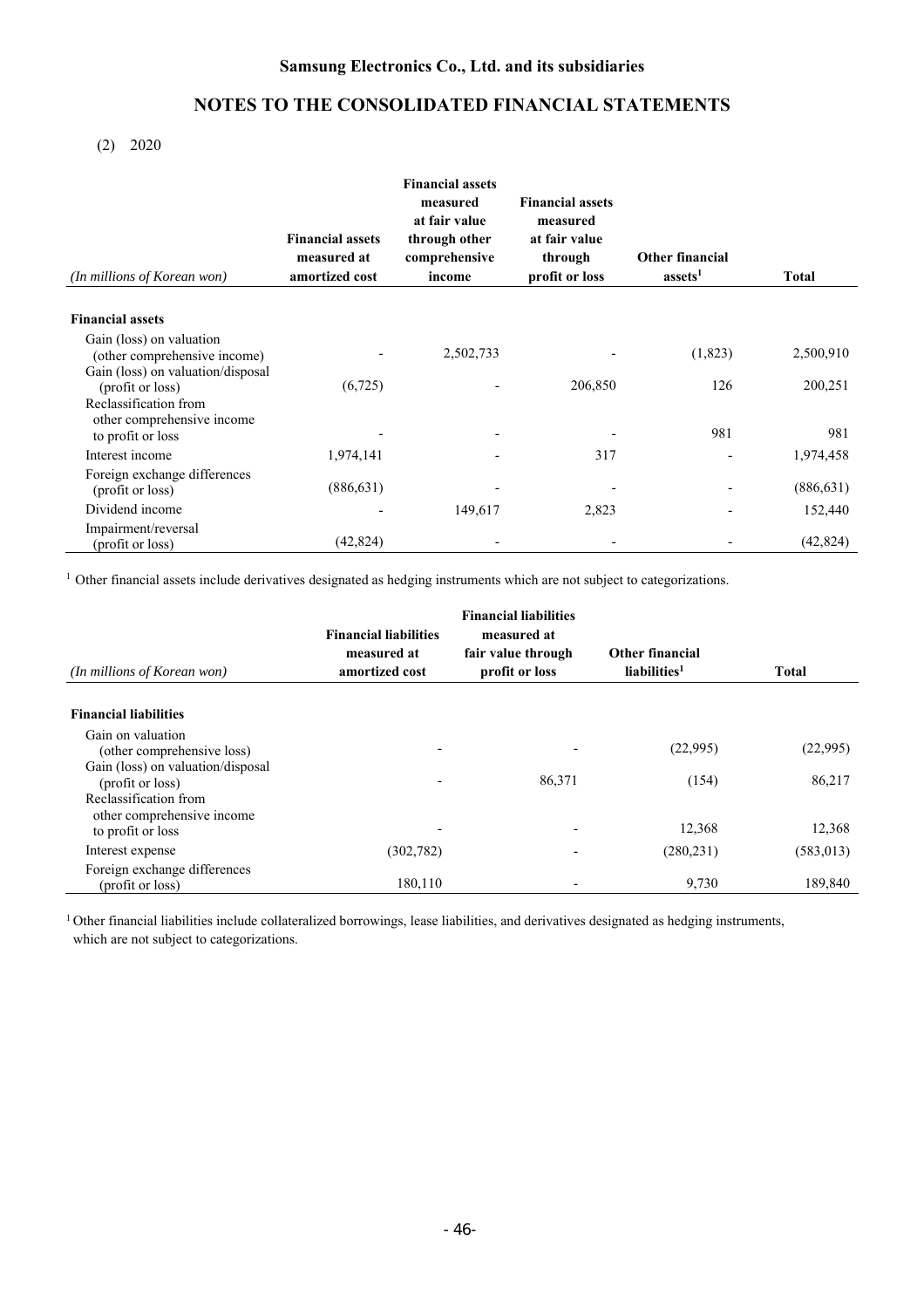## NOTES TO THE CONSOLIDATED FINANCIAL STATEMENTS

(2) 2020

| *(In millions of Korean won)* | Financial assets measured at amortized cost | Financial assets measured at fair value through other comprehensive income | Financial assets measured at fair value through profit or loss | Other financial assets[1] | Total |
|---|---|---|---|---|---|
| **Financial assets** | | | | | |
| Gain (loss) on valuation (other comprehensive income) | - | 2,502,733 | - | (1,823) | 2,500,910 |
| Gain (loss) on valuation/disposal (profit or loss) | (6,725) | - | 206,850 | 126 | 200,251 |
| Reclassification from other comprehensive income to profit or loss | - | - | - | 981 | 981 |
| Interest income | 1,974,141 | - | 317 | - | 1,974,458 |
| Foreign exchange differences (profit or loss) | (886,631) | - | - | - | (886,631) |
| Dividend income | - | 149,617 | 2,823 | - | 152,440 |
| Impairment/reversal (profit or loss) | (42,824) | - | - | - | (42,824) |

[1] Other financial assets include derivatives designated as hedging instruments which are not subject to categorizations.

| *(In millions of Korean won)* | Financial liabilities measured at amortized cost | Financial liabilities measured at fair value through profit or loss | Other financial liabilities[1] | Total |
|---|---|---|---|---|
| **Financial liabilities** | | | | |
| Gain on valuation (other comprehensive loss) | - | - | (22,995) | (22,995) |
| Gain (loss) on valuation/disposal (profit or loss) | - | 86,371 | (154) | 86,217 |
| Reclassification from other comprehensive income to profit or loss | - | - | 12,368 | 12,368 |
| Interest expense | (302,782) | - | (280,231) | (583,013) |
| Foreign exchange differences (profit or loss) | 180,110 | - | 9,730 | 189,840 |

[1] Other financial liabilities include collateralized borrowings, lease liabilities, and derivatives designated as hedging instruments, which are not subject to categorizations.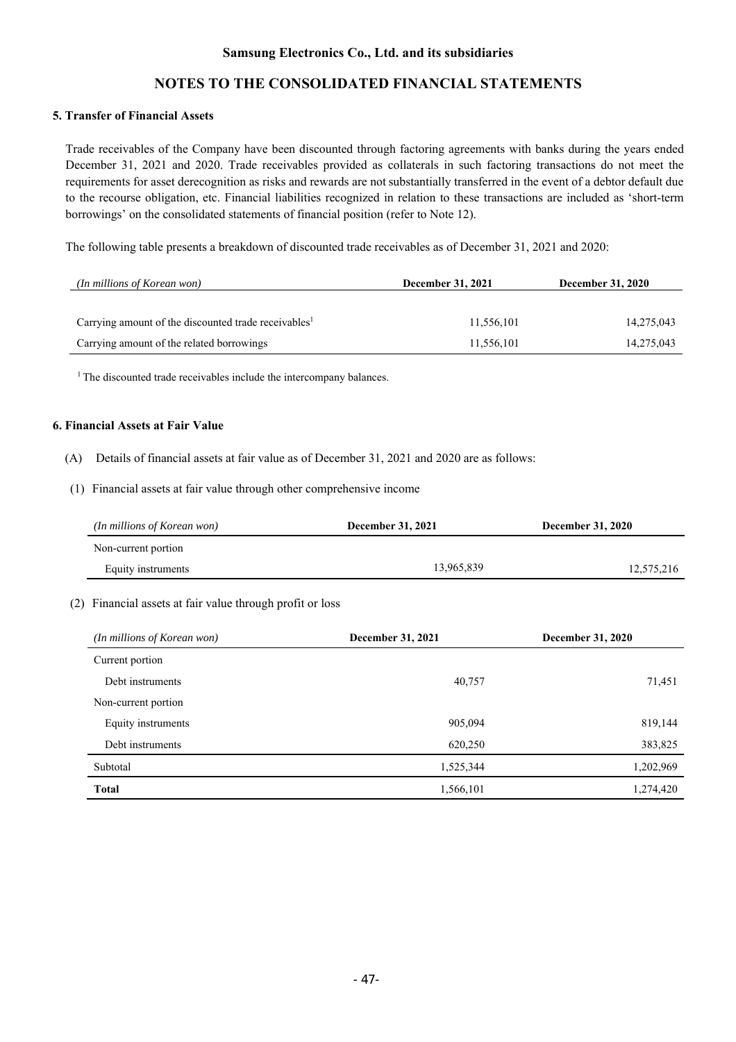## 5. Transfer of Financial Assets

Trade receivables of the Company have been discounted through factoring agreements with banks during the years ended December 31, 2021 and 2020. Trade receivables provided as collaterals in such factoring transactions do not meet the requirements for asset derecognition as risks and rewards are not substantially transferred in the event of a debtor default due to the recourse obligation, etc. Financial liabilities recognized in relation to these transactions are included as 'short-term borrowings' on the consolidated statements of financial position (refer to Note 12).

The following table presents a breakdown of discounted trade receivables as of December 31, 2021 and 2020:

| *(In millions of Korean won)* | **December 31, 2021** | **December 31, 2020** |
|---|---|---|
| Carrying amount of the discounted trade receivables[1] | 11,556,101 | 14,275,043 |
| Carrying amount of the related borrowings | 11,556,101 | 14,275,043 |

[1] The discounted trade receivables include the intercompany balances.

## 6. Financial Assets at Fair Value

(A) Details of financial assets at fair value as of December 31, 2021 and 2020 are as follows:

(1) Financial assets at fair value through other comprehensive income

| *(In millions of Korean won)* | **December 31, 2021** | **December 31, 2020** |
|---|---|---|
| Non-current portion | | |
| Equity instruments | 13,965,839 | 12,575,216 |

(2) Financial assets at fair value through profit or loss

| *(In millions of Korean won)* | **December 31, 2021** | **December 31, 2020** |
|---|---|---|
| Current portion | | |
| Debt instruments | 40,757 | 71,451 |
| Non-current portion | | |
| Equity instruments | 905,094 | 819,144 |
| Debt instruments | 620,250 | 383,825 |
| Subtotal | 1,525,344 | 1,202,969 |
| **Total** | 1,566,101 | 1,274,420 |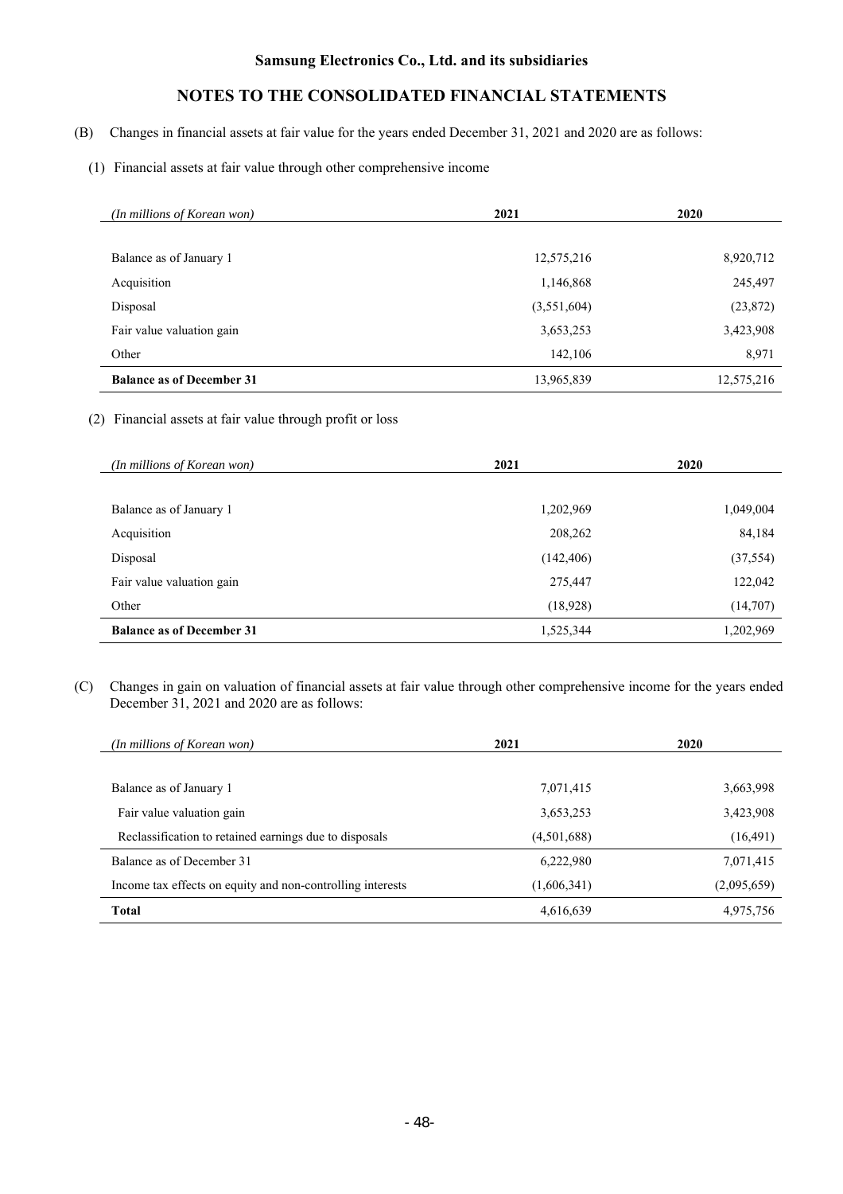(B) Changes in financial assets at fair value for the years ended December 31, 2021 and 2020 are as follows:

(1) Financial assets at fair value through other comprehensive income

| *(In millions of Korean won)* | 2021 | 2020 |
|---|---|---|
| Balance as of January 1 | 12,575,216 | 8,920,712 |
| Acquisition | 1,146,868 | 245,497 |
| Disposal | (3,551,604) | (23,872) |
| Fair value valuation gain | 3,653,253 | 3,423,908 |
| Other | 142,106 | 8,971 |
| **Balance as of December 31** | 13,965,839 | 12,575,216 |

(2) Financial assets at fair value through profit or loss

| *(In millions of Korean won)* | 2021 | 2020 |
|---|---|---|
| Balance as of January 1 | 1,202,969 | 1,049,004 |
| Acquisition | 208,262 | 84,184 |
| Disposal | (142,406) | (37,554) |
| Fair value valuation gain | 275,447 | 122,042 |
| Other | (18,928) | (14,707) |
| **Balance as of December 31** | 1,525,344 | 1,202,969 |

(C) Changes in gain on valuation of financial assets at fair value through other comprehensive income for the years ended December 31, 2021 and 2020 are as follows:

| *(In millions of Korean won)* | 2021 | 2020 |
|---|---|---|
| Balance as of January 1 | 7,071,415 | 3,663,998 |
| Fair value valuation gain | 3,653,253 | 3,423,908 |
| Reclassification to retained earnings due to disposals | (4,501,688) | (16,491) |
| Balance as of December 31 | 6,222,980 | 7,071,415 |
| Income tax effects on equity and non-controlling interests | (1,606,341) | (2,095,659) |
| **Total** | 4,616,639 | 4,975,756 |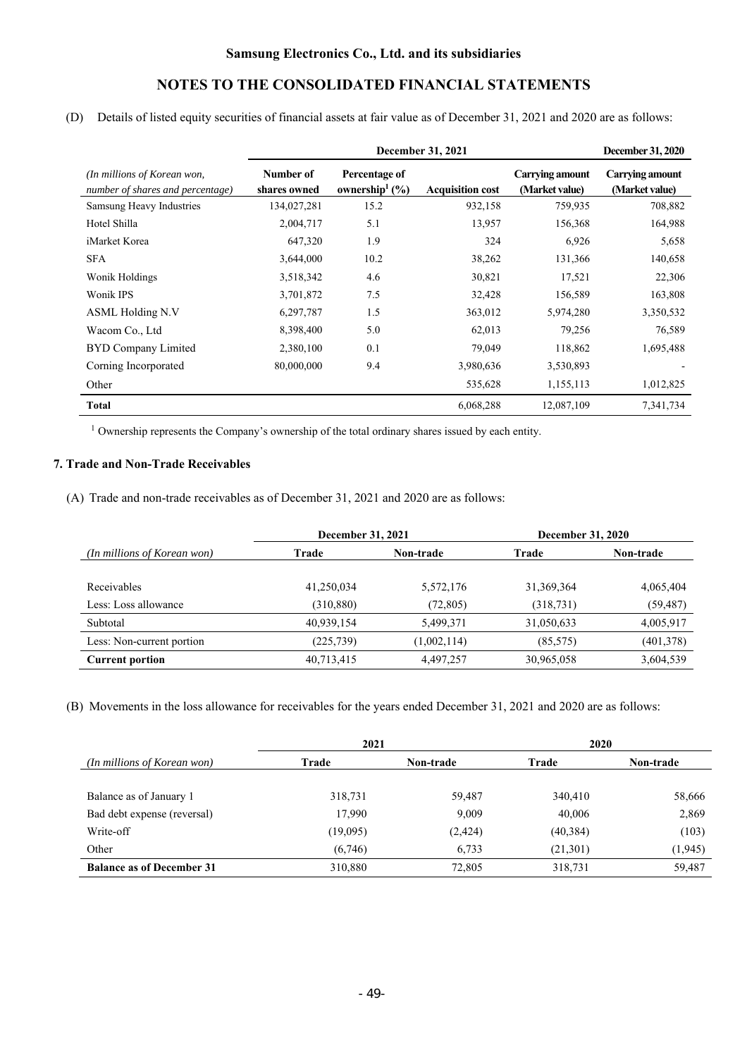(D) Details of listed equity securities of financial assets at fair value as of December 31, 2021 and 2020 are as follows:

| *(In millions of Korean won, number of shares and percentage)* | December 31, 2021 | | | | December 31, 2020 |
|---|---|---|---|---|---|
| | **Number of shares owned** | **Percentage of ownership[1] (%)** | **Acquisition cost** | **Carrying amount (Market value)** | **Carrying amount (Market value)** |
| Samsung Heavy Industries | 134,027,281 | 15.2 | 932,158 | 759,935 | 708,882 |
| Hotel Shilla | 2,004,717 | 5.1 | 13,957 | 156,368 | 164,988 |
| iMarket Korea | 647,320 | 1.9 | 324 | 6,926 | 5,658 |
| SFA | 3,644,000 | 10.2 | 38,262 | 131,366 | 140,658 |
| Wonik Holdings | 3,518,342 | 4.6 | 30,821 | 17,521 | 22,306 |
| Wonik IPS | 3,701,872 | 7.5 | 32,428 | 156,589 | 163,808 |
| ASML Holding N.V | 6,297,787 | 1.5 | 363,012 | 5,974,280 | 3,350,532 |
| Wacom Co., Ltd | 8,398,400 | 5.0 | 62,013 | 79,256 | 76,589 |
| BYD Company Limited | 2,380,100 | 0.1 | 79,049 | 118,862 | 1,695,488 |
| Corning Incorporated | 80,000,000 | 9.4 | 3,980,636 | 3,530,893 | - |
| Other | | | 535,628 | 1,155,113 | 1,012,825 |
| **Total** | | | 6,068,288 | 12,087,109 | 7,341,734 |

[1] Ownership represents the Company's ownership of the total ordinary shares issued by each entity.

### 7. Trade and Non-Trade Receivables

(A) Trade and non-trade receivables as of December 31, 2021 and 2020 are as follows:

| *(In millions of Korean won)* | December 31, 2021 | | December 31, 2020 | |
|---|---|---|---|---|
| | **Trade** | **Non-trade** | **Trade** | **Non-trade** |
| Receivables | 41,250,034 | 5,572,176 | 31,369,364 | 4,065,404 |
| Less: Loss allowance | (310,880) | (72,805) | (318,731) | (59,487) |
| Subtotal | 40,939,154 | 5,499,371 | 31,050,633 | 4,005,917 |
| Less: Non-current portion | (225,739) | (1,002,114) | (85,575) | (401,378) |
| **Current portion** | 40,713,415 | 4,497,257 | 30,965,058 | 3,604,539 |

(B) Movements in the loss allowance for receivables for the years ended December 31, 2021 and 2020 are as follows:

| *(In millions of Korean won)* | 2021 | | 2020 | |
|---|---|---|---|---|
| | **Trade** | **Non-trade** | **Trade** | **Non-trade** |
| Balance as of January 1 | 318,731 | 59,487 | 340,410 | 58,666 |
| Bad debt expense (reversal) | 17,990 | 9,009 | 40,006 | 2,869 |
| Write-off | (19,095) | (2,424) | (40,384) | (103) |
| Other | (6,746) | 6,733 | (21,301) | (1,945) |
| **Balance as of December 31** | 310,880 | 72,805 | 318,731 | 59,487 |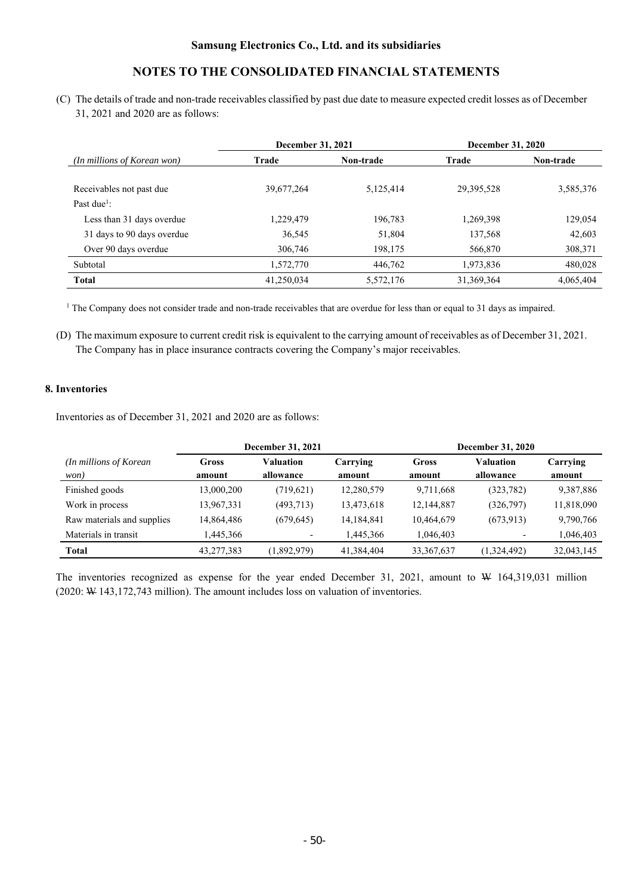(C) The details of trade and non-trade receivables classified by past due date to measure expected credit losses as of December 31, 2021 and 2020 are as follows:

| | December 31, 2021 | | December 31, 2020 | |
|---|---|---|---|---|
| *(In millions of Korean won)* | **Trade** | **Non-trade** | **Trade** | **Non-trade** |
| Receivables not past due | 39,677,264 | 5,125,414 | 29,395,528 | 3,585,376 |
| Past due[1]: | | | | |
| Less than 31 days overdue | 1,229,479 | 196,783 | 1,269,398 | 129,054 |
| 31 days to 90 days overdue | 36,545 | 51,804 | 137,568 | 42,603 |
| Over 90 days overdue | 306,746 | 198,175 | 566,870 | 308,371 |
| Subtotal | 1,572,770 | 446,762 | 1,973,836 | 480,028 |
| **Total** | 41,250,034 | 5,572,176 | 31,369,364 | 4,065,404 |

[1] The Company does not consider trade and non-trade receivables that are overdue for less than or equal to 31 days as impaired.

(D) The maximum exposure to current credit risk is equivalent to the carrying amount of receivables as of December 31, 2021. The Company has in place insurance contracts covering the Company's major receivables.

**8. Inventories**

Inventories as of December 31, 2021 and 2020 are as follows:

| | December 31, 2021 | | | December 31, 2020 | | |
|---|---|---|---|---|---|---|
| *(In millions of Korean won)* | **Gross amount** | **Valuation allowance** | **Carrying amount** | **Gross amount** | **Valuation allowance** | **Carrying amount** |
| Finished goods | 13,000,200 | (719,621) | 12,280,579 | 9,711,668 | (323,782) | 9,387,886 |
| Work in process | 13,967,331 | (493,713) | 13,473,618 | 12,144,887 | (326,797) | 11,818,090 |
| Raw materials and supplies | 14,864,486 | (679,645) | 14,184,841 | 10,464,679 | (673,913) | 9,790,766 |
| Materials in transit | 1,445,366 | - | 1,445,366 | 1,046,403 | - | 1,046,403 |
| **Total** | 43,277,383 | (1,892,979) | 41,384,404 | 33,367,637 | (1,324,492) | 32,043,145 |

The inventories recognized as expense for the year ended December 31, 2021, amount to ₩ 164,319,031 million (2020: ₩ 143,172,743 million). The amount includes loss on valuation of inventories.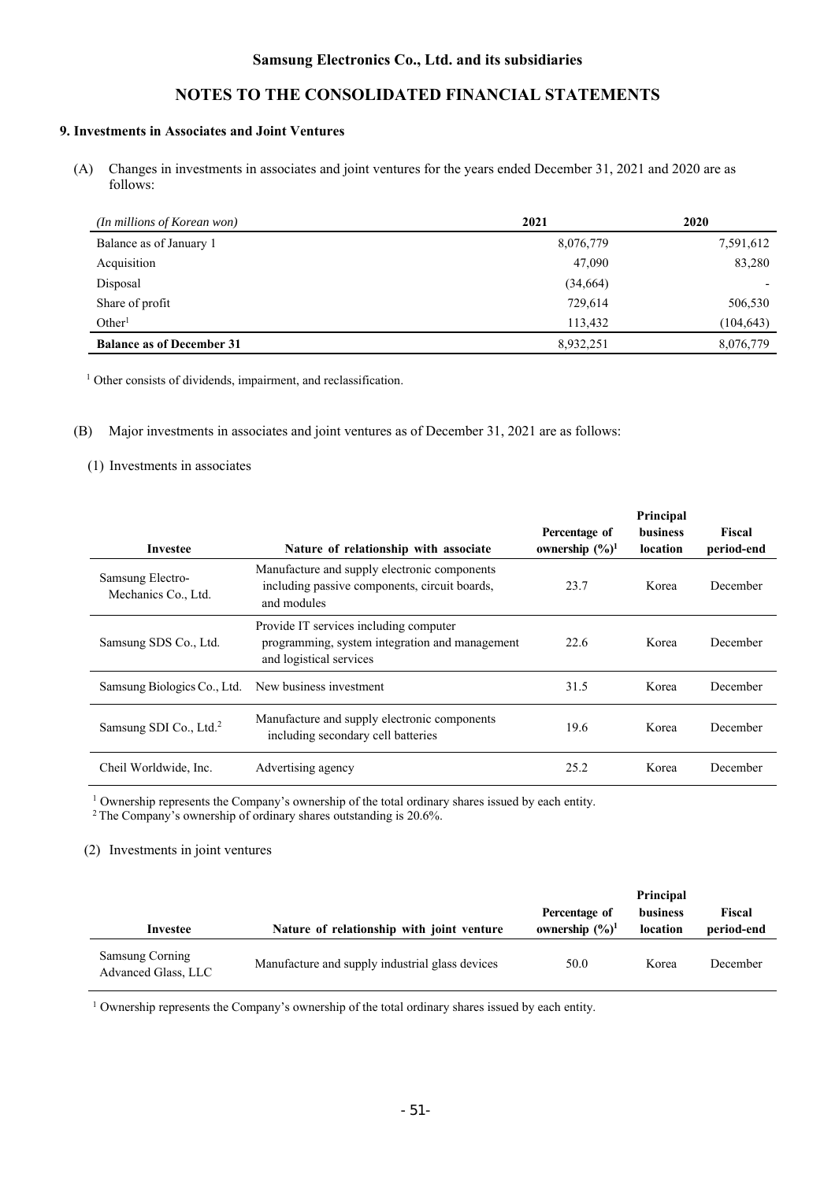# Samsung Electronics Co., Ltd. and its subsidiaries

## NOTES TO THE CONSOLIDATED FINANCIAL STATEMENTS

### 9. Investments in Associates and Joint Ventures

(A) Changes in investments in associates and joint ventures for the years ended December 31, 2021 and 2020 are as follows:

| *(In millions of Korean won)* | 2021 | 2020 |
|---|---|---|
| Balance as of January 1 | 8,076,779 | 7,591,612 |
| Acquisition | 47,090 | 83,280 |
| Disposal | (34,664) | - |
| Share of profit | 729,614 | 506,530 |
| Other[1] | 113,432 | (104,643) |
| **Balance as of December 31** | 8,932,251 | 8,076,779 |

[1] Other consists of dividends, impairment, and reclassification.

(B) Major investments in associates and joint ventures as of December 31, 2021 are as follows:

(1) Investments in associates

| Investee | Nature of relationship with associate | Percentage of ownership (%)[1] | Principal business location | Fiscal period-end |
|---|---|---|---|---|
| Samsung Electro-Mechanics Co., Ltd. | Manufacture and supply electronic components including passive components, circuit boards, and modules | 23.7 | Korea | December |
| Samsung SDS Co., Ltd. | Provide IT services including computer programming, system integration and management and logistical services | 22.6 | Korea | December |
| Samsung Biologics Co., Ltd. | New business investment | 31.5 | Korea | December |
| Samsung SDI Co., Ltd.[2] | Manufacture and supply electronic components including secondary cell batteries | 19.6 | Korea | December |
| Cheil Worldwide, Inc. | Advertising agency | 25.2 | Korea | December |

[1] Ownership represents the Company's ownership of the total ordinary shares issued by each entity.
[2] The Company's ownership of ordinary shares outstanding is 20.6%.

(2) Investments in joint ventures

| Investee | Nature of relationship with joint venture | Percentage of ownership (%)[1] | Principal business location | Fiscal period-end |
|---|---|---|---|---|
| Samsung Corning Advanced Glass, LLC | Manufacture and supply industrial glass devices | 50.0 | Korea | December |

[1] Ownership represents the Company's ownership of the total ordinary shares issued by each entity.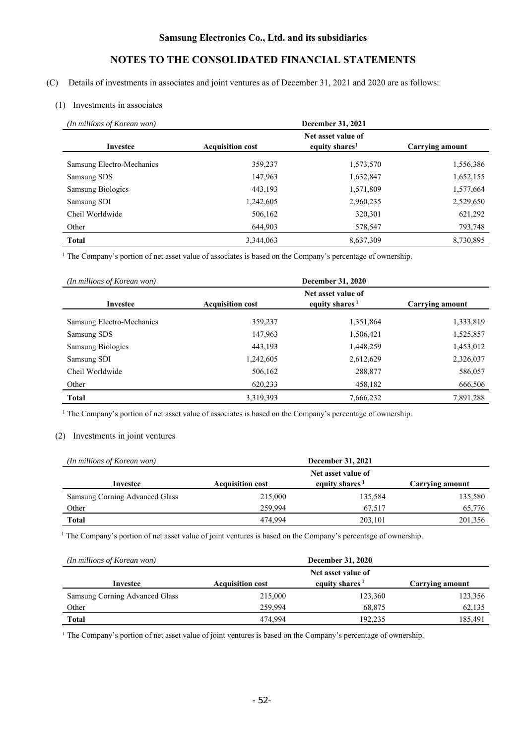(C) Details of investments in associates and joint ventures as of December 31, 2021 and 2020 are as follows:

(1) Investments in associates

| *(In millions of Korean won)* | December 31, 2021 | | |
|---|---|---|---|
| Investee | Acquisition cost | Net asset value of equity shares[1] | Carrying amount |
| Samsung Electro-Mechanics | 359,237 | 1,573,570 | 1,556,386 |
| Samsung SDS | 147,963 | 1,632,847 | 1,652,155 |
| Samsung Biologics | 443,193 | 1,571,809 | 1,577,664 |
| Samsung SDI | 1,242,605 | 2,960,235 | 2,529,650 |
| Cheil Worldwide | 506,162 | 320,301 | 621,292 |
| Other | 644,903 | 578,547 | 793,748 |
| **Total** | 3,344,063 | 8,637,309 | 8,730,895 |

[1] The Company's portion of net asset value of associates is based on the Company's percentage of ownership.

| *(In millions of Korean won)* | December 31, 2020 | | |
|---|---|---|---|
| Investee | Acquisition cost | Net asset value of equity shares [1] | Carrying amount |
| Samsung Electro-Mechanics | 359,237 | 1,351,864 | 1,333,819 |
| Samsung SDS | 147,963 | 1,506,421 | 1,525,857 |
| Samsung Biologics | 443,193 | 1,448,259 | 1,453,012 |
| Samsung SDI | 1,242,605 | 2,612,629 | 2,326,037 |
| Cheil Worldwide | 506,162 | 288,877 | 586,057 |
| Other | 620,233 | 458,182 | 666,506 |
| **Total** | 3,319,393 | 7,666,232 | 7,891,288 |

[1] The Company's portion of net asset value of associates is based on the Company's percentage of ownership.

(2) Investments in joint ventures

| *(In millions of Korean won)* | December 31, 2021 | | |
|---|---|---|---|
| Investee | Acquisition cost | Net asset value of equity shares [1] | Carrying amount |
| Samsung Corning Advanced Glass | 215,000 | 135,584 | 135,580 |
| Other | 259,994 | 67,517 | 65,776 |
| **Total** | 474,994 | 203,101 | 201,356 |

[1] The Company's portion of net asset value of joint ventures is based on the Company's percentage of ownership.

| *(In millions of Korean won)* | December 31, 2020 | | |
|---|---|---|---|
| Investee | Acquisition cost | Net asset value of equity shares [1] | Carrying amount |
| Samsung Corning Advanced Glass | 215,000 | 123,360 | 123,356 |
| Other | 259,994 | 68,875 | 62,135 |
| **Total** | 474,994 | 192,235 | 185,491 |

[1] The Company's portion of net asset value of joint ventures is based on the Company's percentage of ownership.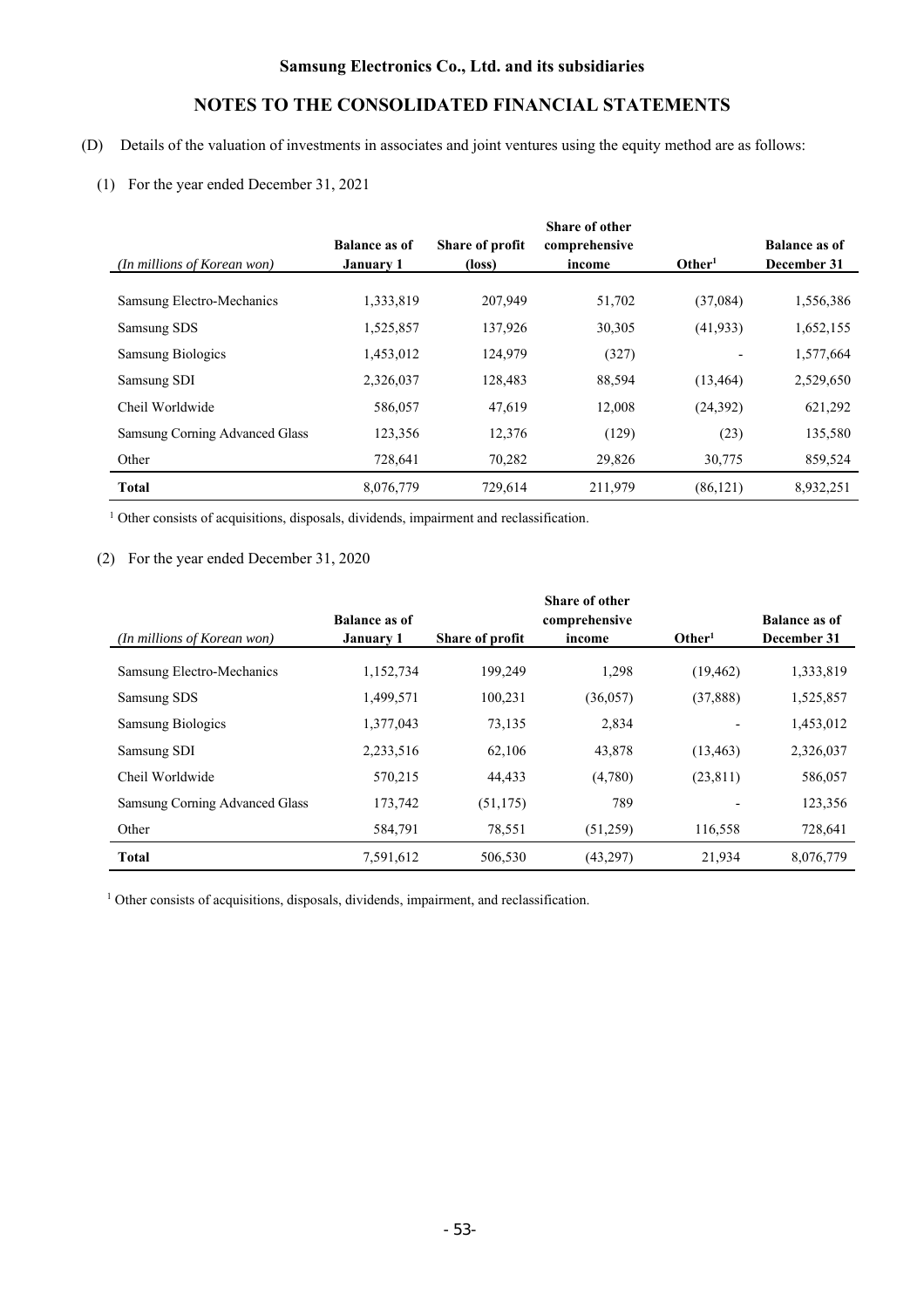**Samsung Electronics Co., Ltd. and its subsidiaries**

## NOTES TO THE CONSOLIDATED FINANCIAL STATEMENTS

(D) Details of the valuation of investments in associates and joint ventures using the equity method are as follows:

(1) For the year ended December 31, 2021

| *(In millions of Korean won)* | Balance as of January 1 | Share of profit (loss) | Share of other comprehensive income | Other[1] | Balance as of December 31 |
|---|---|---|---|---|---|
| Samsung Electro-Mechanics | 1,333,819 | 207,949 | 51,702 | (37,084) | 1,556,386 |
| Samsung SDS | 1,525,857 | 137,926 | 30,305 | (41,933) | 1,652,155 |
| Samsung Biologics | 1,453,012 | 124,979 | (327) | - | 1,577,664 |
| Samsung SDI | 2,326,037 | 128,483 | 88,594 | (13,464) | 2,529,650 |
| Cheil Worldwide | 586,057 | 47,619 | 12,008 | (24,392) | 621,292 |
| Samsung Corning Advanced Glass | 123,356 | 12,376 | (129) | (23) | 135,580 |
| Other | 728,641 | 70,282 | 29,826 | 30,775 | 859,524 |
| **Total** | 8,076,779 | 729,614 | 211,979 | (86,121) | 8,932,251 |

[1] Other consists of acquisitions, disposals, dividends, impairment and reclassification.

(2) For the year ended December 31, 2020

| *(In millions of Korean won)* | Balance as of January 1 | Share of profit | Share of other comprehensive income | Other[1] | Balance as of December 31 |
|---|---|---|---|---|---|
| Samsung Electro-Mechanics | 1,152,734 | 199,249 | 1,298 | (19,462) | 1,333,819 |
| Samsung SDS | 1,499,571 | 100,231 | (36,057) | (37,888) | 1,525,857 |
| Samsung Biologics | 1,377,043 | 73,135 | 2,834 | - | 1,453,012 |
| Samsung SDI | 2,233,516 | 62,106 | 43,878 | (13,463) | 2,326,037 |
| Cheil Worldwide | 570,215 | 44,433 | (4,780) | (23,811) | 586,057 |
| Samsung Corning Advanced Glass | 173,742 | (51,175) | 789 | - | 123,356 |
| Other | 584,791 | 78,551 | (51,259) | 116,558 | 728,641 |
| **Total** | 7,591,612 | 506,530 | (43,297) | 21,934 | 8,076,779 |

[1] Other consists of acquisitions, disposals, dividends, impairment, and reclassification.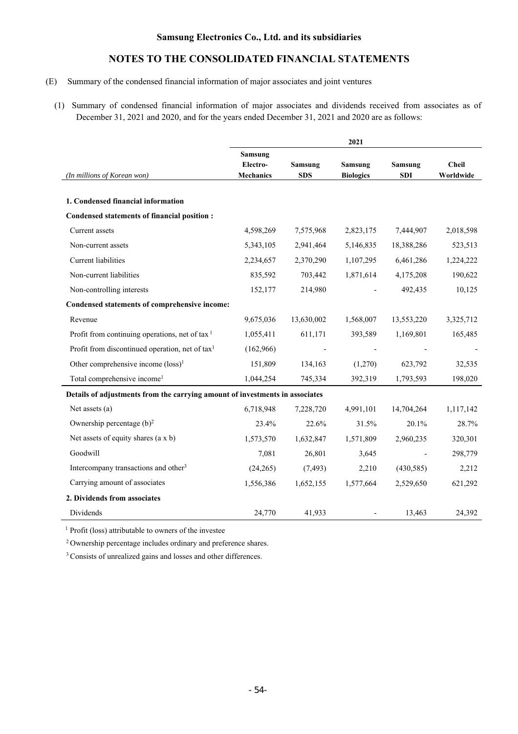## NOTES TO THE CONSOLIDATED FINANCIAL STATEMENTS

(E) Summary of the condensed financial information of major associates and joint ventures

(1) Summary of condensed financial information of major associates and dividends received from associates as of December 31, 2021 and 2020, and for the years ended December 31, 2021 and 2020 are as follows:

| | 2021 | | | | |
|---|---|---|---|---|---|
| *(In millions of Korean won)* | **Samsung Electro-Mechanics** | **Samsung SDS** | **Samsung Biologics** | **Samsung SDI** | **Cheil Worldwide** |
| **1. Condensed financial information** | | | | | |
| **Condensed statements of financial position :** | | | | | |
| Current assets | 4,598,269 | 7,575,968 | 2,823,175 | 7,444,907 | 2,018,598 |
| Non-current assets | 5,343,105 | 2,941,464 | 5,146,835 | 18,388,286 | 523,513 |
| Current liabilities | 2,234,657 | 2,370,290 | 1,107,295 | 6,461,286 | 1,224,222 |
| Non-current liabilities | 835,592 | 703,442 | 1,871,614 | 4,175,208 | 190,622 |
| Non-controlling interests | 152,177 | 214,980 | - | 492,435 | 10,125 |
| **Condensed statements of comprehensive income:** | | | | | |
| Revenue | 9,675,036 | 13,630,002 | 1,568,007 | 13,553,220 | 3,325,712 |
| Profit from continuing operations, net of tax [1] | 1,055,411 | 611,171 | 393,589 | 1,169,801 | 165,485 |
| Profit from discontinued operation, net of tax[1] | (162,966) | - | - | - | - |
| Other comprehensive income (loss)[1] | 151,809 | 134,163 | (1,270) | 623,792 | 32,535 |
| Total comprehensive income[1] | 1,044,254 | 745,334 | 392,319 | 1,793,593 | 198,020 |
| **Details of adjustments from the carrying amount of investments in associates** | | | | | |
| Net assets (a) | 6,718,948 | 7,228,720 | 4,991,101 | 14,704,264 | 1,117,142 |
| Ownership percentage (b)[2] | 23.4% | 22.6% | 31.5% | 20.1% | 28.7% |
| Net assets of equity shares (a x b) | 1,573,570 | 1,632,847 | 1,571,809 | 2,960,235 | 320,301 |
| Goodwill | 7,081 | 26,801 | 3,645 | - | 298,779 |
| Intercompany transactions and other[3] | (24,265) | (7,493) | 2,210 | (430,585) | 2,212 |
| Carrying amount of associates | 1,556,386 | 1,652,155 | 1,577,664 | 2,529,650 | 621,292 |
| **2. Dividends from associates** | | | | | |
| Dividends | 24,770 | 41,933 | - | 13,463 | 24,392 |

[1] Profit (loss) attributable to owners of the investee

[2] Ownership percentage includes ordinary and preference shares.

[3] Consists of unrealized gains and losses and other differences.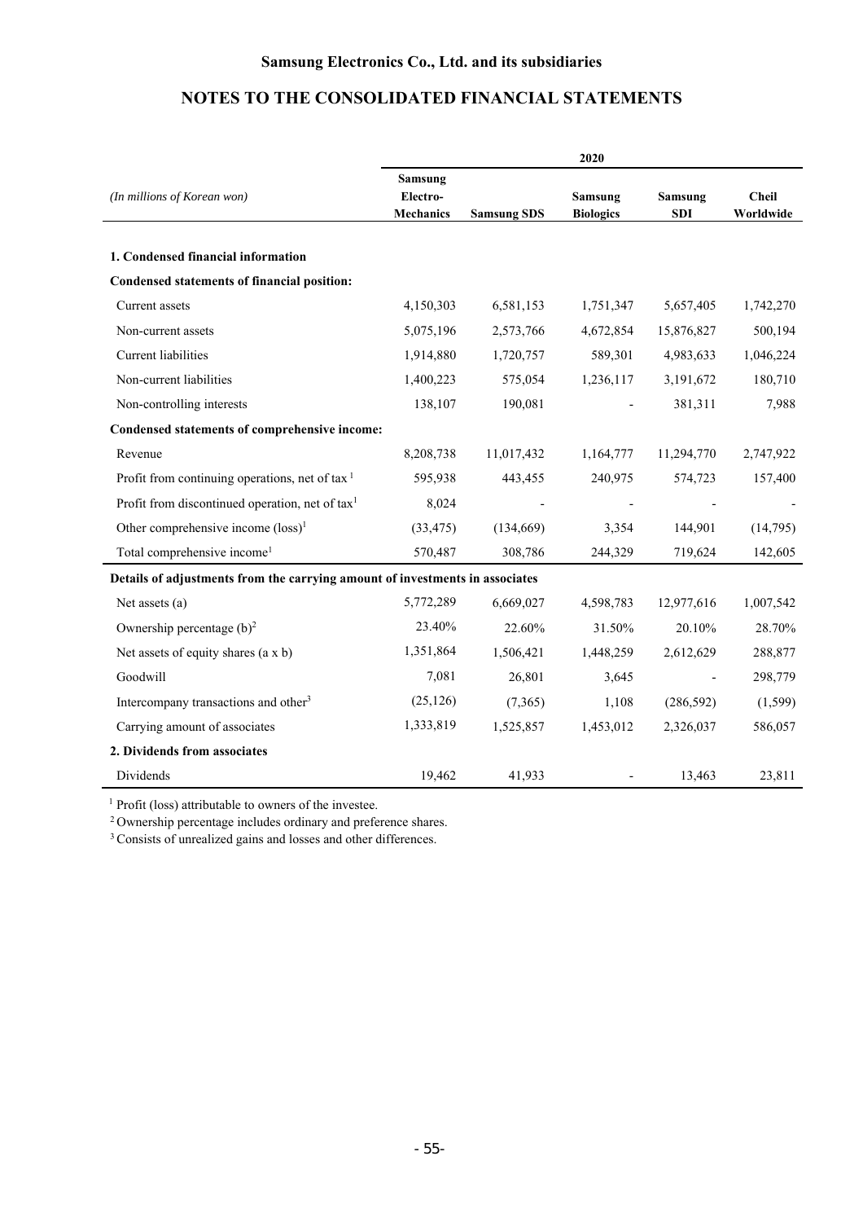## NOTES TO THE CONSOLIDATED FINANCIAL STATEMENTS

| (In millions of Korean won) | 2020 | | | | |
|---|---|---|---|---|---|
| | Samsung Electro-Mechanics | Samsung SDS | Samsung Biologics | Samsung SDI | Cheil Worldwide |
| **1. Condensed financial information** | | | | | |
| **Condensed statements of financial position:** | | | | | |
| Current assets | 4,150,303 | 6,581,153 | 1,751,347 | 5,657,405 | 1,742,270 |
| Non-current assets | 5,075,196 | 2,573,766 | 4,672,854 | 15,876,827 | 500,194 |
| Current liabilities | 1,914,880 | 1,720,757 | 589,301 | 4,983,633 | 1,046,224 |
| Non-current liabilities | 1,400,223 | 575,054 | 1,236,117 | 3,191,672 | 180,710 |
| Non-controlling interests | 138,107 | 190,081 | - | 381,311 | 7,988 |
| **Condensed statements of comprehensive income:** | | | | | |
| Revenue | 8,208,738 | 11,017,432 | 1,164,777 | 11,294,770 | 2,747,922 |
| Profit from continuing operations, net of tax [1] | 595,938 | 443,455 | 240,975 | 574,723 | 157,400 |
| Profit from discontinued operation, net of tax[1] | 8,024 | - | - | - | - |
| Other comprehensive income (loss)[1] | (33,475) | (134,669) | 3,354 | 144,901 | (14,795) |
| Total comprehensive income[1] | 570,487 | 308,786 | 244,329 | 719,624 | 142,605 |
| **Details of adjustments from the carrying amount of investments in associates** | | | | | |
| Net assets (a) | 5,772,289 | 6,669,027 | 4,598,783 | 12,977,616 | 1,007,542 |
| Ownership percentage (b)[2] | 23.40% | 22.60% | 31.50% | 20.10% | 28.70% |
| Net assets of equity shares (a x b) | 1,351,864 | 1,506,421 | 1,448,259 | 2,612,629 | 288,877 |
| Goodwill | 7,081 | 26,801 | 3,645 | - | 298,779 |
| Intercompany transactions and other[3] | (25,126) | (7,365) | 1,108 | (286,592) | (1,599) |
| Carrying amount of associates | 1,333,819 | 1,525,857 | 1,453,012 | 2,326,037 | 586,057 |
| **2. Dividends from associates** | | | | | |
| Dividends | 19,462 | 41,933 | - | 13,463 | 23,811 |

[1] Profit (loss) attributable to owners of the investee.

[2] Ownership percentage includes ordinary and preference shares.

[3] Consists of unrealized gains and losses and other differences.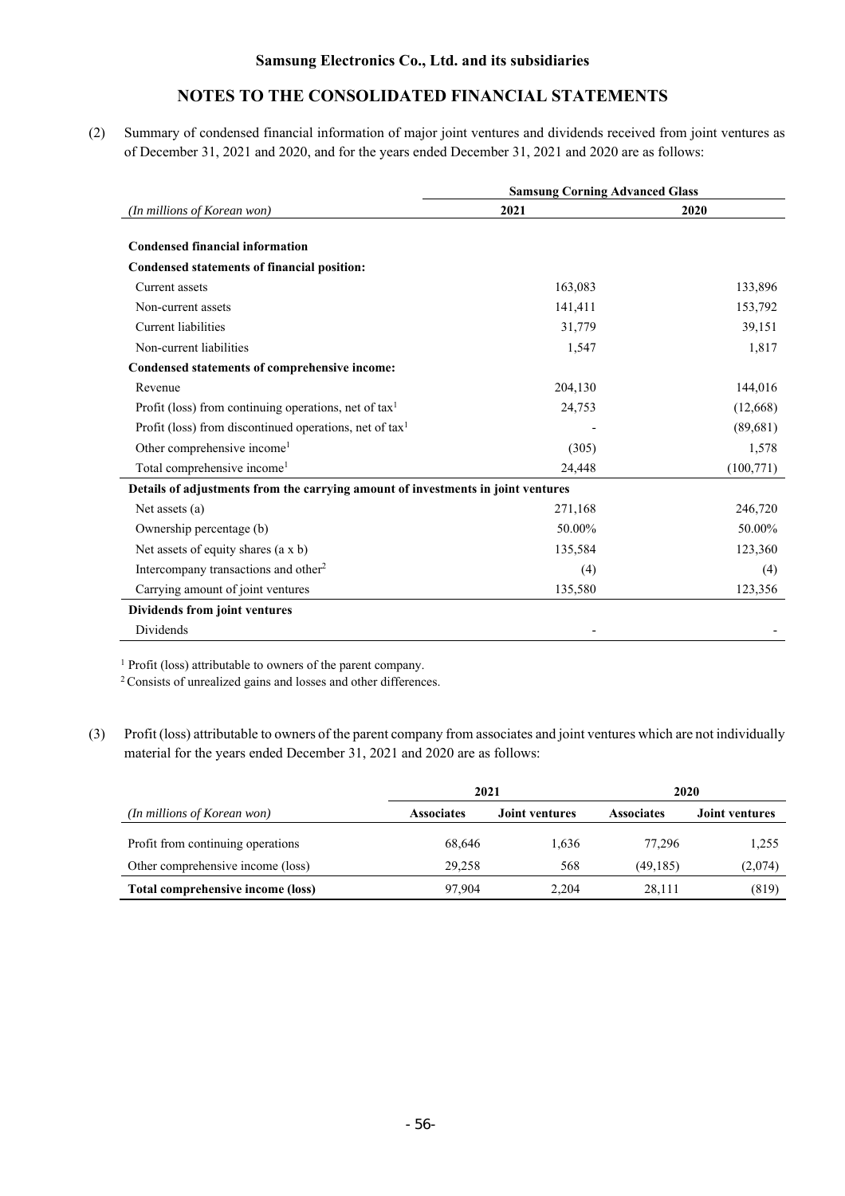## Samsung Electronics Co., Ltd. and its subsidiaries

## NOTES TO THE CONSOLIDATED FINANCIAL STATEMENTS

(2) Summary of condensed financial information of major joint ventures and dividends received from joint ventures as of December 31, 2021 and 2020, and for the years ended December 31, 2021 and 2020 are as follows:

| | Samsung Corning Advanced Glass | |
|---|---|---|
| *(In millions of Korean won)* | **2021** | **2020** |
| **Condensed financial information** | | |
| **Condensed statements of financial position:** | | |
| Current assets | 163,083 | 133,896 |
| Non-current assets | 141,411 | 153,792 |
| Current liabilities | 31,779 | 39,151 |
| Non-current liabilities | 1,547 | 1,817 |
| **Condensed statements of comprehensive income:** | | |
| Revenue | 204,130 | 144,016 |
| Profit (loss) from continuing operations, net of tax[1] | 24,753 | (12,668) |
| Profit (loss) from discontinued operations, net of tax[1] | - | (89,681) |
| Other comprehensive income[1] | (305) | 1,578 |
| Total comprehensive income[1] | 24,448 | (100,771) |
| **Details of adjustments from the carrying amount of investments in joint ventures** | | |
| Net assets (a) | 271,168 | 246,720 |
| Ownership percentage (b) | 50.00% | 50.00% |
| Net assets of equity shares (a x b) | 135,584 | 123,360 |
| Intercompany transactions and other[2] | (4) | (4) |
| Carrying amount of joint ventures | 135,580 | 123,356 |
| **Dividends from joint ventures** | | |
| Dividends | - | - |

[1] Profit (loss) attributable to owners of the parent company.

[2] Consists of unrealized gains and losses and other differences.

(3) Profit (loss) attributable to owners of the parent company from associates and joint ventures which are not individually material for the years ended December 31, 2021 and 2020 are as follows:

| | 2021 | | 2020 | |
|---|---|---|---|---|
| *(In millions of Korean won)* | **Associates** | **Joint ventures** | **Associates** | **Joint ventures** |
| Profit from continuing operations | 68,646 | 1,636 | 77,296 | 1,255 |
| Other comprehensive income (loss) | 29,258 | 568 | (49,185) | (2,074) |
| **Total comprehensive income (loss)** | 97,904 | 2,204 | 28,111 | (819) |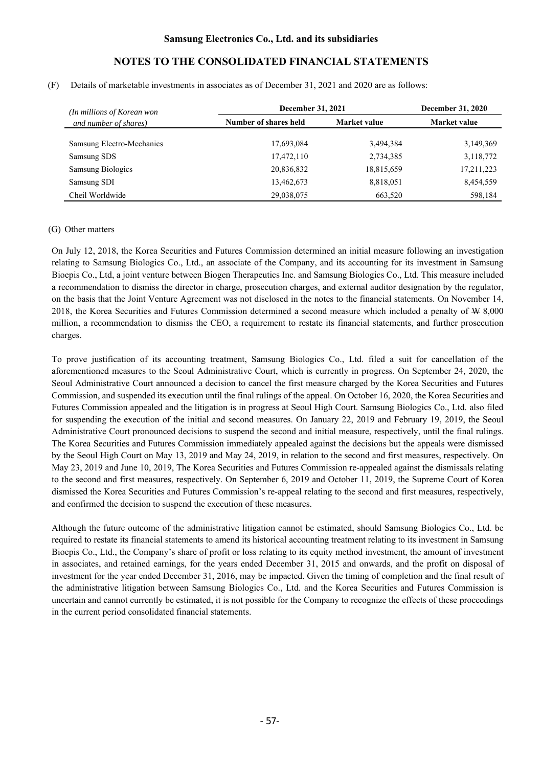(F) Details of marketable investments in associates as of December 31, 2021 and 2020 are as follows:

| *(In millions of Korean won and number of shares)* | December 31, 2021 | | December 31, 2020 |
|---|---|---|---|
| | Number of shares held | Market value | Market value |
| Samsung Electro-Mechanics | 17,693,084 | 3,494,384 | 3,149,369 |
| Samsung SDS | 17,472,110 | 2,734,385 | 3,118,772 |
| Samsung Biologics | 20,836,832 | 18,815,659 | 17,211,223 |
| Samsung SDI | 13,462,673 | 8,818,051 | 8,454,559 |
| Cheil Worldwide | 29,038,075 | 663,520 | 598,184 |

(G) Other matters

On July 12, 2018, the Korea Securities and Futures Commission determined an initial measure following an investigation relating to Samsung Biologics Co., Ltd., an associate of the Company, and its accounting for its investment in Samsung Bioepis Co., Ltd, a joint venture between Biogen Therapeutics Inc. and Samsung Biologics Co., Ltd. This measure included a recommendation to dismiss the director in charge, prosecution charges, and external auditor designation by the regulator, on the basis that the Joint Venture Agreement was not disclosed in the notes to the financial statements. On November 14, 2018, the Korea Securities and Futures Commission determined a second measure which included a penalty of ₩ 8,000 million, a recommendation to dismiss the CEO, a requirement to restate its financial statements, and further prosecution charges.

To prove justification of its accounting treatment, Samsung Biologics Co., Ltd. filed a suit for cancellation of the aforementioned measures to the Seoul Administrative Court, which is currently in progress. On September 24, 2020, the Seoul Administrative Court announced a decision to cancel the first measure charged by the Korea Securities and Futures Commission, and suspended its execution until the final rulings of the appeal. On October 16, 2020, the Korea Securities and Futures Commission appealed and the litigation is in progress at Seoul High Court. Samsung Biologics Co., Ltd. also filed for suspending the execution of the initial and second measures. On January 22, 2019 and February 19, 2019, the Seoul Administrative Court pronounced decisions to suspend the second and initial measure, respectively, until the final rulings. The Korea Securities and Futures Commission immediately appealed against the decisions but the appeals were dismissed by the Seoul High Court on May 13, 2019 and May 24, 2019, in relation to the second and first measures, respectively. On May 23, 2019 and June 10, 2019, The Korea Securities and Futures Commission re-appealed against the dismissals relating to the second and first measures, respectively. On September 6, 2019 and October 11, 2019, the Supreme Court of Korea dismissed the Korea Securities and Futures Commission's re-appeal relating to the second and first measures, respectively, and confirmed the decision to suspend the execution of these measures.

Although the future outcome of the administrative litigation cannot be estimated, should Samsung Biologics Co., Ltd. be required to restate its financial statements to amend its historical accounting treatment relating to its investment in Samsung Bioepis Co., Ltd., the Company's share of profit or loss relating to its equity method investment, the amount of investment in associates, and retained earnings, for the years ended December 31, 2015 and onwards, and the profit on disposal of investment for the year ended December 31, 2016, may be impacted. Given the timing of completion and the final result of the administrative litigation between Samsung Biologics Co., Ltd. and the Korea Securities and Futures Commission is uncertain and cannot currently be estimated, it is not possible for the Company to recognize the effects of these proceedings in the current period consolidated financial statements.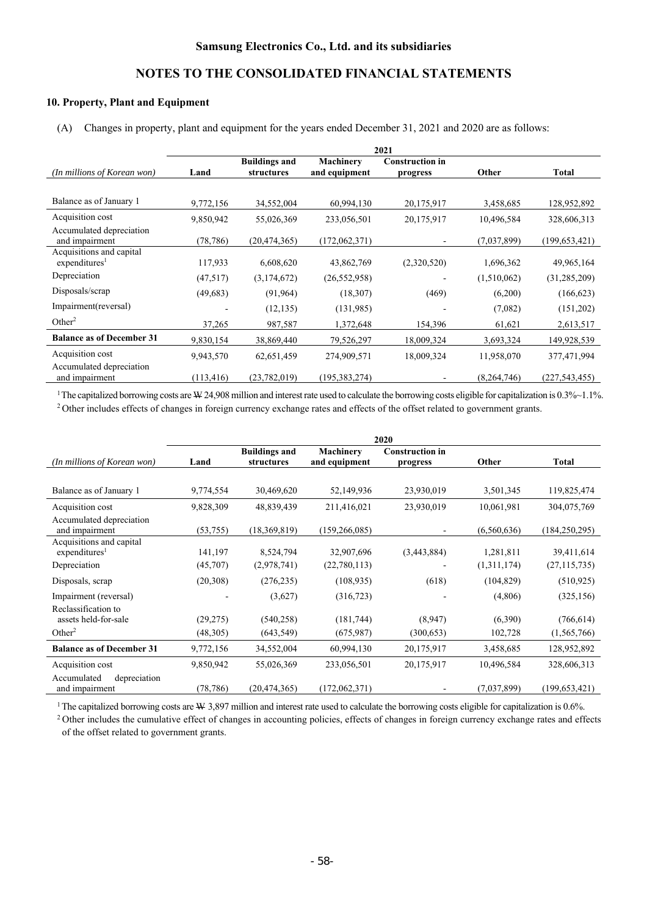**Samsung Electronics Co., Ltd. and its subsidiaries**

## NOTES TO THE CONSOLIDATED FINANCIAL STATEMENTS

### 10. Property, Plant and Equipment

(A) Changes in property, plant and equipment for the years ended December 31, 2021 and 2020 are as follows:

| | 2021 | | | | | |
|---|---|---|---|---|---|---|
| *(In millions of Korean won)* | **Land** | **Buildings and structures** | **Machinery and equipment** | **Construction in progress** | **Other** | **Total** |
| Balance as of January 1 | 9,772,156 | 34,552,004 | 60,994,130 | 20,175,917 | 3,458,685 | 128,952,892 |
| Acquisition cost | 9,850,942 | 55,026,369 | 233,056,501 | 20,175,917 | 10,496,584 | 328,606,313 |
| Accumulated depreciation and impairment | (78,786) | (20,474,365) | (172,062,371) | - | (7,037,899) | (199,653,421) |
| Acquisitions and capital expenditures[1] | 117,933 | 6,608,620 | 43,862,769 | (2,320,520) | 1,696,362 | 49,965,164 |
| Depreciation | (47,517) | (3,174,672) | (26,552,958) | - | (1,510,062) | (31,285,209) |
| Disposals/scrap | (49,683) | (91,964) | (18,307) | (469) | (6,200) | (166,623) |
| Impairment(reversal) | - | (12,135) | (131,985) | - | (7,082) | (151,202) |
| Other[2] | 37,265 | 987,587 | 1,372,648 | 154,396 | 61,621 | 2,613,517 |
| **Balance as of December 31** | 9,830,154 | 38,869,440 | 79,526,297 | 18,009,324 | 3,693,324 | 149,928,539 |
| Acquisition cost | 9,943,570 | 62,651,459 | 274,909,571 | 18,009,324 | 11,958,070 | 377,471,994 |
| Accumulated depreciation and impairment | (113,416) | (23,782,019) | (195,383,274) | - | (8,264,746) | (227,543,455) |

[1] The capitalized borrowing costs are ₩ 24,908 million and interest rate used to calculate the borrowing costs eligible for capitalization is 0.3%~1.1%.

[2] Other includes effects of changes in foreign currency exchange rates and effects of the offset related to government grants.

| | 2020 | | | | | |
|---|---|---|---|---|---|---|
| *(In millions of Korean won)* | **Land** | **Buildings and structures** | **Machinery and equipment** | **Construction in progress** | **Other** | **Total** |
| Balance as of January 1 | 9,774,554 | 30,469,620 | 52,149,936 | 23,930,019 | 3,501,345 | 119,825,474 |
| Acquisition cost | 9,828,309 | 48,839,439 | 211,416,021 | 23,930,019 | 10,061,981 | 304,075,769 |
| Accumulated depreciation and impairment | (53,755) | (18,369,819) | (159,266,085) | - | (6,560,636) | (184,250,295) |
| Acquisitions and capital expenditures[1] | 141,197 | 8,524,794 | 32,907,696 | (3,443,884) | 1,281,811 | 39,411,614 |
| Depreciation | (45,707) | (2,978,741) | (22,780,113) | - | (1,311,174) | (27,115,735) |
| Disposals, scrap | (20,308) | (276,235) | (108,935) | (618) | (104,829) | (510,925) |
| Impairment (reversal) | - | (3,627) | (316,723) | - | (4,806) | (325,156) |
| Reclassification to assets held-for-sale | (29,275) | (540,258) | (181,744) | (8,947) | (6,390) | (766,614) |
| Other[2] | (48,305) | (643,549) | (675,987) | (300,653) | 102,728 | (1,565,766) |
| **Balance as of December 31** | 9,772,156 | 34,552,004 | 60,994,130 | 20,175,917 | 3,458,685 | 128,952,892 |
| Acquisition cost | 9,850,942 | 55,026,369 | 233,056,501 | 20,175,917 | 10,496,584 | 328,606,313 |
| Accumulated depreciation and impairment | (78,786) | (20,474,365) | (172,062,371) | - | (7,037,899) | (199,653,421) |

[1] The capitalized borrowing costs are ₩ 3,897 million and interest rate used to calculate the borrowing costs eligible for capitalization is 0.6%.

[2] Other includes the cumulative effect of changes in accounting policies, effects of changes in foreign currency exchange rates and effects of the offset related to government grants.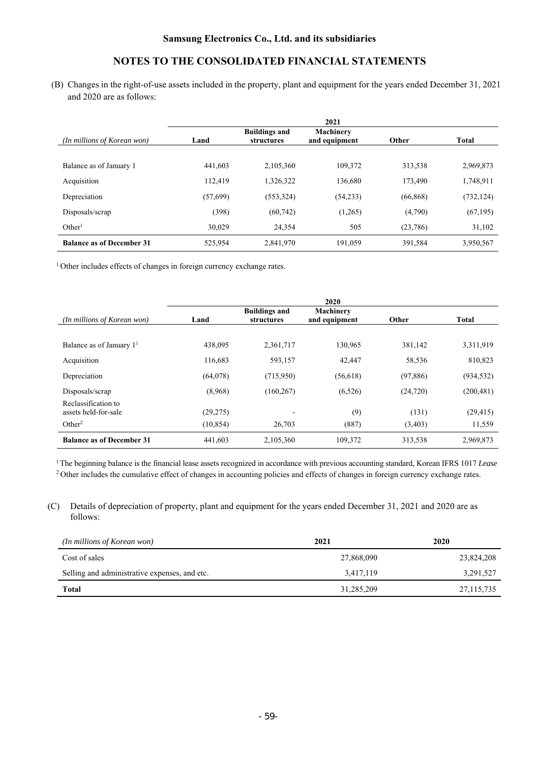(B) Changes in the right-of-use assets included in the property, plant and equipment for the years ended December 31, 2021 and 2020 are as follows:

| *(In millions of Korean won)* | 2021 | | | | |
|---|---|---|---|---|---|
| | **Land** | **Buildings and structures** | **Machinery and equipment** | **Other** | **Total** |
| Balance as of January 1 | 441,603 | 2,105,360 | 109,372 | 313,538 | 2,969,873 |
| Acquisition | 112,419 | 1,326,322 | 136,680 | 173,490 | 1,748,911 |
| Depreciation | (57,699) | (553,324) | (54,233) | (66,868) | (732,124) |
| Disposals/scrap | (398) | (60,742) | (1,265) | (4,790) | (67,195) |
| Other[1] | 30,029 | 24,354 | 505 | (23,786) | 31,102 |
| **Balance as of December 31** | 525,954 | 2,841,970 | 191,059 | 391,584 | 3,950,567 |

[1] Other includes effects of changes in foreign currency exchange rates.

| *(In millions of Korean won)* | 2020 | | | | |
|---|---|---|---|---|---|
| | **Land** | **Buildings and structures** | **Machinery and equipment** | **Other** | **Total** |
| Balance as of January 1[1] | 438,095 | 2,361,717 | 130,965 | 381,142 | 3,311,919 |
| Acquisition | 116,683 | 593,157 | 42,447 | 58,536 | 810,823 |
| Depreciation | (64,078) | (715,950) | (56,618) | (97,886) | (934,532) |
| Disposals/scrap | (8,968) | (160,267) | (6,526) | (24,720) | (200,481) |
| Reclassification to assets held-for-sale | (29,275) | - | (9) | (131) | (29,415) |
| Other[2] | (10,854) | 26,703 | (887) | (3,403) | 11,559 |
| **Balance as of December 31** | 441,603 | 2,105,360 | 109,372 | 313,538 | 2,969,873 |

[1] The beginning balance is the financial lease assets recognized in accordance with previous accounting standard, Korean IFRS 1017 *Lease*

[2] Other includes the cumulative effect of changes in accounting policies and effects of changes in foreign currency exchange rates.

(C) Details of depreciation of property, plant and equipment for the years ended December 31, 2021 and 2020 are as follows:

| *(In millions of Korean won)* | **2021** | **2020** |
|---|---|---|
| Cost of sales | 27,868,090 | 23,824,208 |
| Selling and administrative expenses, and etc. | 3,417,119 | 3,291,527 |
| **Total** | 31,285,209 | 27,115,735 |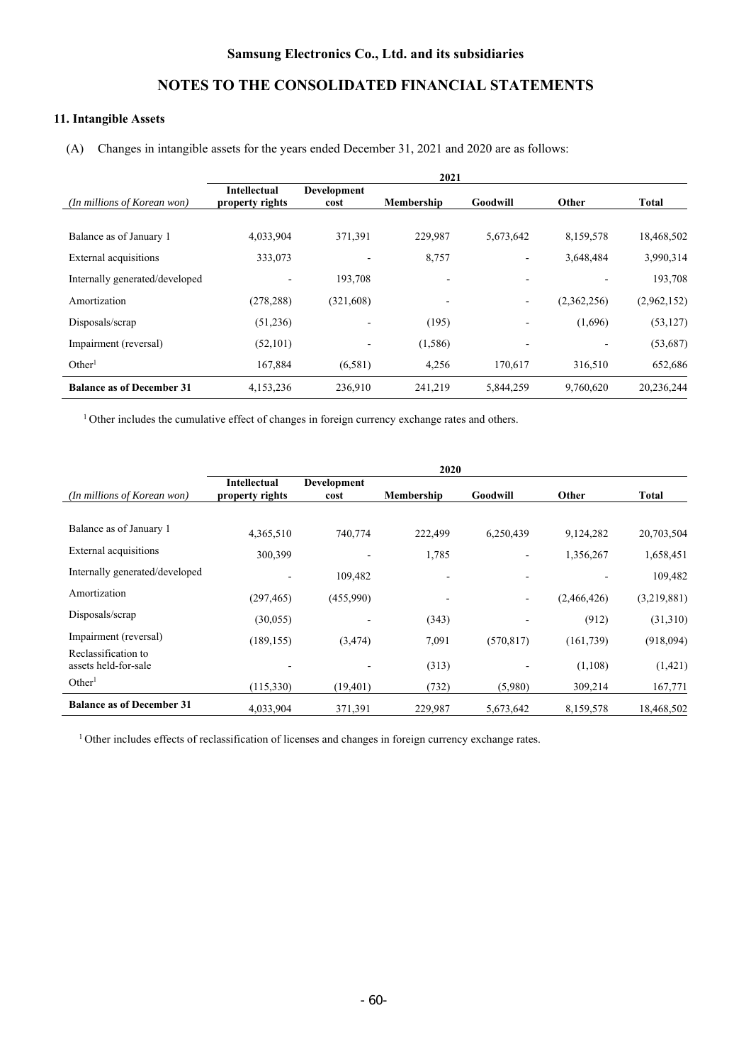Samsung Electronics Co., Ltd. and its subsidiaries

NOTES TO THE CONSOLIDATED FINANCIAL STATEMENTS

### 11. Intangible Assets

(A) Changes in intangible assets for the years ended December 31, 2021 and 2020 are as follows:

| | 2021 | | | | | |
|---|---|---|---|---|---|---|
| *(In millions of Korean won)* | **Intellectual property rights** | **Development cost** | **Membership** | **Goodwill** | **Other** | **Total** |
| Balance as of January 1 | 4,033,904 | 371,391 | 229,987 | 5,673,642 | 8,159,578 | 18,468,502 |
| External acquisitions | 333,073 | - | 8,757 | - | 3,648,484 | 3,990,314 |
| Internally generated/developed | - | 193,708 | - | - | - | 193,708 |
| Amortization | (278,288) | (321,608) | - | - | (2,362,256) | (2,962,152) |
| Disposals/scrap | (51,236) | - | (195) | - | (1,696) | (53,127) |
| Impairment (reversal) | (52,101) | - | (1,586) | - | - | (53,687) |
| Other[1] | 167,884 | (6,581) | 4,256 | 170,617 | 316,510 | 652,686 |
| **Balance as of December 31** | 4,153,236 | 236,910 | 241,219 | 5,844,259 | 9,760,620 | 20,236,244 |

[1] Other includes the cumulative effect of changes in foreign currency exchange rates and others.

| | 2020 | | | | | |
|---|---|---|---|---|---|---|
| *(In millions of Korean won)* | **Intellectual property rights** | **Development cost** | **Membership** | **Goodwill** | **Other** | **Total** |
| Balance as of January 1 | 4,365,510 | 740,774 | 222,499 | 6,250,439 | 9,124,282 | 20,703,504 |
| External acquisitions | 300,399 | - | 1,785 | - | 1,356,267 | 1,658,451 |
| Internally generated/developed | - | 109,482 | - | - | - | 109,482 |
| Amortization | (297,465) | (455,990) | - | - | (2,466,426) | (3,219,881) |
| Disposals/scrap | (30,055) | - | (343) | - | (912) | (31,310) |
| Impairment (reversal) | (189,155) | (3,474) | 7,091 | (570,817) | (161,739) | (918,094) |
| Reclassification to assets held-for-sale | - | - | (313) | - | (1,108) | (1,421) |
| Other[1] | (115,330) | (19,401) | (732) | (5,980) | 309,214 | 167,771 |
| **Balance as of December 31** | 4,033,904 | 371,391 | 229,987 | 5,673,642 | 8,159,578 | 18,468,502 |

[1] Other includes effects of reclassification of licenses and changes in foreign currency exchange rates.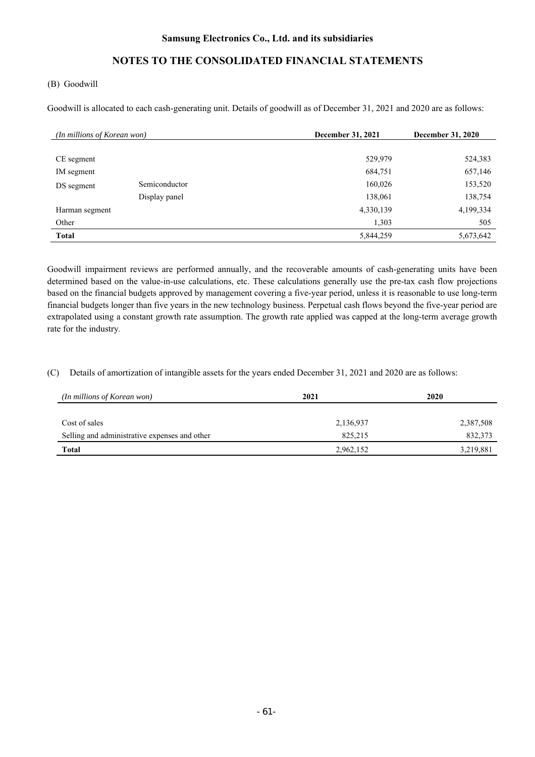**Samsung Electronics Co., Ltd. and its subsidiaries**

## NOTES TO THE CONSOLIDATED FINANCIAL STATEMENTS

(B) Goodwill

Goodwill is allocated to each cash-generating unit. Details of goodwill as of December 31, 2021 and 2020 are as follows:

| *(In millions of Korean won)* | | December 31, 2021 | December 31, 2020 |
|---|---|---|---|
| CE segment | | 529,979 | 524,383 |
| IM segment | | 684,751 | 657,146 |
| DS segment | Semiconductor | 160,026 | 153,520 |
| | Display panel | 138,061 | 138,754 |
| Harman segment | | 4,330,139 | 4,199,334 |
| Other | | 1,303 | 505 |
| **Total** | | 5,844,259 | 5,673,642 |

Goodwill impairment reviews are performed annually, and the recoverable amounts of cash-generating units have been determined based on the value-in-use calculations, etc. These calculations generally use the pre-tax cash flow projections based on the financial budgets approved by management covering a five-year period, unless it is reasonable to use long-term financial budgets longer than five years in the new technology business. Perpetual cash flows beyond the five-year period are extrapolated using a constant growth rate assumption. The growth rate applied was capped at the long-term average growth rate for the industry.

(C) Details of amortization of intangible assets for the years ended December 31, 2021 and 2020 are as follows:

| *(In millions of Korean won)* | 2021 | 2020 |
|---|---|---|
| Cost of sales | 2,136,937 | 2,387,508 |
| Selling and administrative expenses and other | 825,215 | 832,373 |
| **Total** | 2,962,152 | 3,219,881 |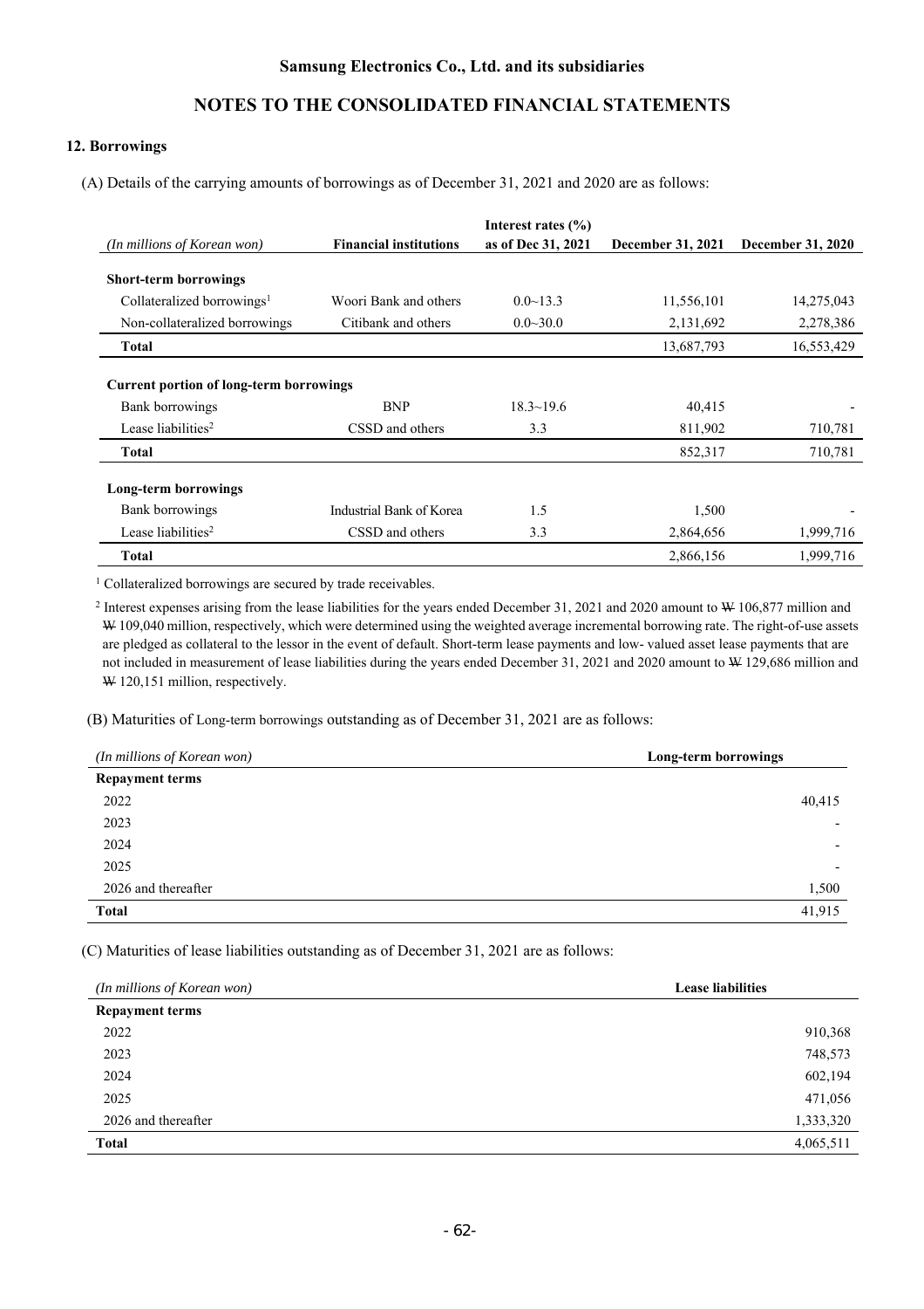## NOTES TO THE CONSOLIDATED FINANCIAL STATEMENTS

### 12. Borrowings

(A) Details of the carrying amounts of borrowings as of December 31, 2021 and 2020 are as follows:

| *(In millions of Korean won)* | Financial institutions | Interest rates (%) as of Dec 31, 2021 | December 31, 2021 | December 31, 2020 |
|---|---|---|---|---|
| **Short-term borrowings** | | | | |
| Collateralized borrowings[1] | Woori Bank and others | 0.0~13.3 | 11,556,101 | 14,275,043 |
| Non-collateralized borrowings | Citibank and others | 0.0~30.0 | 2,131,692 | 2,278,386 |
| **Total** | | | 13,687,793 | 16,553,429 |
| **Current portion of long-term borrowings** | | | | |
| Bank borrowings | BNP | 18.3~19.6 | 40,415 | - |
| Lease liabilities[2] | CSSD and others | 3.3 | 811,902 | 710,781 |
| **Total** | | | 852,317 | 710,781 |
| **Long-term borrowings** | | | | |
| Bank borrowings | Industrial Bank of Korea | 1.5 | 1,500 | - |
| Lease liabilities[2] | CSSD and others | 3.3 | 2,864,656 | 1,999,716 |
| **Total** | | | 2,866,156 | 1,999,716 |

[1] Collateralized borrowings are secured by trade receivables.

[2] Interest expenses arising from the lease liabilities for the years ended December 31, 2021 and 2020 amount to ₩ 106,877 million and ₩ 109,040 million, respectively, which were determined using the weighted average incremental borrowing rate. The right-of-use assets are pledged as collateral to the lessor in the event of default. Short-term lease payments and low- valued asset lease payments that are not included in measurement of lease liabilities during the years ended December 31, 2021 and 2020 amount to ₩ 129,686 million and ₩ 120,151 million, respectively.

(B) Maturities of Long-term borrowings outstanding as of December 31, 2021 are as follows:

| *(In millions of Korean won)* | Long-term borrowings |
|---|---|
| **Repayment terms** | |
| 2022 | 40,415 |
| 2023 | - |
| 2024 | - |
| 2025 | - |
| 2026 and thereafter | 1,500 |
| **Total** | 41,915 |

(C) Maturities of lease liabilities outstanding as of December 31, 2021 are as follows:

| *(In millions of Korean won)* | Lease liabilities |
|---|---|
| **Repayment terms** | |
| 2022 | 910,368 |
| 2023 | 748,573 |
| 2024 | 602,194 |
| 2025 | 471,056 |
| 2026 and thereafter | 1,333,320 |
| **Total** | 4,065,511 |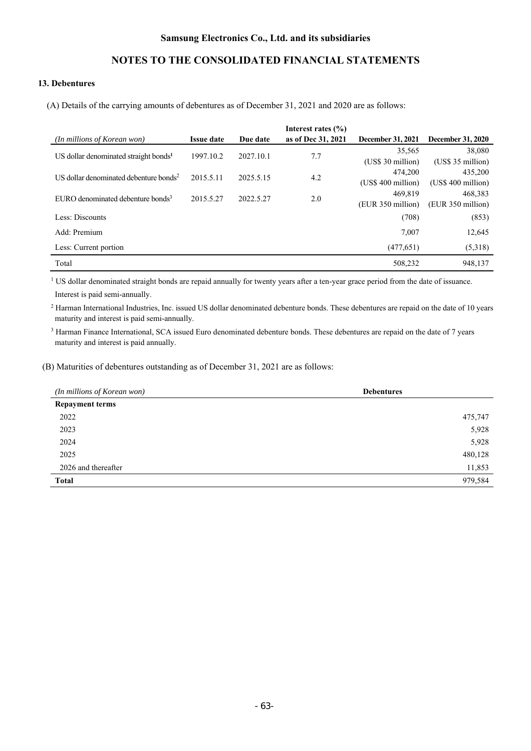## 13. Debentures

(A) Details of the carrying amounts of debentures as of December 31, 2021 and 2020 are as follows:

| *(In millions of Korean won)* | Issue date | Due date | Interest rates (%) as of Dec 31, 2021 | December 31, 2021 | December 31, 2020 |
|---|---|---|---|---|---|
| US dollar denominated straight bonds[1] | 1997.10.2 | 2027.10.1 | 7.7 | 35,565 (US$ 30 million) | 38,080 (US$ 35 million) |
| US dollar denominated debenture bonds[2] | 2015.5.11 | 2025.5.15 | 4.2 | 474,200 (US$ 400 million) | 435,200 (US$ 400 million) |
| EURO denominated debenture bonds[3] | 2015.5.27 | 2022.5.27 | 2.0 | 469,819 (EUR 350 million) | 468,383 (EUR 350 million) |
| Less: Discounts | | | | (708) | (853) |
| Add: Premium | | | | 7,007 | 12,645 |
| Less: Current portion | | | | (477,651) | (5,318) |
| Total | | | | 508,232 | 948,137 |

[1] US dollar denominated straight bonds are repaid annually for twenty years after a ten-year grace period from the date of issuance. Interest is paid semi-annually.

[2] Harman International Industries, Inc. issued US dollar denominated debenture bonds. These debentures are repaid on the date of 10 years maturity and interest is paid semi-annually.

[3] Harman Finance International, SCA issued Euro denominated debenture bonds. These debentures are repaid on the date of 7 years maturity and interest is paid annually.

(B) Maturities of debentures outstanding as of December 31, 2021 are as follows:

| *(In millions of Korean won)* | Debentures |
|---|---|
| **Repayment terms** | |
| 2022 | 475,747 |
| 2023 | 5,928 |
| 2024 | 5,928 |
| 2025 | 480,128 |
| 2026 and thereafter | 11,853 |
| **Total** | 979,584 |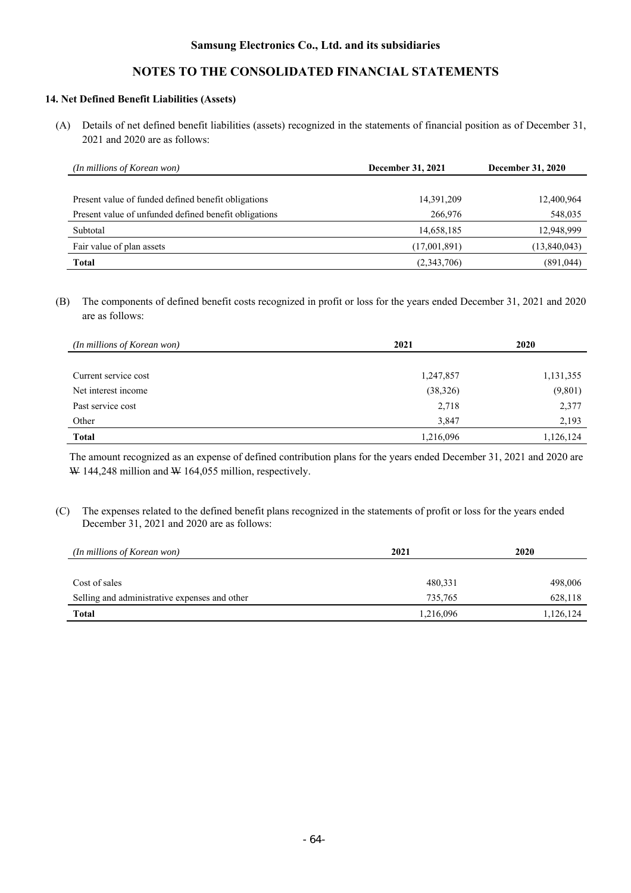# 14. Net Defined Benefit Liabilities (Assets)

(A) Details of net defined benefit liabilities (assets) recognized in the statements of financial position as of December 31, 2021 and 2020 are as follows:

| *(In millions of Korean won)* | December 31, 2021 | December 31, 2020 |
|---|---|---|
| Present value of funded defined benefit obligations | 14,391,209 | 12,400,964 |
| Present value of unfunded defined benefit obligations | 266,976 | 548,035 |
| Subtotal | 14,658,185 | 12,948,999 |
| Fair value of plan assets | (17,001,891) | (13,840,043) |
| **Total** | (2,343,706) | (891,044) |

(B) The components of defined benefit costs recognized in profit or loss for the years ended December 31, 2021 and 2020 are as follows:

| *(In millions of Korean won)* | 2021 | 2020 |
|---|---|---|
| Current service cost | 1,247,857 | 1,131,355 |
| Net interest income | (38,326) | (9,801) |
| Past service cost | 2,718 | 2,377 |
| Other | 3,847 | 2,193 |
| **Total** | 1,216,096 | 1,126,124 |

The amount recognized as an expense of defined contribution plans for the years ended December 31, 2021 and 2020 are ₩ 144,248 million and ₩ 164,055 million, respectively.

(C) The expenses related to the defined benefit plans recognized in the statements of profit or loss for the years ended December 31, 2021 and 2020 are as follows:

| *(In millions of Korean won)* | 2021 | 2020 |
|---|---|---|
| Cost of sales | 480,331 | 498,006 |
| Selling and administrative expenses and other | 735,765 | 628,118 |
| **Total** | 1,216,096 | 1,126,124 |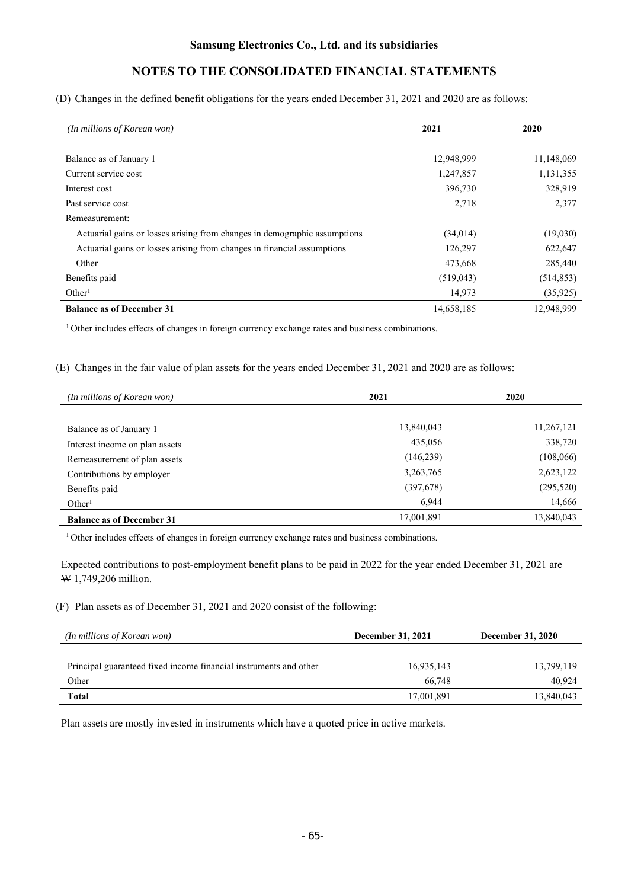## NOTES TO THE CONSOLIDATED FINANCIAL STATEMENTS

(D) Changes in the defined benefit obligations for the years ended December 31, 2021 and 2020 are as follows:

| *(In millions of Korean won)* | 2021 | 2020 |
|---|---|---|
| Balance as of January 1 | 12,948,999 | 11,148,069 |
| Current service cost | 1,247,857 | 1,131,355 |
| Interest cost | 396,730 | 328,919 |
| Past service cost | 2,718 | 2,377 |
| Remeasurement: | | |
| Actuarial gains or losses arising from changes in demographic assumptions | (34,014) | (19,030) |
| Actuarial gains or losses arising from changes in financial assumptions | 126,297 | 622,647 |
| Other | 473,668 | 285,440 |
| Benefits paid | (519,043) | (514,853) |
| Other[1] | 14,973 | (35,925) |
| **Balance as of December 31** | 14,658,185 | 12,948,999 |

[1] Other includes effects of changes in foreign currency exchange rates and business combinations.

(E) Changes in the fair value of plan assets for the years ended December 31, 2021 and 2020 are as follows:

| *(In millions of Korean won)* | 2021 | 2020 |
|---|---|---|
| Balance as of January 1 | 13,840,043 | 11,267,121 |
| Interest income on plan assets | 435,056 | 338,720 |
| Remeasurement of plan assets | (146,239) | (108,066) |
| Contributions by employer | 3,263,765 | 2,623,122 |
| Benefits paid | (397,678) | (295,520) |
| Other[1] | 6,944 | 14,666 |
| **Balance as of December 31** | 17,001,891 | 13,840,043 |

[1] Other includes effects of changes in foreign currency exchange rates and business combinations.

Expected contributions to post-employment benefit plans to be paid in 2022 for the year ended December 31, 2021 are ₩ 1,749,206 million.

(F) Plan assets as of December 31, 2021 and 2020 consist of the following:

| *(In millions of Korean won)* | December 31, 2021 | December 31, 2020 |
|---|---|---|
| Principal guaranteed fixed income financial instruments and other | 16,935,143 | 13,799,119 |
| Other | 66,748 | 40,924 |
| **Total** | 17,001,891 | 13,840,043 |

Plan assets are mostly invested in instruments which have a quoted price in active markets.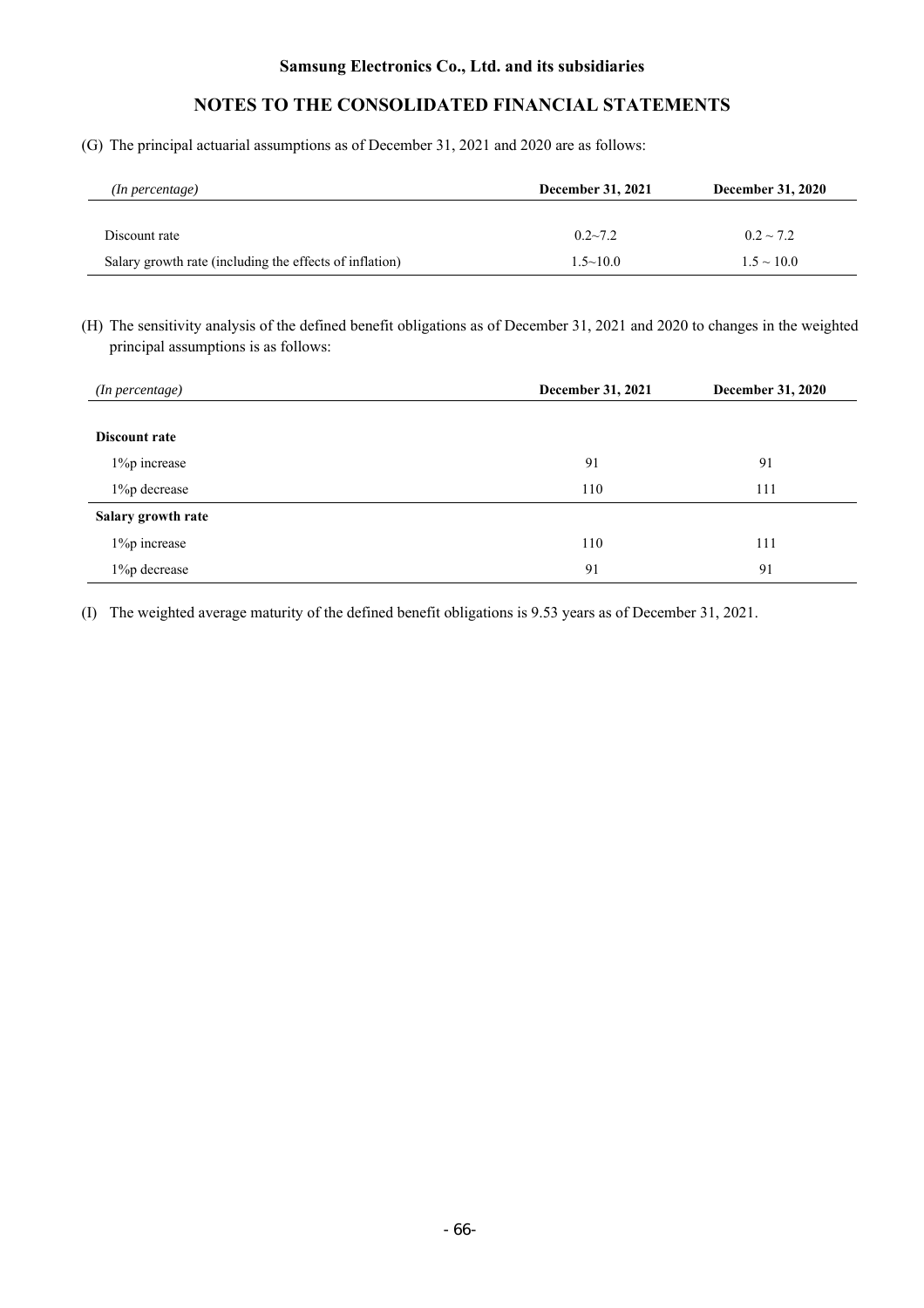(G) The principal actuarial assumptions as of December 31, 2021 and 2020 are as follows:

| *(In percentage)* | December 31, 2021 | December 31, 2020 |
|---|---|---|
| Discount rate | 0.2~7.2 | 0.2 ~ 7.2 |
| Salary growth rate (including the effects of inflation) | 1.5~10.0 | 1.5 ~ 10.0 |

(H) The sensitivity analysis of the defined benefit obligations as of December 31, 2021 and 2020 to changes in the weighted principal assumptions is as follows:

| *(In percentage)* | December 31, 2021 | December 31, 2020 |
|---|---|---|
| **Discount rate** | | |
| 1%p increase | 91 | 91 |
| 1%p decrease | 110 | 111 |
| **Salary growth rate** | | |
| 1%p increase | 110 | 111 |
| 1%p decrease | 91 | 91 |

(I) The weighted average maturity of the defined benefit obligations is 9.53 years as of December 31, 2021.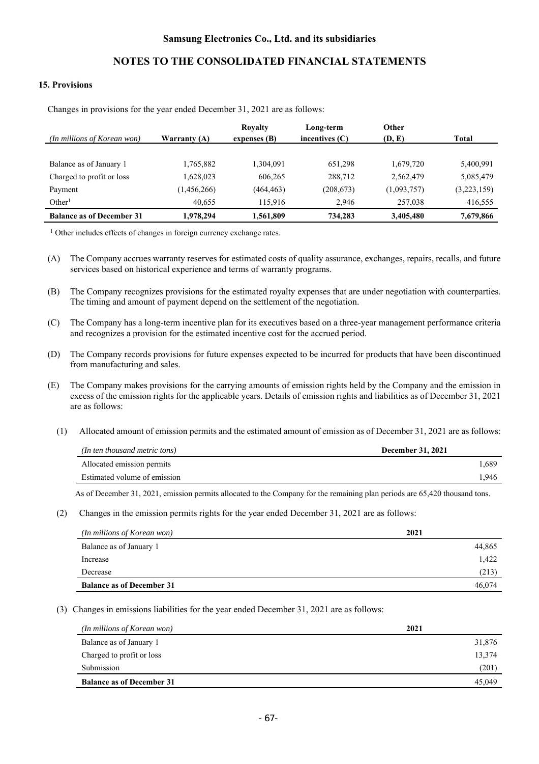### 15. Provisions

Changes in provisions for the year ended December 31, 2021 are as follows:

| *(In millions of Korean won)* | Warranty (A) | Royalty expenses (B) | Long-term incentives (C) | Other (D, E) | Total |
|---|---|---|---|---|---|
| Balance as of January 1 | 1,765,882 | 1,304,091 | 651,298 | 1,679,720 | 5,400,991 |
| Charged to profit or loss | 1,628,023 | 606,265 | 288,712 | 2,562,479 | 5,085,479 |
| Payment | (1,456,266) | (464,463) | (208,673) | (1,093,757) | (3,223,159) |
| Other[1] | 40,655 | 115,916 | 2,946 | 257,038 | 416,555 |
| **Balance as of December 31** | **1,978,294** | **1,561,809** | **734,283** | **3,405,480** | **7,679,866** |

[1] Other includes effects of changes in foreign currency exchange rates.

(A) The Company accrues warranty reserves for estimated costs of quality assurance, exchanges, repairs, recalls, and future services based on historical experience and terms of warranty programs.

(B) The Company recognizes provisions for the estimated royalty expenses that are under negotiation with counterparties. The timing and amount of payment depend on the settlement of the negotiation.

(C) The Company has a long-term incentive plan for its executives based on a three-year management performance criteria and recognizes a provision for the estimated incentive cost for the accrued period.

(D) The Company records provisions for future expenses expected to be incurred for products that have been discontinued from manufacturing and sales.

(E) The Company makes provisions for the carrying amounts of emission rights held by the Company and the emission in excess of the emission rights for the applicable years. Details of emission rights and liabilities as of December 31, 2021 are as follows:

(1) Allocated amount of emission permits and the estimated amount of emission as of December 31, 2021 are as follows:

| *(In ten thousand metric tons)* | December 31, 2021 |
|---|---|
| Allocated emission permits | 1,689 |
| Estimated volume of emission | 1,946 |

As of December 31, 2021, emission permits allocated to the Company for the remaining plan periods are 65,420 thousand tons.

(2) Changes in the emission permits rights for the year ended December 31, 2021 are as follows:

| *(In millions of Korean won)* | 2021 |
|---|---|
| Balance as of January 1 | 44,865 |
| Increase | 1,422 |
| Decrease | (213) |
| **Balance as of December 31** | 46,074 |

(3) Changes in emissions liabilities for the year ended December 31, 2021 are as follows:

| *(In millions of Korean won)* | 2021 |
|---|---|
| Balance as of January 1 | 31,876 |
| Charged to profit or loss | 13,374 |
| Submission | (201) |
| **Balance as of December 31** | 45,049 |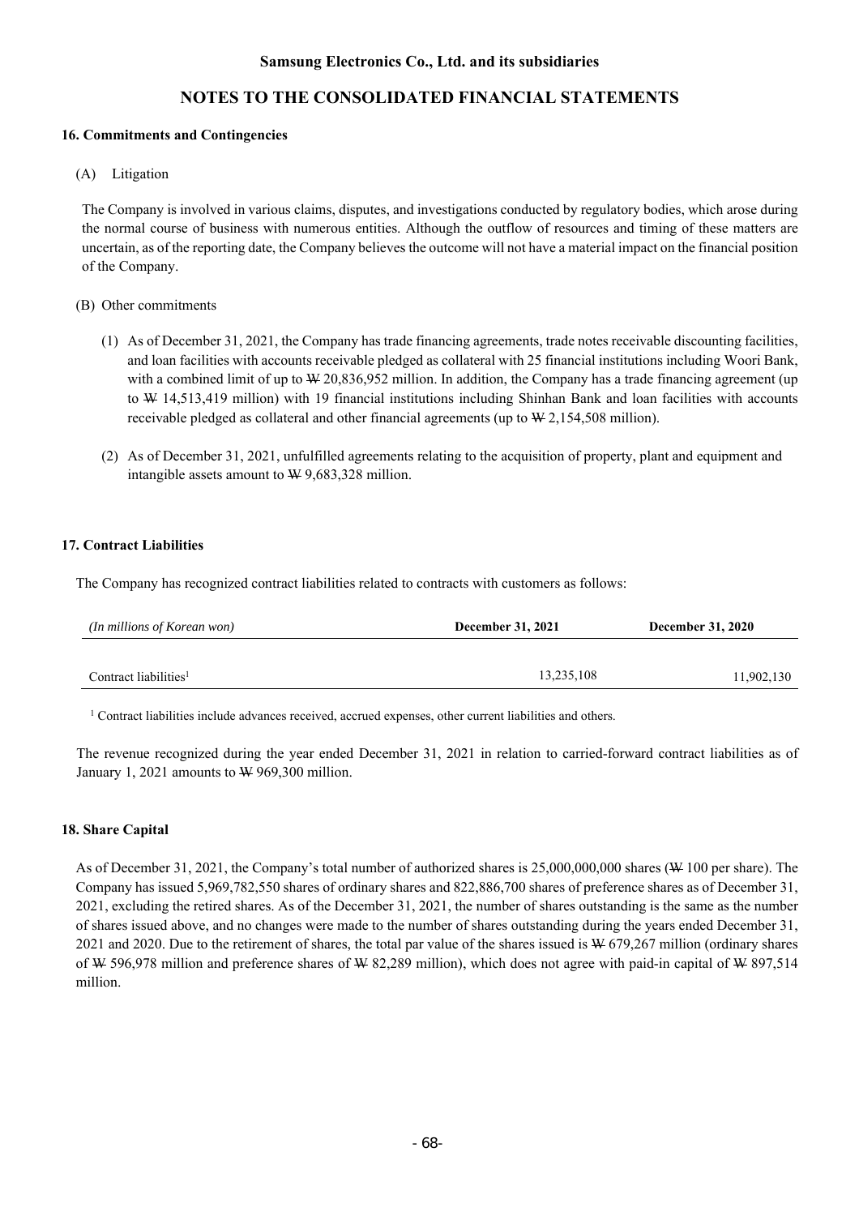## 16. Commitments and Contingencies

(A) Litigation

The Company is involved in various claims, disputes, and investigations conducted by regulatory bodies, which arose during the normal course of business with numerous entities. Although the outflow of resources and timing of these matters are uncertain, as of the reporting date, the Company believes the outcome will not have a material impact on the financial position of the Company.

(B) Other commitments

(1) As of December 31, 2021, the Company has trade financing agreements, trade notes receivable discounting facilities, and loan facilities with accounts receivable pledged as collateral with 25 financial institutions including Woori Bank, with a combined limit of up to ₩ 20,836,952 million. In addition, the Company has a trade financing agreement (up to ₩ 14,513,419 million) with 19 financial institutions including Shinhan Bank and loan facilities with accounts receivable pledged as collateral and other financial agreements (up to ₩ 2,154,508 million).

(2) As of December 31, 2021, unfulfilled agreements relating to the acquisition of property, plant and equipment and intangible assets amount to ₩ 9,683,328 million.

## 17. Contract Liabilities

The Company has recognized contract liabilities related to contracts with customers as follows:

| *(In millions of Korean won)* | **December 31, 2021** | **December 31, 2020** |
|---|---|---|
| Contract liabilities[1] | 13,235,108 | 11,902,130 |

[1] Contract liabilities include advances received, accrued expenses, other current liabilities and others.

The revenue recognized during the year ended December 31, 2021 in relation to carried-forward contract liabilities as of January 1, 2021 amounts to ₩ 969,300 million.

## 18. Share Capital

As of December 31, 2021, the Company's total number of authorized shares is 25,000,000,000 shares (₩ 100 per share). The Company has issued 5,969,782,550 shares of ordinary shares and 822,886,700 shares of preference shares as of December 31, 2021, excluding the retired shares. As of the December 31, 2021, the number of shares outstanding is the same as the number of shares issued above, and no changes were made to the number of shares outstanding during the years ended December 31, 2021 and 2020. Due to the retirement of shares, the total par value of the shares issued is ₩ 679,267 million (ordinary shares of ₩ 596,978 million and preference shares of ₩ 82,289 million), which does not agree with paid-in capital of ₩ 897,514 million.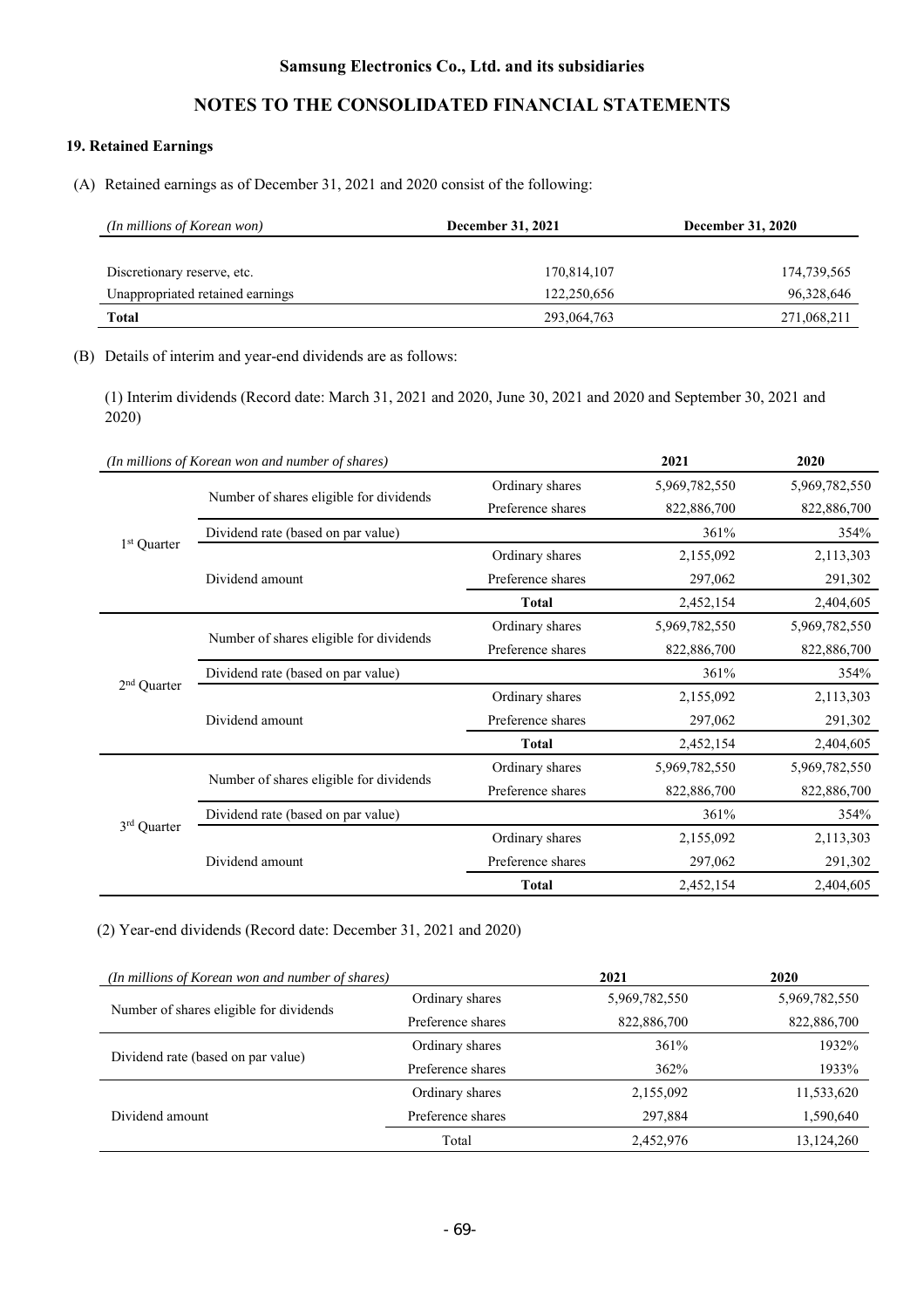Samsung Electronics Co., Ltd. and its subsidiaries

# NOTES TO THE CONSOLIDATED FINANCIAL STATEMENTS

## 19. Retained Earnings

(A) Retained earnings as of December 31, 2021 and 2020 consist of the following:

| *(In millions of Korean won)* | December 31, 2021 | December 31, 2020 |
|---|---|---|
| Discretionary reserve, etc. | 170,814,107 | 174,739,565 |
| Unappropriated retained earnings | 122,250,656 | 96,328,646 |
| **Total** | 293,064,763 | 271,068,211 |

(B) Details of interim and year-end dividends are as follows:

(1) Interim dividends (Record date: March 31, 2021 and 2020, June 30, 2021 and 2020 and September 30, 2021 and 2020)

| *(In millions of Korean won and number of shares)* | | | 2021 | 2020 |
|---|---|---|---|---|
| 1st Quarter | Number of shares eligible for dividends | Ordinary shares | 5,969,782,550 | 5,969,782,550 |
| | | Preference shares | 822,886,700 | 822,886,700 |
| | Dividend rate (based on par value) | | 361% | 354% |
| | Dividend amount | Ordinary shares | 2,155,092 | 2,113,303 |
| | | Preference shares | 297,062 | 291,302 |
| | | **Total** | 2,452,154 | 2,404,605 |
| 2nd Quarter | Number of shares eligible for dividends | Ordinary shares | 5,969,782,550 | 5,969,782,550 |
| | | Preference shares | 822,886,700 | 822,886,700 |
| | Dividend rate (based on par value) | | 361% | 354% |
| | Dividend amount | Ordinary shares | 2,155,092 | 2,113,303 |
| | | Preference shares | 297,062 | 291,302 |
| | | **Total** | 2,452,154 | 2,404,605 |
| 3rd Quarter | Number of shares eligible for dividends | Ordinary shares | 5,969,782,550 | 5,969,782,550 |
| | | Preference shares | 822,886,700 | 822,886,700 |
| | Dividend rate (based on par value) | | 361% | 354% |
| | Dividend amount | Ordinary shares | 2,155,092 | 2,113,303 |
| | | Preference shares | 297,062 | 291,302 |
| | | **Total** | 2,452,154 | 2,404,605 |

(2) Year-end dividends (Record date: December 31, 2021 and 2020)

| *(In millions of Korean won and number of shares)* | | 2021 | 2020 |
|---|---|---|---|
| Number of shares eligible for dividends | Ordinary shares | 5,969,782,550 | 5,969,782,550 |
| | Preference shares | 822,886,700 | 822,886,700 |
| Dividend rate (based on par value) | Ordinary shares | 361% | 1932% |
| | Preference shares | 362% | 1933% |
| Dividend amount | Ordinary shares | 2,155,092 | 11,533,620 |
| | Preference shares | 297,884 | 1,590,640 |
| | Total | 2,452,976 | 13,124,260 |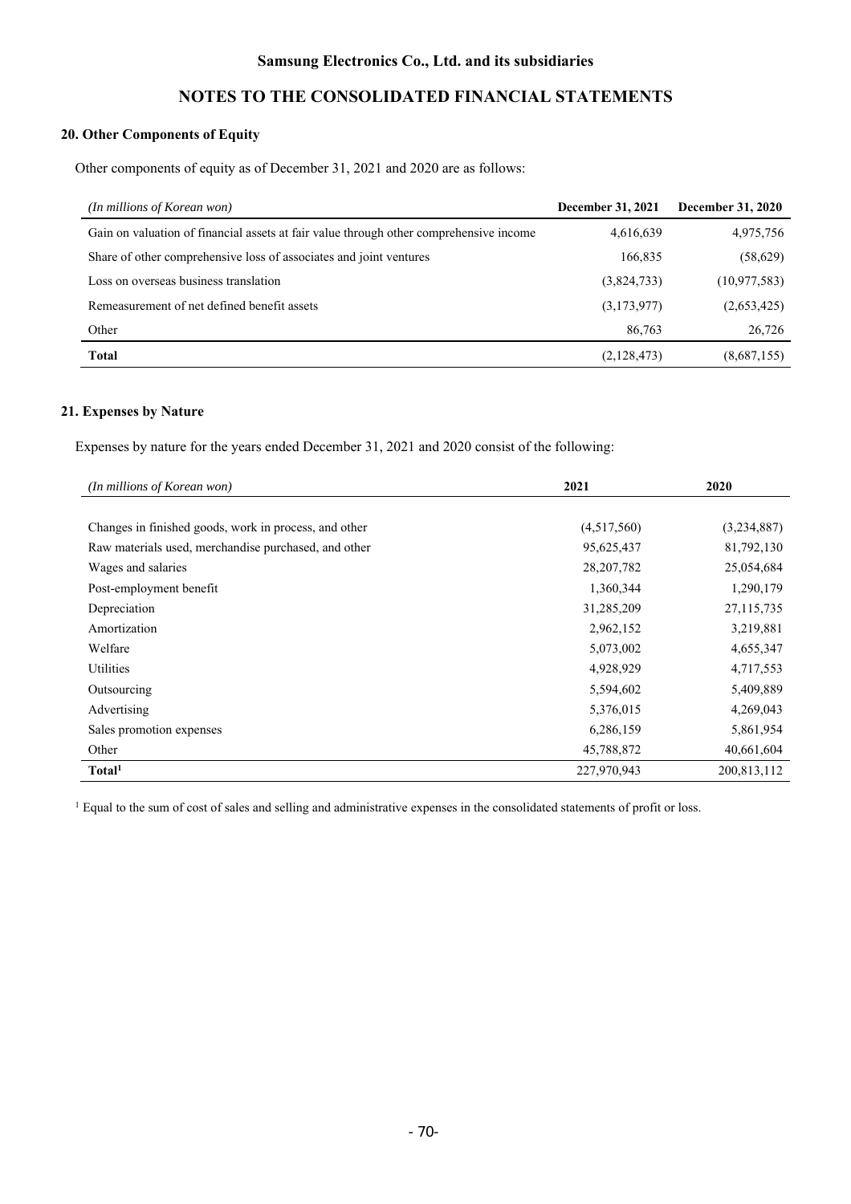## 20. Other Components of Equity

Other components of equity as of December 31, 2021 and 2020 are as follows:

| *(In millions of Korean won)* | December 31, 2021 | December 31, 2020 |
|---|---|---|
| Gain on valuation of financial assets at fair value through other comprehensive income | 4,616,639 | 4,975,756 |
| Share of other comprehensive loss of associates and joint ventures | 166,835 | (58,629) |
| Loss on overseas business translation | (3,824,733) | (10,977,583) |
| Remeasurement of net defined benefit assets | (3,173,977) | (2,653,425) |
| Other | 86,763 | 26,726 |
| **Total** | (2,128,473) | (8,687,155) |

## 21. Expenses by Nature

Expenses by nature for the years ended December 31, 2021 and 2020 consist of the following:

| *(In millions of Korean won)* | 2021 | 2020 |
|---|---|---|
| Changes in finished goods, work in process, and other | (4,517,560) | (3,234,887) |
| Raw materials used, merchandise purchased, and other | 95,625,437 | 81,792,130 |
| Wages and salaries | 28,207,782 | 25,054,684 |
| Post-employment benefit | 1,360,344 | 1,290,179 |
| Depreciation | 31,285,209 | 27,115,735 |
| Amortization | 2,962,152 | 3,219,881 |
| Welfare | 5,073,002 | 4,655,347 |
| Utilities | 4,928,929 | 4,717,553 |
| Outsourcing | 5,594,602 | 5,409,889 |
| Advertising | 5,376,015 | 4,269,043 |
| Sales promotion expenses | 6,286,159 | 5,861,954 |
| Other | 45,788,872 | 40,661,604 |
| **Total**[1] | 227,970,943 | 200,813,112 |

[1] Equal to the sum of cost of sales and selling and administrative expenses in the consolidated statements of profit or loss.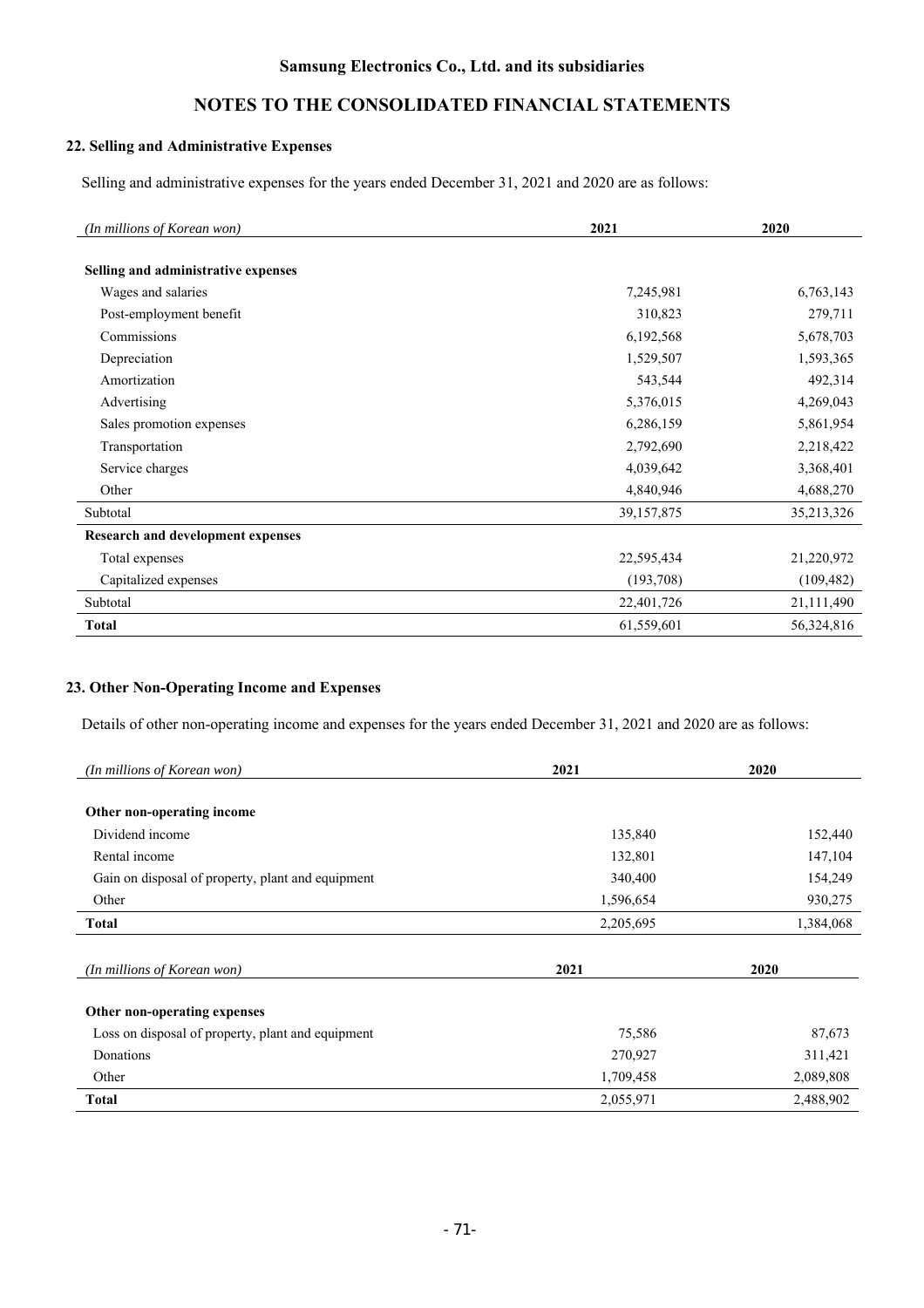## 22. Selling and Administrative Expenses

Selling and administrative expenses for the years ended December 31, 2021 and 2020 are as follows:

| *(In millions of Korean won)* | 2021 | 2020 |
|---|---|---|
| **Selling and administrative expenses** | | |
| Wages and salaries | 7,245,981 | 6,763,143 |
| Post-employment benefit | 310,823 | 279,711 |
| Commissions | 6,192,568 | 5,678,703 |
| Depreciation | 1,529,507 | 1,593,365 |
| Amortization | 543,544 | 492,314 |
| Advertising | 5,376,015 | 4,269,043 |
| Sales promotion expenses | 6,286,159 | 5,861,954 |
| Transportation | 2,792,690 | 2,218,422 |
| Service charges | 4,039,642 | 3,368,401 |
| Other | 4,840,946 | 4,688,270 |
| Subtotal | 39,157,875 | 35,213,326 |
| **Research and development expenses** | | |
| Total expenses | 22,595,434 | 21,220,972 |
| Capitalized expenses | (193,708) | (109,482) |
| Subtotal | 22,401,726 | 21,111,490 |
| **Total** | 61,559,601 | 56,324,816 |

## 23. Other Non-Operating Income and Expenses

Details of other non-operating income and expenses for the years ended December 31, 2021 and 2020 are as follows:

| *(In millions of Korean won)* | 2021 | 2020 |
|---|---|---|
| **Other non-operating income** | | |
| Dividend income | 135,840 | 152,440 |
| Rental income | 132,801 | 147,104 |
| Gain on disposal of property, plant and equipment | 340,400 | 154,249 |
| Other | 1,596,654 | 930,275 |
| **Total** | 2,205,695 | 1,384,068 |

| *(In millions of Korean won)* | 2021 | 2020 |
|---|---|---|
| **Other non-operating expenses** | | |
| Loss on disposal of property, plant and equipment | 75,586 | 87,673 |
| Donations | 270,927 | 311,421 |
| Other | 1,709,458 | 2,089,808 |
| **Total** | 2,055,971 | 2,488,902 |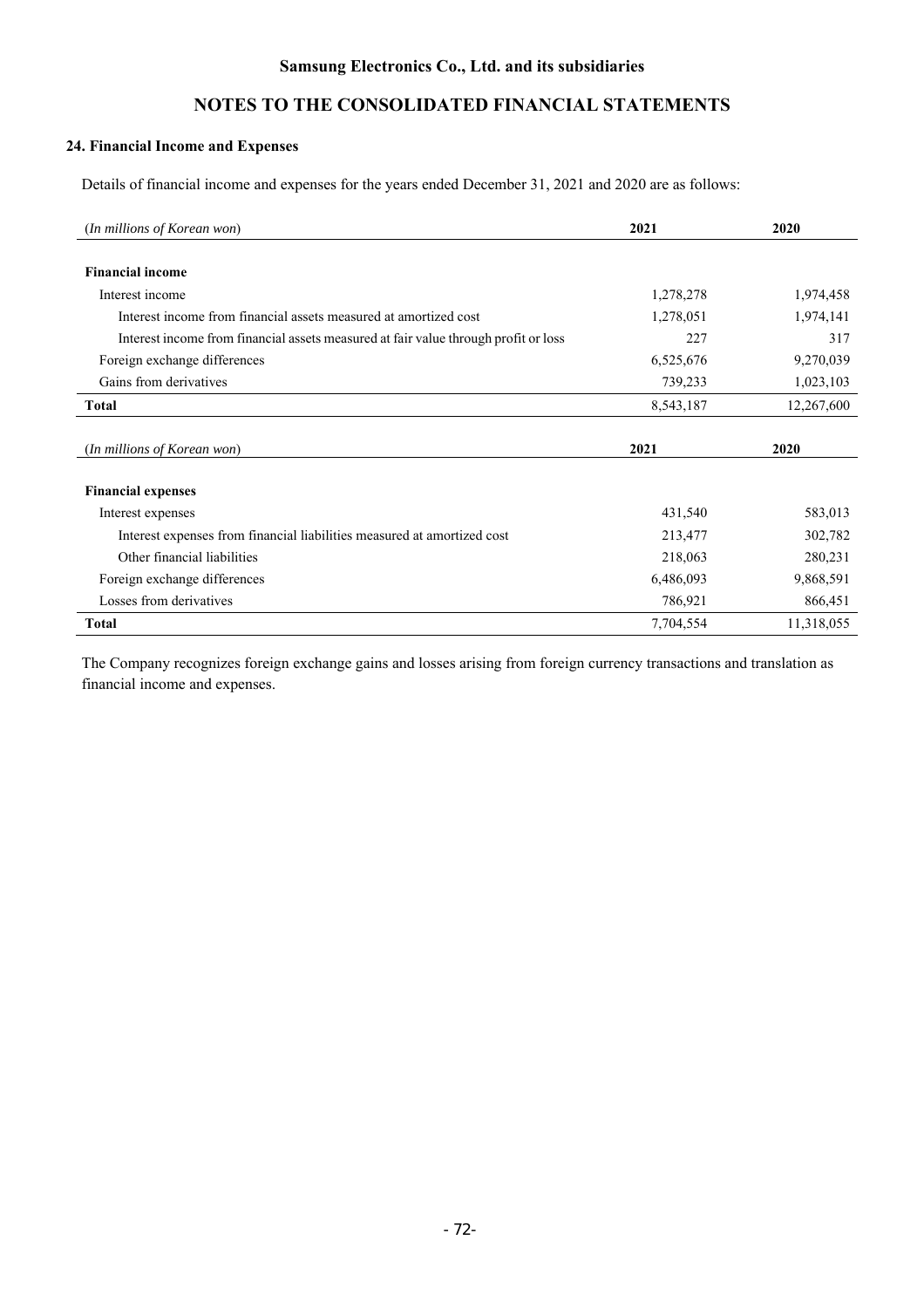## 24. Financial Income and Expenses

Details of financial income and expenses for the years ended December 31, 2021 and 2020 are as follows:

| (*In millions of Korean won*) | 2021 | 2020 |
|---|---|---|
| **Financial income** | | |
| Interest income | 1,278,278 | 1,974,458 |
| Interest income from financial assets measured at amortized cost | 1,278,051 | 1,974,141 |
| Interest income from financial assets measured at fair value through profit or loss | 227 | 317 |
| Foreign exchange differences | 6,525,676 | 9,270,039 |
| Gains from derivatives | 739,233 | 1,023,103 |
| **Total** | 8,543,187 | 12,267,600 |

| (*In millions of Korean won*) | 2021 | 2020 |
|---|---|---|
| **Financial expenses** | | |
| Interest expenses | 431,540 | 583,013 |
| Interest expenses from financial liabilities measured at amortized cost | 213,477 | 302,782 |
| Other financial liabilities | 218,063 | 280,231 |
| Foreign exchange differences | 6,486,093 | 9,868,591 |
| Losses from derivatives | 786,921 | 866,451 |
| **Total** | 7,704,554 | 11,318,055 |

The Company recognizes foreign exchange gains and losses arising from foreign currency transactions and translation as financial income and expenses.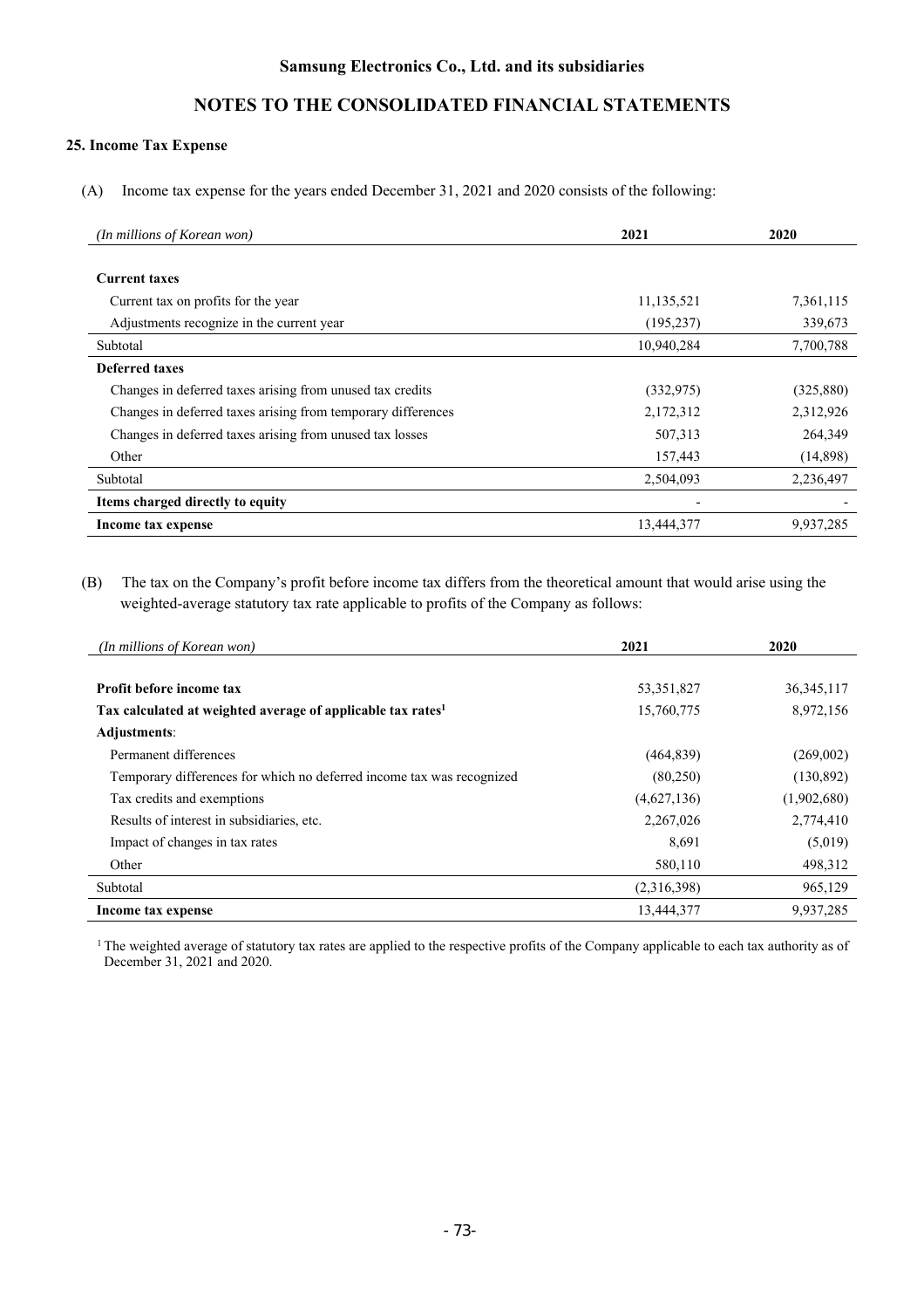## 25. Income Tax Expense

(A) Income tax expense for the years ended December 31, 2021 and 2020 consists of the following:

| *(In millions of Korean won)* | 2021 | 2020 |
|---|---|---|
| **Current taxes** | | |
| Current tax on profits for the year | 11,135,521 | 7,361,115 |
| Adjustments recognize in the current year | (195,237) | 339,673 |
| Subtotal | 10,940,284 | 7,700,788 |
| **Deferred taxes** | | |
| Changes in deferred taxes arising from unused tax credits | (332,975) | (325,880) |
| Changes in deferred taxes arising from temporary differences | 2,172,312 | 2,312,926 |
| Changes in deferred taxes arising from unused tax losses | 507,313 | 264,349 |
| Other | 157,443 | (14,898) |
| Subtotal | 2,504,093 | 2,236,497 |
| **Items charged directly to equity** | - | - |
| **Income tax expense** | 13,444,377 | 9,937,285 |

(B) The tax on the Company's profit before income tax differs from the theoretical amount that would arise using the weighted-average statutory tax rate applicable to profits of the Company as follows:

| *(In millions of Korean won)* | 2021 | 2020 |
|---|---|---|
| **Profit before income tax** | 53,351,827 | 36,345,117 |
| **Tax calculated at weighted average of applicable tax rates[1]** | 15,760,775 | 8,972,156 |
| **Adjustments**: | | |
| Permanent differences | (464,839) | (269,002) |
| Temporary differences for which no deferred income tax was recognized | (80,250) | (130,892) |
| Tax credits and exemptions | (4,627,136) | (1,902,680) |
| Results of interest in subsidiaries, etc. | 2,267,026 | 2,774,410 |
| Impact of changes in tax rates | 8,691 | (5,019) |
| Other | 580,110 | 498,312 |
| Subtotal | (2,316,398) | 965,129 |
| **Income tax expense** | 13,444,377 | 9,937,285 |

[1] The weighted average of statutory tax rates are applied to the respective profits of the Company applicable to each tax authority as of December 31, 2021 and 2020.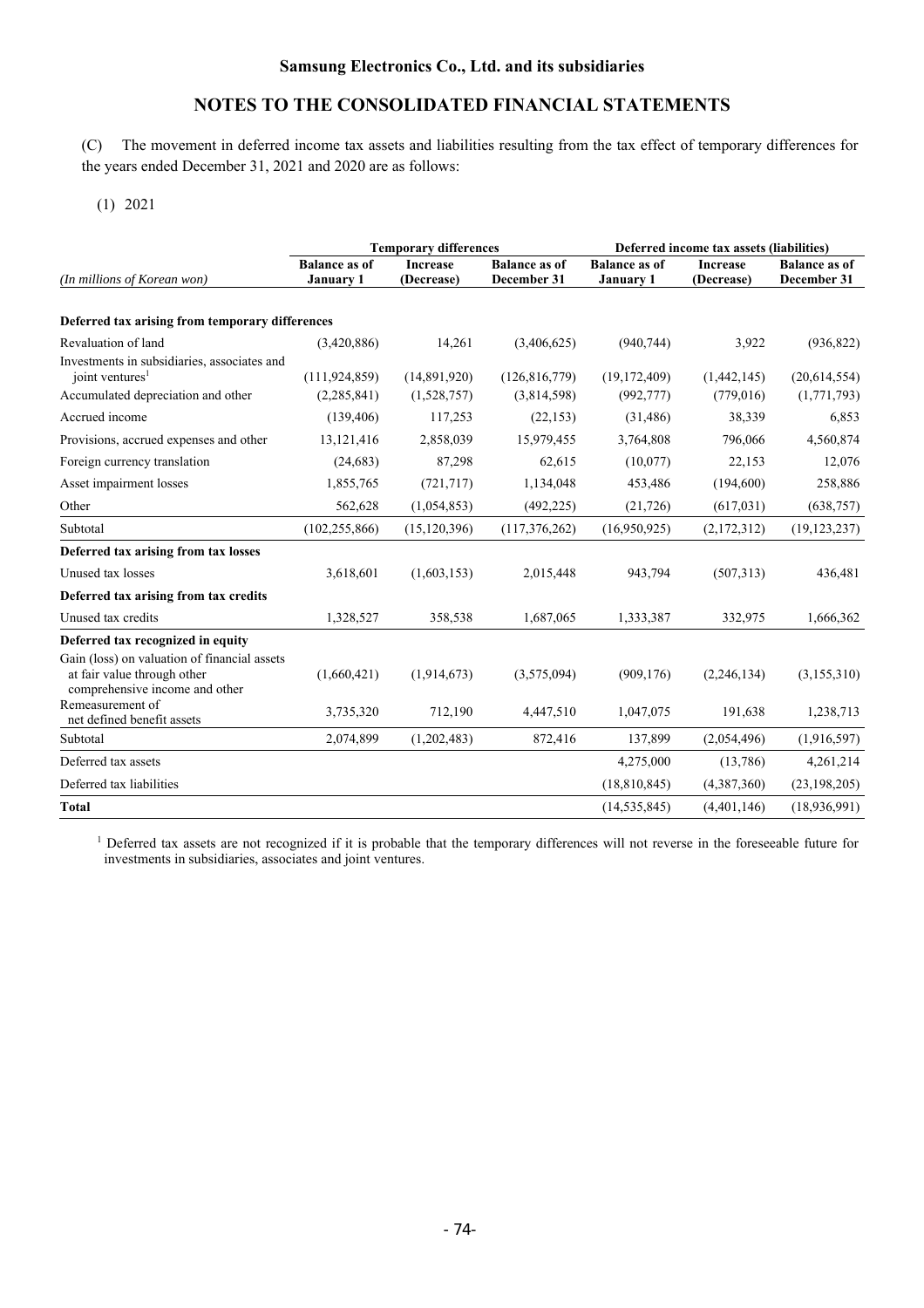# Samsung Electronics Co., Ltd. and its subsidiaries

## NOTES TO THE CONSOLIDATED FINANCIAL STATEMENTS

(C) The movement in deferred income tax assets and liabilities resulting from the tax effect of temporary differences for the years ended December 31, 2021 and 2020 are as follows:

(1) 2021

| *(In millions of Korean won)* | Temporary differences | | | Deferred income tax assets (liabilities) | | |
|---|---|---|---|---|---|---|
| | Balance as of January 1 | Increase (Decrease) | Balance as of December 31 | Balance as of January 1 | Increase (Decrease) | Balance as of December 31 |
| **Deferred tax arising from temporary differences** | | | | | | |
| Revaluation of land | (3,420,886) | 14,261 | (3,406,625) | (940,744) | 3,922 | (936,822) |
| Investments in subsidiaries, associates and joint ventures[1] | (111,924,859) | (14,891,920) | (126,816,779) | (19,172,409) | (1,442,145) | (20,614,554) |
| Accumulated depreciation and other | (2,285,841) | (1,528,757) | (3,814,598) | (992,777) | (779,016) | (1,771,793) |
| Accrued income | (139,406) | 117,253 | (22,153) | (31,486) | 38,339 | 6,853 |
| Provisions, accrued expenses and other | 13,121,416 | 2,858,039 | 15,979,455 | 3,764,808 | 796,066 | 4,560,874 |
| Foreign currency translation | (24,683) | 87,298 | 62,615 | (10,077) | 22,153 | 12,076 |
| Asset impairment losses | 1,855,765 | (721,717) | 1,134,048 | 453,486 | (194,600) | 258,886 |
| Other | 562,628 | (1,054,853) | (492,225) | (21,726) | (617,031) | (638,757) |
| Subtotal | (102,255,866) | (15,120,396) | (117,376,262) | (16,950,925) | (2,172,312) | (19,123,237) |
| **Deferred tax arising from tax losses** | | | | | | |
| Unused tax losses | 3,618,601 | (1,603,153) | 2,015,448 | 943,794 | (507,313) | 436,481 |
| **Deferred tax arising from tax credits** | | | | | | |
| Unused tax credits | 1,328,527 | 358,538 | 1,687,065 | 1,333,387 | 332,975 | 1,666,362 |
| **Deferred tax recognized in equity** | | | | | | |
| Gain (loss) on valuation of financial assets at fair value through other comprehensive income and other | (1,660,421) | (1,914,673) | (3,575,094) | (909,176) | (2,246,134) | (3,155,310) |
| Remeasurement of net defined benefit assets | 3,735,320 | 712,190 | 4,447,510 | 1,047,075 | 191,638 | 1,238,713 |
| Subtotal | 2,074,899 | (1,202,483) | 872,416 | 137,899 | (2,054,496) | (1,916,597) |
| Deferred tax assets | | | | 4,275,000 | (13,786) | 4,261,214 |
| Deferred tax liabilities | | | | (18,810,845) | (4,387,360) | (23,198,205) |
| **Total** | | | | (14,535,845) | (4,401,146) | (18,936,991) |

[1] Deferred tax assets are not recognized if it is probable that the temporary differences will not reverse in the foreseeable future for investments in subsidiaries, associates and joint ventures.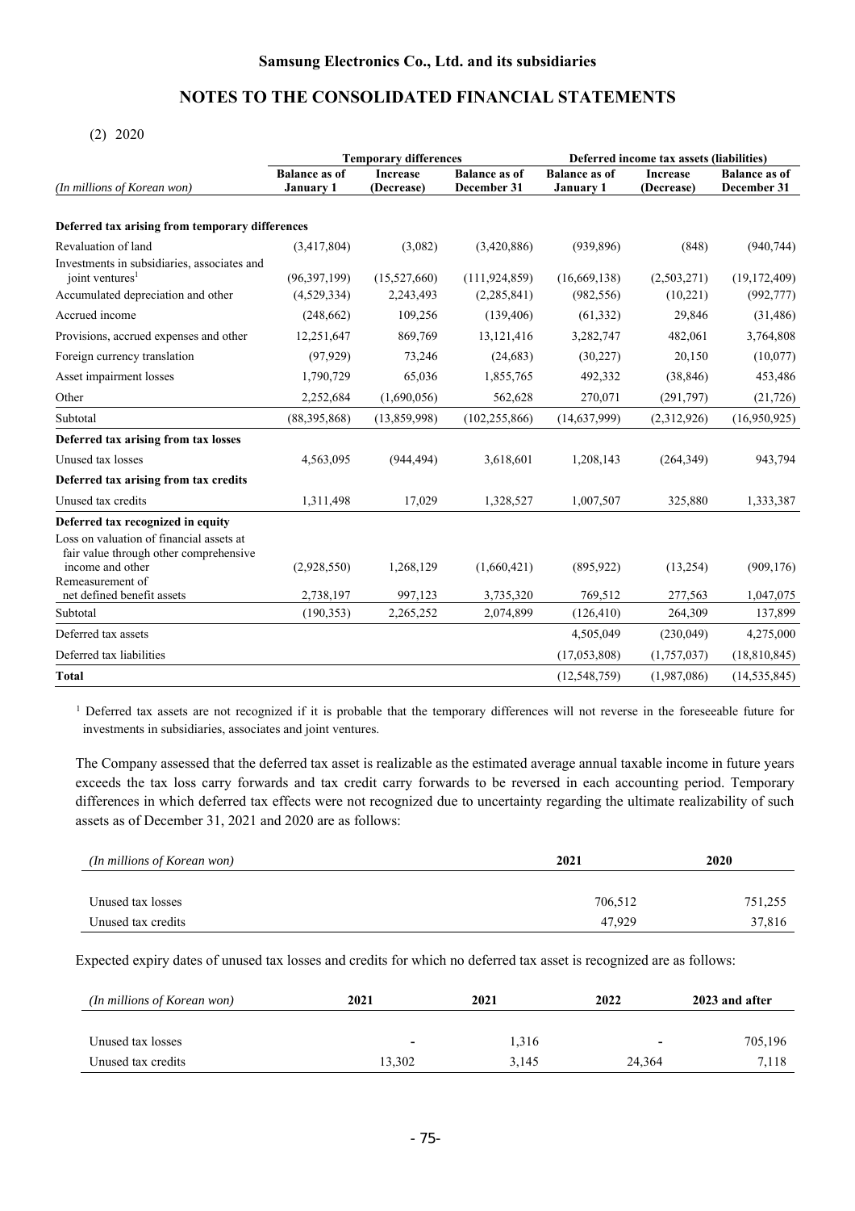**NOTES TO THE CONSOLIDATED FINANCIAL STATEMENTS**

(2) 2020

| *(In millions of Korean won)* | Temporary differences | | | Deferred income tax assets (liabilities) | | |
|---|---|---|---|---|---|---|
| | Balance as of January 1 | Increase (Decrease) | Balance as of December 31 | Balance as of January 1 | Increase (Decrease) | Balance as of December 31 |
| **Deferred tax arising from temporary differences** | | | | | | |
| Revaluation of land | (3,417,804) | (3,082) | (3,420,886) | (939,896) | (848) | (940,744) |
| Investments in subsidiaries, associates and joint ventures[1] | (96,397,199) | (15,527,660) | (111,924,859) | (16,669,138) | (2,503,271) | (19,172,409) |
| Accumulated depreciation and other | (4,529,334) | 2,243,493 | (2,285,841) | (982,556) | (10,221) | (992,777) |
| Accrued income | (248,662) | 109,256 | (139,406) | (61,332) | 29,846 | (31,486) |
| Provisions, accrued expenses and other | 12,251,647 | 869,769 | 13,121,416 | 3,282,747 | 482,061 | 3,764,808 |
| Foreign currency translation | (97,929) | 73,246 | (24,683) | (30,227) | 20,150 | (10,077) |
| Asset impairment losses | 1,790,729 | 65,036 | 1,855,765 | 492,332 | (38,846) | 453,486 |
| Other | 2,252,684 | (1,690,056) | 562,628 | 270,071 | (291,797) | (21,726) |
| Subtotal | (88,395,868) | (13,859,998) | (102,255,866) | (14,637,999) | (2,312,926) | (16,950,925) |
| **Deferred tax arising from tax losses** | | | | | | |
| Unused tax losses | 4,563,095 | (944,494) | 3,618,601 | 1,208,143 | (264,349) | 943,794 |
| **Deferred tax arising from tax credits** | | | | | | |
| Unused tax credits | 1,311,498 | 17,029 | 1,328,527 | 1,007,507 | 325,880 | 1,333,387 |
| **Deferred tax recognized in equity** | | | | | | |
| Loss on valuation of financial assets at fair value through other comprehensive income and other | (2,928,550) | 1,268,129 | (1,660,421) | (895,922) | (13,254) | (909,176) |
| Remeasurement of net defined benefit assets | 2,738,197 | 997,123 | 3,735,320 | 769,512 | 277,563 | 1,047,075 |
| Subtotal | (190,353) | 2,265,252 | 2,074,899 | (126,410) | 264,309 | 137,899 |
| Deferred tax assets | | | | 4,505,049 | (230,049) | 4,275,000 |
| Deferred tax liabilities | | | | (17,053,808) | (1,757,037) | (18,810,845) |
| **Total** | | | | (12,548,759) | (1,987,086) | (14,535,845) |

[1] Deferred tax assets are not recognized if it is probable that the temporary differences will not reverse in the foreseeable future for investments in subsidiaries, associates and joint ventures.

The Company assessed that the deferred tax asset is realizable as the estimated average annual taxable income in future years exceeds the tax loss carry forwards and tax credit carry forwards to be reversed in each accounting period. Temporary differences in which deferred tax effects were not recognized due to uncertainty regarding the ultimate realizability of such assets as of December 31, 2021 and 2020 are as follows:

| *(In millions of Korean won)* | 2021 | 2020 |
|---|---|---|
| Unused tax losses | 706,512 | 751,255 |
| Unused tax credits | 47,929 | 37,816 |

Expected expiry dates of unused tax losses and credits for which no deferred tax asset is recognized are as follows:

| *(In millions of Korean won)* | 2021 | 2021 | 2022 | 2023 and after |
|---|---|---|---|---|
| Unused tax losses | - | 1,316 | - | 705,196 |
| Unused tax credits | 13,302 | 3,145 | 24,364 | 7,118 |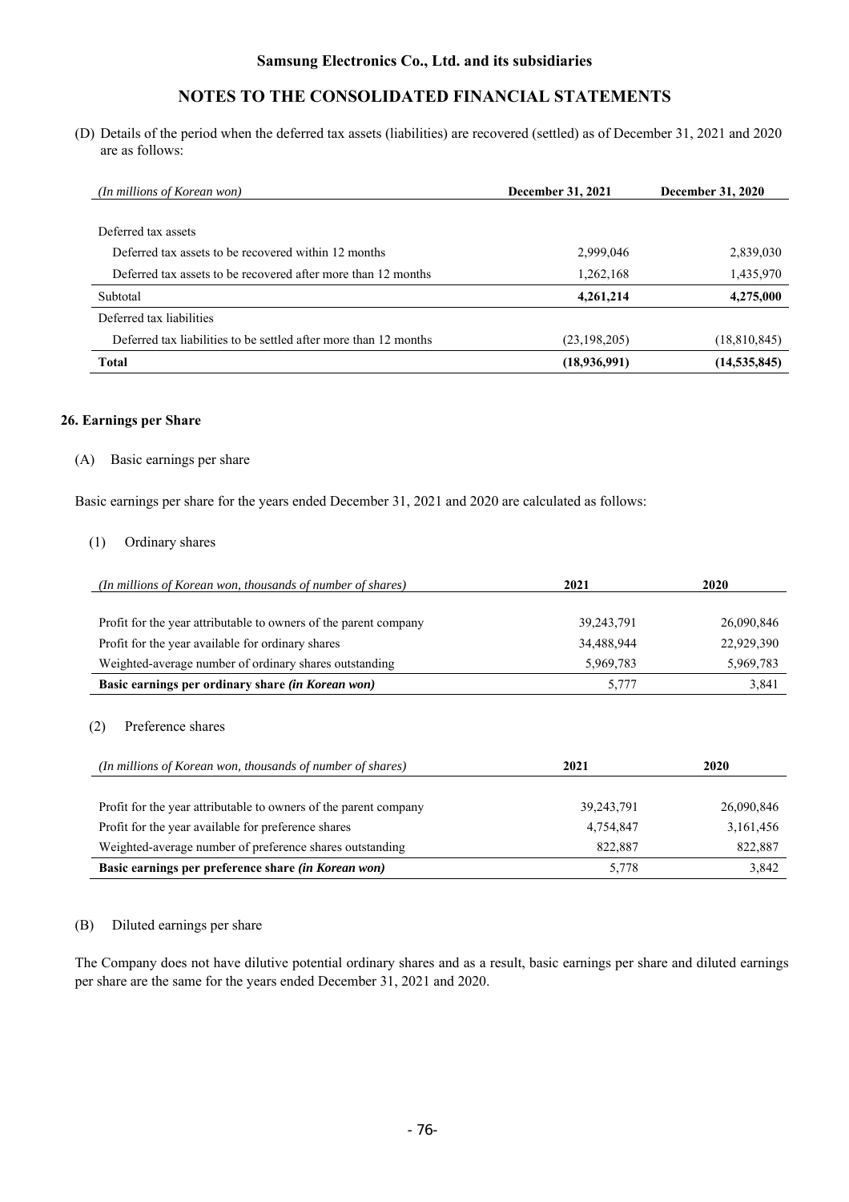(D) Details of the period when the deferred tax assets (liabilities) are recovered (settled) as of December 31, 2021 and 2020 are as follows:

| *(In millions of Korean won)* | **December 31, 2021** | **December 31, 2020** |
|---|---|---|
| Deferred tax assets | | |
| Deferred tax assets to be recovered within 12 months | 2,999,046 | 2,839,030 |
| Deferred tax assets to be recovered after more than 12 months | 1,262,168 | 1,435,970 |
| Subtotal | **4,261,214** | **4,275,000** |
| Deferred tax liabilities | | |
| Deferred tax liabilities to be settled after more than 12 months | (23,198,205) | (18,810,845) |
| **Total** | **(18,936,991)** | **(14,535,845)** |

## 26. Earnings per Share

(A) Basic earnings per share

Basic earnings per share for the years ended December 31, 2021 and 2020 are calculated as follows:

(1) Ordinary shares

| *(In millions of Korean won, thousands of number of shares)* | **2021** | **2020** |
|---|---|---|
| Profit for the year attributable to owners of the parent company | 39,243,791 | 26,090,846 |
| Profit for the year available for ordinary shares | 34,488,944 | 22,929,390 |
| Weighted-average number of ordinary shares outstanding | 5,969,783 | 5,969,783 |
| **Basic earnings per ordinary share *(in Korean won)*** | 5,777 | 3,841 |

(2) Preference shares

| *(In millions of Korean won, thousands of number of shares)* | **2021** | **2020** |
|---|---|---|
| Profit for the year attributable to owners of the parent company | 39,243,791 | 26,090,846 |
| Profit for the year available for preference shares | 4,754,847 | 3,161,456 |
| Weighted-average number of preference shares outstanding | 822,887 | 822,887 |
| **Basic earnings per preference share *(in Korean won)*** | 5,778 | 3,842 |

(B) Diluted earnings per share

The Company does not have dilutive potential ordinary shares and as a result, basic earnings per share and diluted earnings per share are the same for the years ended December 31, 2021 and 2020.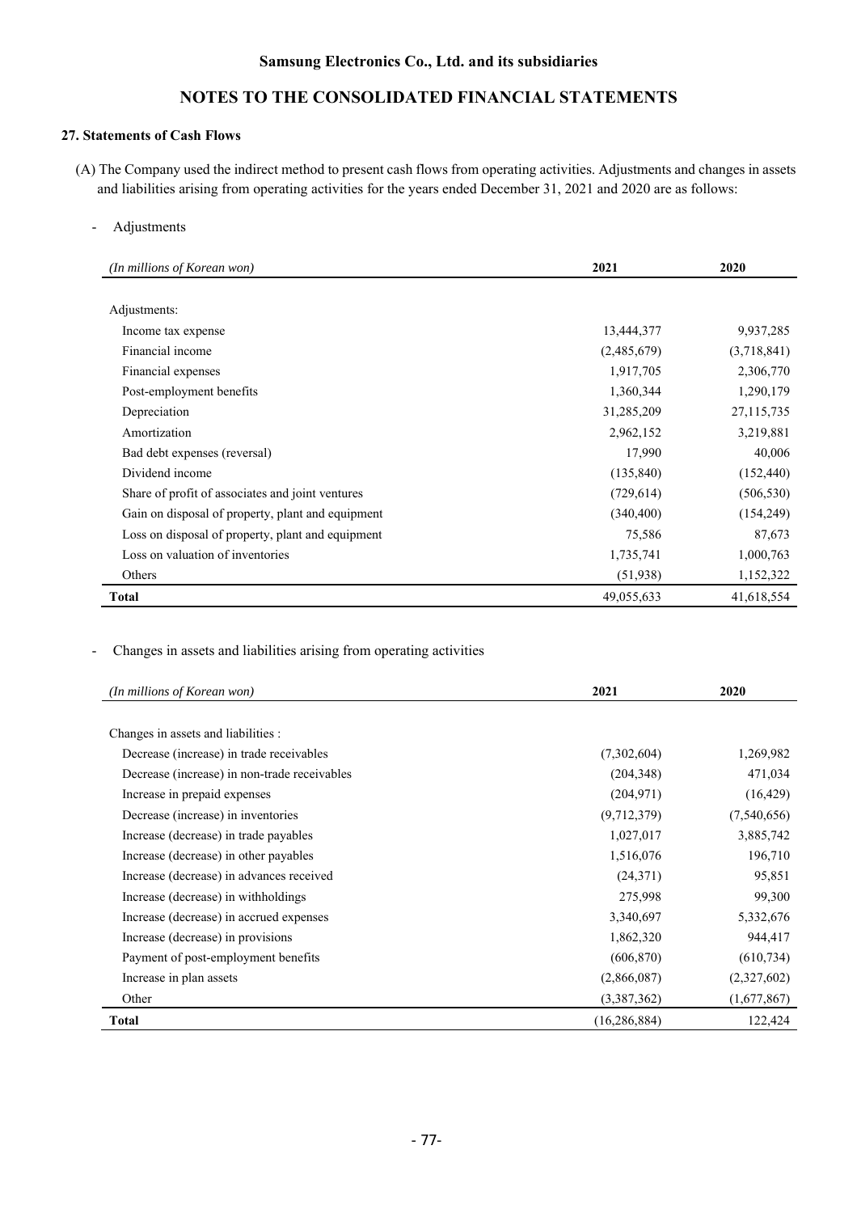## 27. Statements of Cash Flows

(A) The Company used the indirect method to present cash flows from operating activities. Adjustments and changes in assets and liabilities arising from operating activities for the years ended December 31, 2021 and 2020 are as follows:

- Adjustments

| *(In millions of Korean won)* | 2021 | 2020 |
|---|---|---|
| Adjustments: | | |
| Income tax expense | 13,444,377 | 9,937,285 |
| Financial income | (2,485,679) | (3,718,841) |
| Financial expenses | 1,917,705 | 2,306,770 |
| Post-employment benefits | 1,360,344 | 1,290,179 |
| Depreciation | 31,285,209 | 27,115,735 |
| Amortization | 2,962,152 | 3,219,881 |
| Bad debt expenses (reversal) | 17,990 | 40,006 |
| Dividend income | (135,840) | (152,440) |
| Share of profit of associates and joint ventures | (729,614) | (506,530) |
| Gain on disposal of property, plant and equipment | (340,400) | (154,249) |
| Loss on disposal of property, plant and equipment | 75,586 | 87,673 |
| Loss on valuation of inventories | 1,735,741 | 1,000,763 |
| Others | (51,938) | 1,152,322 |
| **Total** | 49,055,633 | 41,618,554 |

- Changes in assets and liabilities arising from operating activities

| *(In millions of Korean won)* | 2021 | 2020 |
|---|---|---|
| Changes in assets and liabilities : | | |
| Decrease (increase) in trade receivables | (7,302,604) | 1,269,982 |
| Decrease (increase) in non-trade receivables | (204,348) | 471,034 |
| Increase in prepaid expenses | (204,971) | (16,429) |
| Decrease (increase) in inventories | (9,712,379) | (7,540,656) |
| Increase (decrease) in trade payables | 1,027,017 | 3,885,742 |
| Increase (decrease) in other payables | 1,516,076 | 196,710 |
| Increase (decrease) in advances received | (24,371) | 95,851 |
| Increase (decrease) in withholdings | 275,998 | 99,300 |
| Increase (decrease) in accrued expenses | 3,340,697 | 5,332,676 |
| Increase (decrease) in provisions | 1,862,320 | 944,417 |
| Payment of post-employment benefits | (606,870) | (610,734) |
| Increase in plan assets | (2,866,087) | (2,327,602) |
| Other | (3,387,362) | (1,677,867) |
| **Total** | (16,286,884) | 122,424 |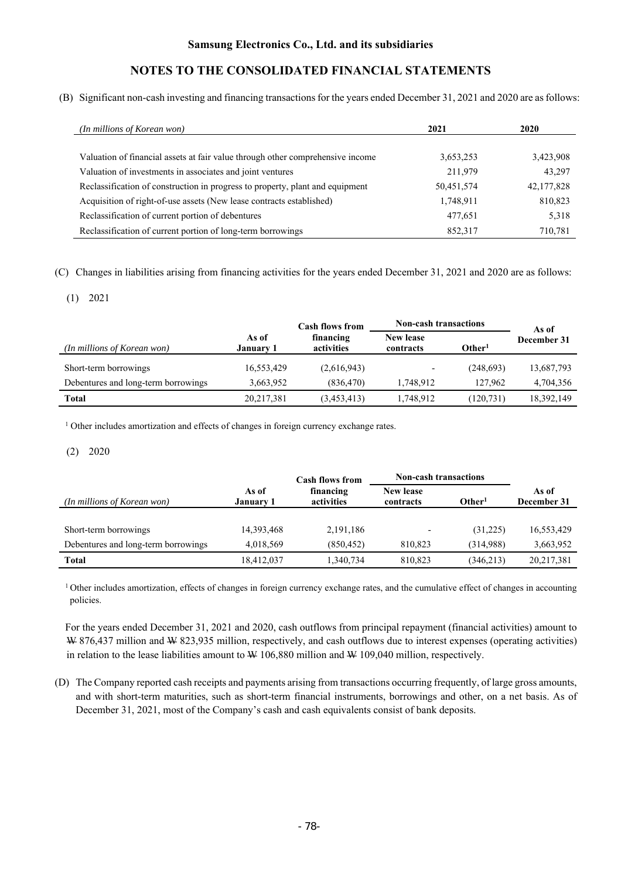(B) Significant non-cash investing and financing transactions for the years ended December 31, 2021 and 2020 are as follows:

| *(In millions of Korean won)* | 2021 | 2020 |
|---|---|---|
| Valuation of financial assets at fair value through other comprehensive income | 3,653,253 | 3,423,908 |
| Valuation of investments in associates and joint ventures | 211,979 | 43,297 |
| Reclassification of construction in progress to property, plant and equipment | 50,451,574 | 42,177,828 |
| Acquisition of right-of-use assets (New lease contracts established) | 1,748,911 | 810,823 |
| Reclassification of current portion of debentures | 477,651 | 5,318 |
| Reclassification of current portion of long-term borrowings | 852,317 | 710,781 |

(C) Changes in liabilities arising from financing activities for the years ended December 31, 2021 and 2020 are as follows:

(1) 2021

| | | Cash flows from | Non-cash transactions | | As of |
|---|---|---|---|---|---|
| *(In millions of Korean won)* | As of January 1 | financing activities | New lease contracts | Other[1] | December 31 |
| Short-term borrowings | 16,553,429 | (2,616,943) | - | (248,693) | 13,687,793 |
| Debentures and long-term borrowings | 3,663,952 | (836,470) | 1,748,912 | 127,962 | 4,704,356 |
| **Total** | 20,217,381 | (3,453,413) | 1,748,912 | (120,731) | 18,392,149 |

[1] Other includes amortization and effects of changes in foreign currency exchange rates.

(2) 2020

| | | Cash flows from | Non-cash transactions | | |
|---|---|---|---|---|---|
| *(In millions of Korean won)* | As of January 1 | financing activities | New lease contracts | Other[1] | As of December 31 |
| Short-term borrowings | 14,393,468 | 2,191,186 | - | (31,225) | 16,553,429 |
| Debentures and long-term borrowings | 4,018,569 | (850,452) | 810,823 | (314,988) | 3,663,952 |
| **Total** | 18,412,037 | 1,340,734 | 810,823 | (346,213) | 20,217,381 |

[1] Other includes amortization, effects of changes in foreign currency exchange rates, and the cumulative effect of changes in accounting policies.

For the years ended December 31, 2021 and 2020, cash outflows from principal repayment (financial activities) amount to ₩ 876,437 million and ₩ 823,935 million, respectively, and cash outflows due to interest expenses (operating activities) in relation to the lease liabilities amount to ₩ 106,880 million and ₩ 109,040 million, respectively.

(D) The Company reported cash receipts and payments arising from transactions occurring frequently, of large gross amounts, and with short-term maturities, such as short-term financial instruments, borrowings and other, on a net basis. As of December 31, 2021, most of the Company's cash and cash equivalents consist of bank deposits.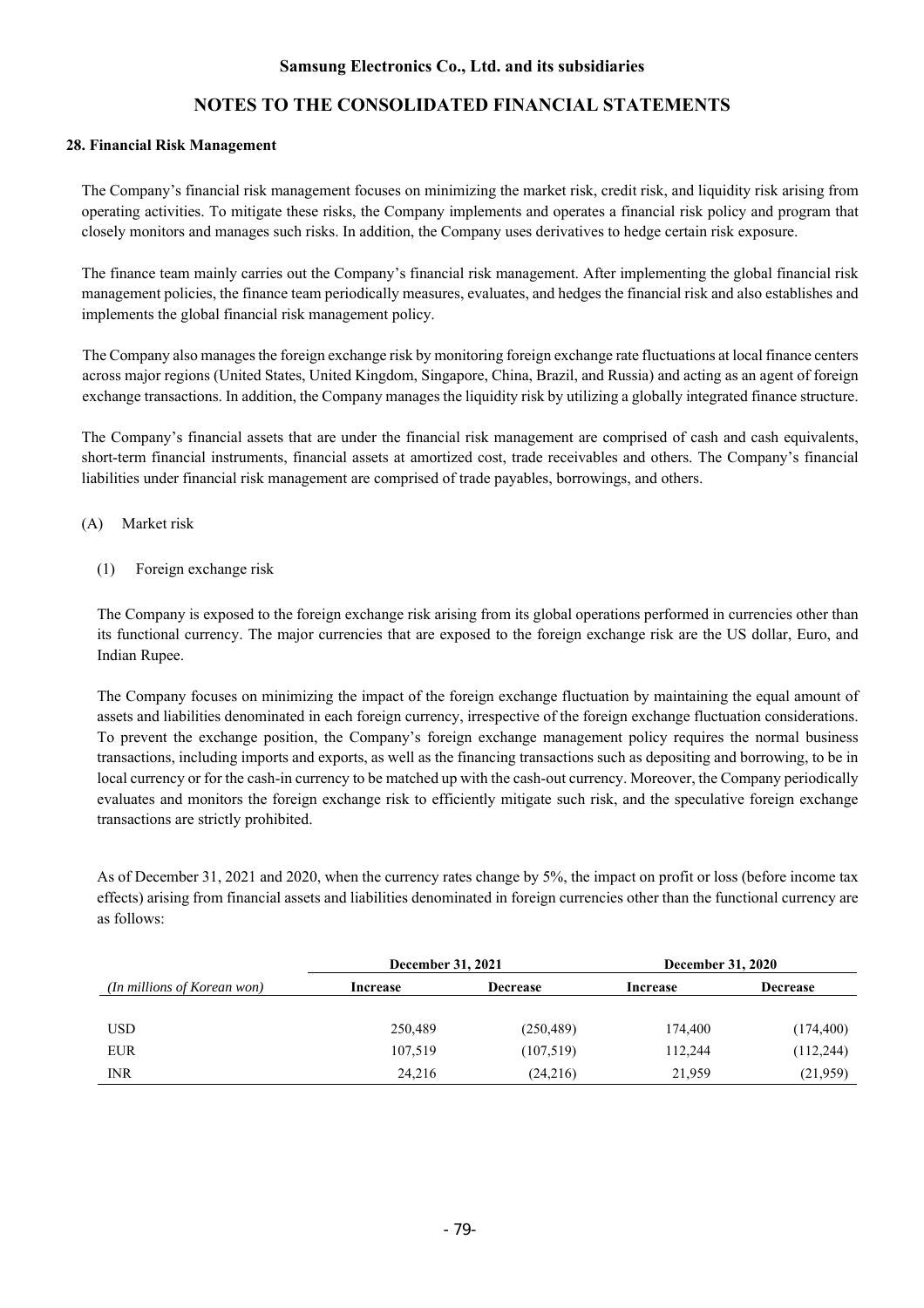## 28. Financial Risk Management

The Company's financial risk management focuses on minimizing the market risk, credit risk, and liquidity risk arising from operating activities. To mitigate these risks, the Company implements and operates a financial risk policy and program that closely monitors and manages such risks. In addition, the Company uses derivatives to hedge certain risk exposure.

The finance team mainly carries out the Company's financial risk management. After implementing the global financial risk management policies, the finance team periodically measures, evaluates, and hedges the financial risk and also establishes and implements the global financial risk management policy.

The Company also manages the foreign exchange risk by monitoring foreign exchange rate fluctuations at local finance centers across major regions (United States, United Kingdom, Singapore, China, Brazil, and Russia) and acting as an agent of foreign exchange transactions. In addition, the Company manages the liquidity risk by utilizing a globally integrated finance structure.

The Company's financial assets that are under the financial risk management are comprised of cash and cash equivalents, short-term financial instruments, financial assets at amortized cost, trade receivables and others. The Company's financial liabilities under financial risk management are comprised of trade payables, borrowings, and others.

(A) Market risk

(1) Foreign exchange risk

The Company is exposed to the foreign exchange risk arising from its global operations performed in currencies other than its functional currency. The major currencies that are exposed to the foreign exchange risk are the US dollar, Euro, and Indian Rupee.

The Company focuses on minimizing the impact of the foreign exchange fluctuation by maintaining the equal amount of assets and liabilities denominated in each foreign currency, irrespective of the foreign exchange fluctuation considerations. To prevent the exchange position, the Company's foreign exchange management policy requires the normal business transactions, including imports and exports, as well as the financing transactions such as depositing and borrowing, to be in local currency or for the cash-in currency to be matched up with the cash-out currency. Moreover, the Company periodically evaluates and monitors the foreign exchange risk to efficiently mitigate such risk, and the speculative foreign exchange transactions are strictly prohibited.

As of December 31, 2021 and 2020, when the currency rates change by 5%, the impact on profit or loss (before income tax effects) arising from financial assets and liabilities denominated in foreign currencies other than the functional currency are as follows:

| | **December 31, 2021** | | **December 31, 2020** | |
|---|---|---|---|---|
| *(In millions of Korean won)* | **Increase** | **Decrease** | **Increase** | **Decrease** |
| USD | 250,489 | (250,489) | 174,400 | (174,400) |
| EUR | 107,519 | (107,519) | 112,244 | (112,244) |
| INR | 24,216 | (24,216) | 21,959 | (21,959) |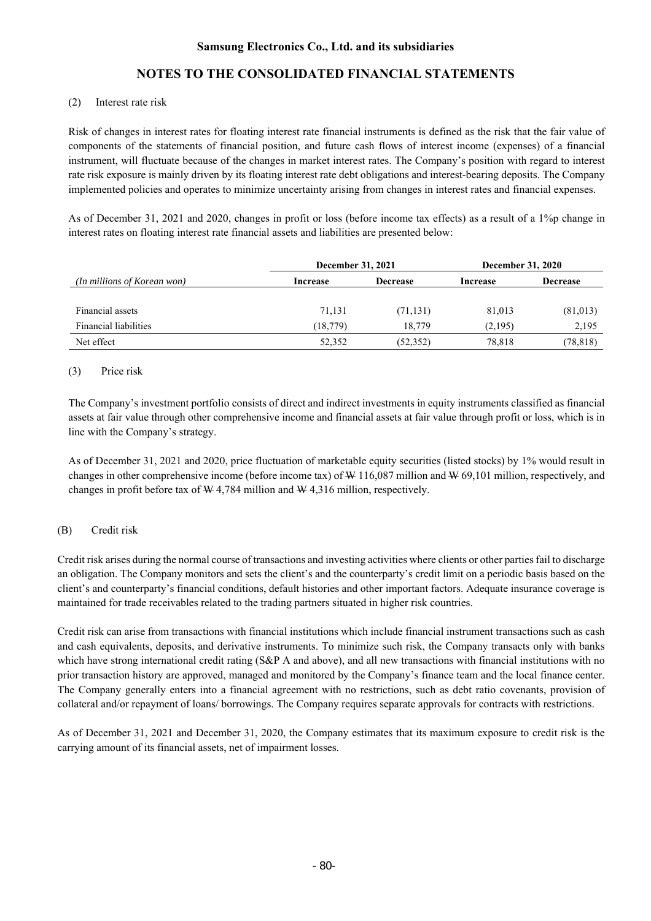(2) Interest rate risk

Risk of changes in interest rates for floating interest rate financial instruments is defined as the risk that the fair value of components of the statements of financial position, and future cash flows of interest income (expenses) of a financial instrument, will fluctuate because of the changes in market interest rates. The Company's position with regard to interest rate risk exposure is mainly driven by its floating interest rate debt obligations and interest-bearing deposits. The Company implemented policies and operates to minimize uncertainty arising from changes in interest rates and financial expenses.

As of December 31, 2021 and 2020, changes in profit or loss (before income tax effects) as a result of a 1%p change in interest rates on floating interest rate financial assets and liabilities are presented below:

| *(In millions of Korean won)* | **December 31, 2021** | | **December 31, 2020** | |
|---|---|---|---|---|
| | **Increase** | **Decrease** | **Increase** | **Decrease** |
| Financial assets | 71,131 | (71,131) | 81,013 | (81,013) |
| Financial liabilities | (18,779) | 18,779 | (2,195) | 2,195 |
| Net effect | 52,352 | (52,352) | 78,818 | (78,818) |

(3) Price risk

The Company's investment portfolio consists of direct and indirect investments in equity instruments classified as financial assets at fair value through other comprehensive income and financial assets at fair value through profit or loss, which is in line with the Company's strategy.

As of December 31, 2021 and 2020, price fluctuation of marketable equity securities (listed stocks) by 1% would result in changes in other comprehensive income (before income tax) of ₩ 116,087 million and ₩ 69,101 million, respectively, and changes in profit before tax of ₩ 4,784 million and ₩ 4,316 million, respectively.

(B) Credit risk

Credit risk arises during the normal course of transactions and investing activities where clients or other parties fail to discharge an obligation. The Company monitors and sets the client's and the counterparty's credit limit on a periodic basis based on the client's and counterparty's financial conditions, default histories and other important factors. Adequate insurance coverage is maintained for trade receivables related to the trading partners situated in higher risk countries.

Credit risk can arise from transactions with financial institutions which include financial instrument transactions such as cash and cash equivalents, deposits, and derivative instruments. To minimize such risk, the Company transacts only with banks which have strong international credit rating (S&P A and above), and all new transactions with financial institutions with no prior transaction history are approved, managed and monitored by the Company's finance team and the local finance center. The Company generally enters into a financial agreement with no restrictions, such as debt ratio covenants, provision of collateral and/or repayment of loans/ borrowings. The Company requires separate approvals for contracts with restrictions.

As of December 31, 2021 and December 31, 2020, the Company estimates that its maximum exposure to credit risk is the carrying amount of its financial assets, net of impairment losses.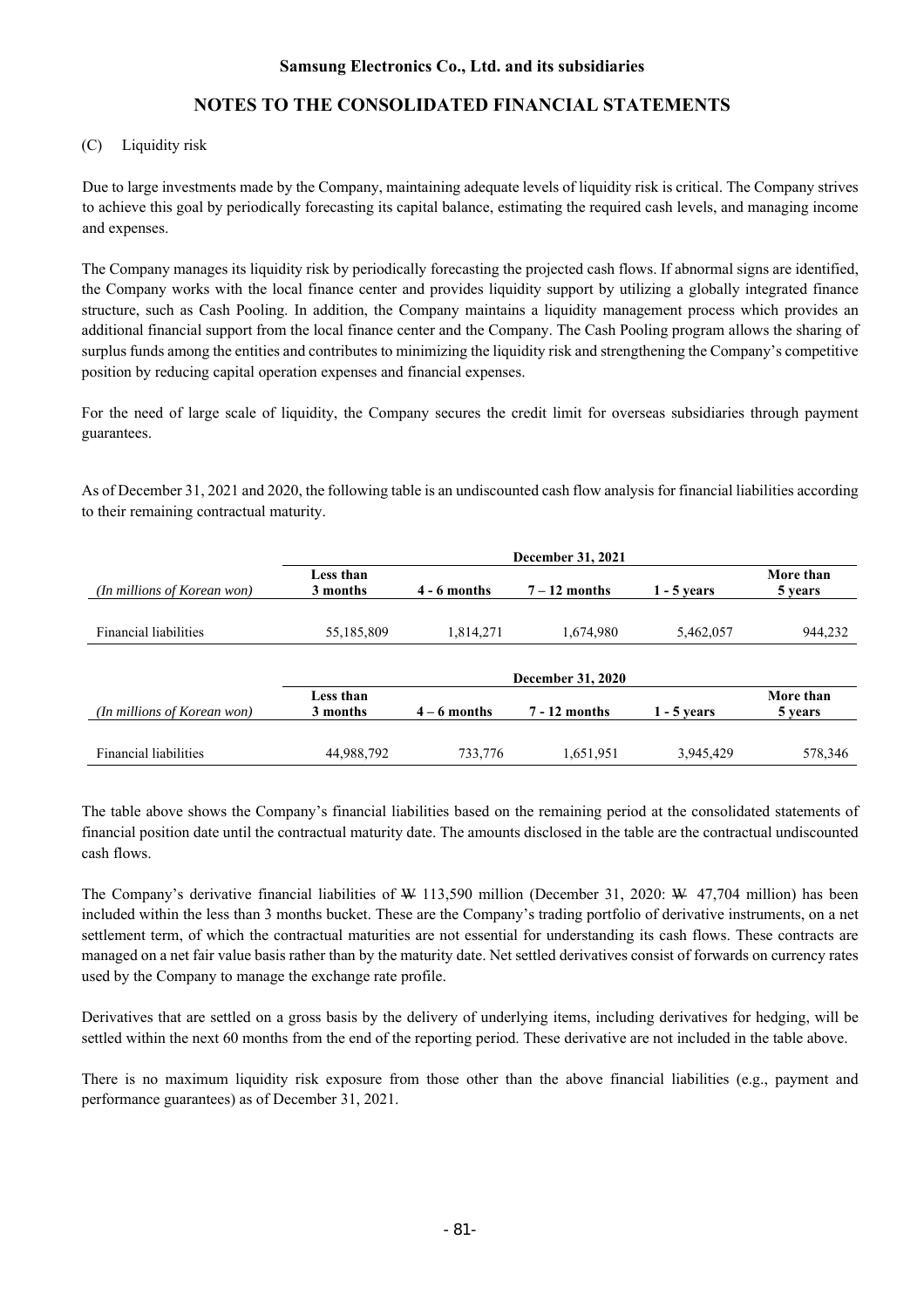(C) Liquidity risk

Due to large investments made by the Company, maintaining adequate levels of liquidity risk is critical. The Company strives to achieve this goal by periodically forecasting its capital balance, estimating the required cash levels, and managing income and expenses.

The Company manages its liquidity risk by periodically forecasting the projected cash flows. If abnormal signs are identified, the Company works with the local finance center and provides liquidity support by utilizing a globally integrated finance structure, such as Cash Pooling. In addition, the Company maintains a liquidity management process which provides an additional financial support from the local finance center and the Company. The Cash Pooling program allows the sharing of surplus funds among the entities and contributes to minimizing the liquidity risk and strengthening the Company's competitive position by reducing capital operation expenses and financial expenses.

For the need of large scale of liquidity, the Company secures the credit limit for overseas subsidiaries through payment guarantees.

As of December 31, 2021 and 2020, the following table is an undiscounted cash flow analysis for financial liabilities according to their remaining contractual maturity.

| | December 31, 2021 | | | | |
|---|---|---|---|---|---|
| *(In millions of Korean won)* | **Less than 3 months** | **4 - 6 months** | **7 – 12 months** | **1 - 5 years** | **More than 5 years** |
| Financial liabilities | 55,185,809 | 1,814,271 | 1,674,980 | 5,462,057 | 944,232 |

| | December 31, 2020 | | | | |
|---|---|---|---|---|---|
| *(In millions of Korean won)* | **Less than 3 months** | **4 – 6 months** | **7 - 12 months** | **1 - 5 years** | **More than 5 years** |
| Financial liabilities | 44,988,792 | 733,776 | 1,651,951 | 3,945,429 | 578,346 |

The table above shows the Company's financial liabilities based on the remaining period at the consolidated statements of financial position date until the contractual maturity date. The amounts disclosed in the table are the contractual undiscounted cash flows.

The Company's derivative financial liabilities of ₩ 113,590 million (December 31, 2020: ₩ 47,704 million) has been included within the less than 3 months bucket. These are the Company's trading portfolio of derivative instruments, on a net settlement term, of which the contractual maturities are not essential for understanding its cash flows. These contracts are managed on a net fair value basis rather than by the maturity date. Net settled derivatives consist of forwards on currency rates used by the Company to manage the exchange rate profile.

Derivatives that are settled on a gross basis by the delivery of underlying items, including derivatives for hedging, will be settled within the next 60 months from the end of the reporting period. These derivative are not included in the table above.

There is no maximum liquidity risk exposure from those other than the above financial liabilities (e.g., payment and performance guarantees) as of December 31, 2021.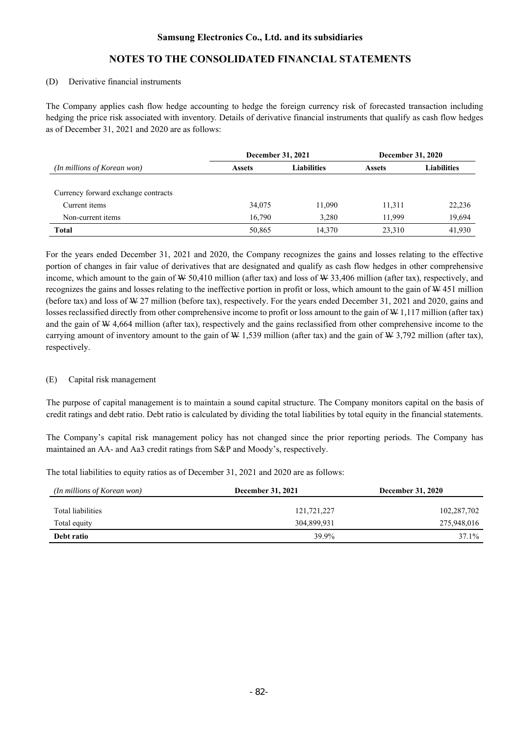(D) Derivative financial instruments

The Company applies cash flow hedge accounting to hedge the foreign currency risk of forecasted transaction including hedging the price risk associated with inventory. Details of derivative financial instruments that qualify as cash flow hedges as of December 31, 2021 and 2020 are as follows:

| *(In millions of Korean won)* | December 31, 2021 | | December 31, 2020 | |
|---|---|---|---|---|
| | **Assets** | **Liabilities** | **Assets** | **Liabilities** |
| Currency forward exchange contracts | | | | |
| Current items | 34,075 | 11,090 | 11,311 | 22,236 |
| Non-current items | 16,790 | 3,280 | 11,999 | 19,694 |
| **Total** | 50,865 | 14,370 | 23,310 | 41,930 |

For the years ended December 31, 2021 and 2020, the Company recognizes the gains and losses relating to the effective portion of changes in fair value of derivatives that are designated and qualify as cash flow hedges in other comprehensive income, which amount to the gain of ₩ 50,410 million (after tax) and loss of ₩ 33,406 million (after tax), respectively, and recognizes the gains and losses relating to the ineffective portion in profit or loss, which amount to the gain of ₩ 451 million (before tax) and loss of ₩ 27 million (before tax), respectively. For the years ended December 31, 2021 and 2020, gains and losses reclassified directly from other comprehensive income to profit or loss amount to the gain of ₩ 1,117 million (after tax) and the gain of ₩ 4,664 million (after tax), respectively and the gains reclassified from other comprehensive income to the carrying amount of inventory amount to the gain of ₩ 1,539 million (after tax) and the gain of ₩ 3,792 million (after tax), respectively.

(E) Capital risk management

The purpose of capital management is to maintain a sound capital structure. The Company monitors capital on the basis of credit ratings and debt ratio. Debt ratio is calculated by dividing the total liabilities by total equity in the financial statements.

The Company's capital risk management policy has not changed since the prior reporting periods. The Company has maintained an AA- and Aa3 credit ratings from S&P and Moody's, respectively.

The total liabilities to equity ratios as of December 31, 2021 and 2020 are as follows:

| *(In millions of Korean won)* | **December 31, 2021** | **December 31, 2020** |
|---|---|---|
| Total liabilities | 121,721,227 | 102,287,702 |
| Total equity | 304,899,931 | 275,948,016 |
| **Debt ratio** | 39.9% | 37.1% |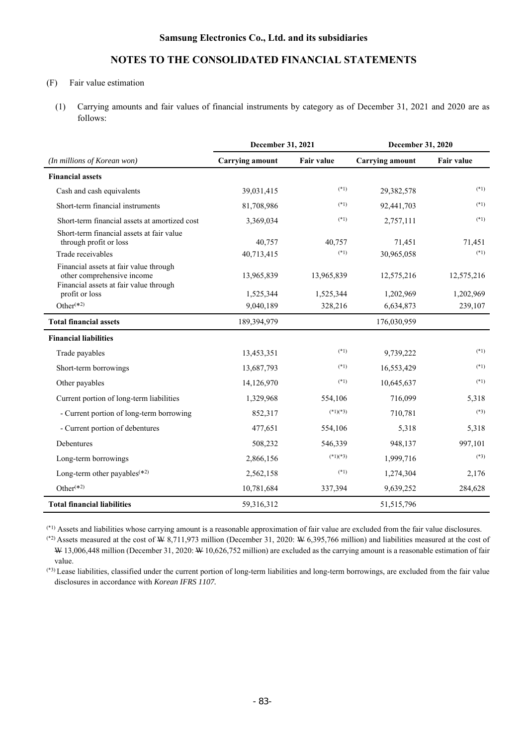(F) Fair value estimation

(1) Carrying amounts and fair values of financial instruments by category as of December 31, 2021 and 2020 are as follows:

| *(In millions of Korean won)* | December 31, 2021 | | December 31, 2020 | |
|---|---|---|---|---|
| | **Carrying amount** | **Fair value** | **Carrying amount** | **Fair value** |
| **Financial assets** | | | | |
| Cash and cash equivalents | 39,031,415 | (*1) | 29,382,578 | (*1) |
| Short-term financial instruments | 81,708,986 | (*1) | 92,441,703 | (*1) |
| Short-term financial assets at amortized cost | 3,369,034 | (*1) | 2,757,111 | (*1) |
| Short-term financial assets at fair value through profit or loss | 40,757 | 40,757 | 71,451 | 71,451 |
| Trade receivables | 40,713,415 | (*1) | 30,965,058 | (*1) |
| Financial assets at fair value through other comprehensive income | 13,965,839 | 13,965,839 | 12,575,216 | 12,575,216 |
| Financial assets at fair value through profit or loss | 1,525,344 | 1,525,344 | 1,202,969 | 1,202,969 |
| Other(*2) | 9,040,189 | 328,216 | 6,634,873 | 239,107 |
| **Total financial assets** | 189,394,979 | | 176,030,959 | |
| **Financial liabilities** | | | | |
| Trade payables | 13,453,351 | (*1) | 9,739,222 | (*1) |
| Short-term borrowings | 13,687,793 | (*1) | 16,553,429 | (*1) |
| Other payables | 14,126,970 | (*1) | 10,645,637 | (*1) |
| Current portion of long-term liabilities | 1,329,968 | 554,106 | 716,099 | 5,318 |
| - Current portion of long-term borrowing | 852,317 | (*1)(*3) | 710,781 | (*3) |
| - Current portion of debentures | 477,651 | 554,106 | 5,318 | 5,318 |
| Debentures | 508,232 | 546,339 | 948,137 | 997,101 |
| Long-term borrowings | 2,866,156 | (*1)(*3) | 1,999,716 | (*3) |
| Long-term other payables(*2) | 2,562,158 | (*1) | 1,274,304 | 2,176 |
| Other(*2) | 10,781,684 | 337,394 | 9,639,252 | 284,628 |
| **Total financial liabilities** | 59,316,312 | | 51,515,796 | |

(*1) Assets and liabilities whose carrying amount is a reasonable approximation of fair value are excluded from the fair value disclosures.

(*2) Assets measured at the cost of ₩ 8,711,973 million (December 31, 2020: ₩ 6,395,766 million) and liabilities measured at the cost of ₩ 13,006,448 million (December 31, 2020: ₩ 10,626,752 million) are excluded as the carrying amount is a reasonable estimation of fair value.

(*3) Lease liabilities, classified under the current portion of long-term liabilities and long-term borrowings, are excluded from the fair value disclosures in accordance with *Korean IFRS 1107*.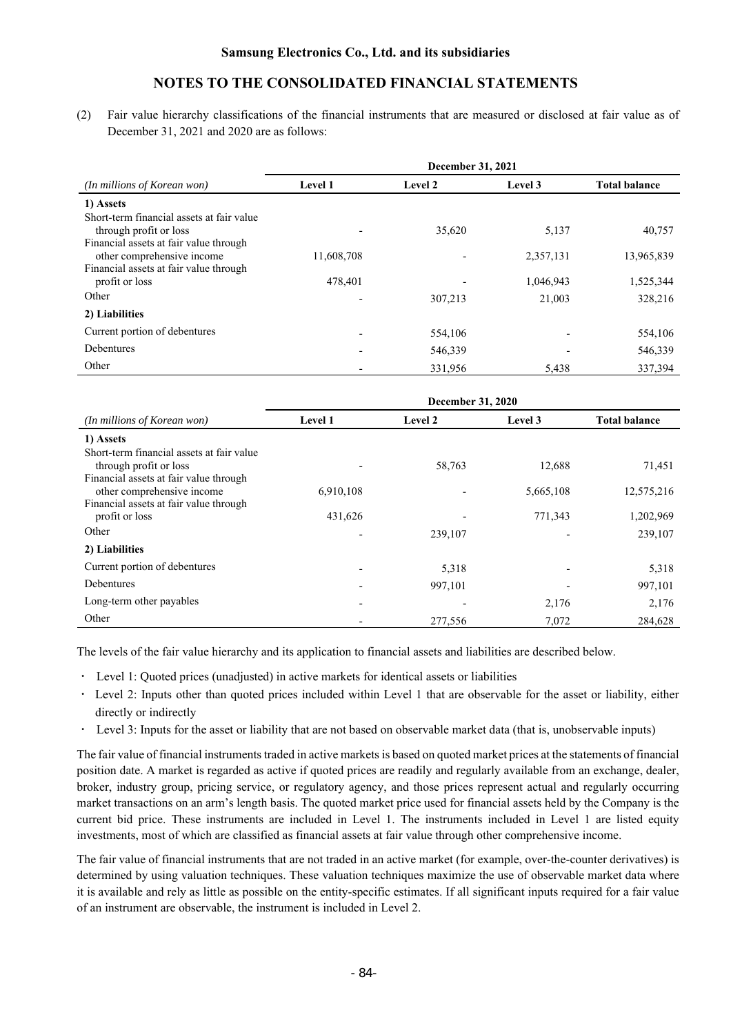(2) Fair value hierarchy classifications of the financial instruments that are measured or disclosed at fair value as of December 31, 2021 and 2020 are as follows:

| | December 31, 2021 | | | |
|---|---|---|---|---|
| *(In millions of Korean won)* | **Level 1** | **Level 2** | **Level 3** | **Total balance** |
| **1) Assets** | | | | |
| Short-term financial assets at fair value through profit or loss | - | 35,620 | 5,137 | 40,757 |
| Financial assets at fair value through other comprehensive income | 11,608,708 | - | 2,357,131 | 13,965,839 |
| Financial assets at fair value through profit or loss | 478,401 | - | 1,046,943 | 1,525,344 |
| Other | - | 307,213 | 21,003 | 328,216 |
| **2) Liabilities** | | | | |
| Current portion of debentures | - | 554,106 | - | 554,106 |
| Debentures | - | 546,339 | - | 546,339 |
| Other | - | 331,956 | 5,438 | 337,394 |

| | December 31, 2020 | | | |
|---|---|---|---|---|
| *(In millions of Korean won)* | **Level 1** | **Level 2** | **Level 3** | **Total balance** |
| **1) Assets** | | | | |
| Short-term financial assets at fair value through profit or loss | - | 58,763 | 12,688 | 71,451 |
| Financial assets at fair value through other comprehensive income | 6,910,108 | - | 5,665,108 | 12,575,216 |
| Financial assets at fair value through profit or loss | 431,626 | - | 771,343 | 1,202,969 |
| Other | - | 239,107 | - | 239,107 |
| **2) Liabilities** | | | | |
| Current portion of debentures | - | 5,318 | - | 5,318 |
| Debentures | - | 997,101 | - | 997,101 |
| Long-term other payables | - | - | 2,176 | 2,176 |
| Other | - | 277,556 | 7,072 | 284,628 |

The levels of the fair value hierarchy and its application to financial assets and liabilities are described below.

- Level 1: Quoted prices (unadjusted) in active markets for identical assets or liabilities
- Level 2: Inputs other than quoted prices included within Level 1 that are observable for the asset or liability, either directly or indirectly
- Level 3: Inputs for the asset or liability that are not based on observable market data (that is, unobservable inputs)

The fair value of financial instruments traded in active markets is based on quoted market prices at the statements of financial position date. A market is regarded as active if quoted prices are readily and regularly available from an exchange, dealer, broker, industry group, pricing service, or regulatory agency, and those prices represent actual and regularly occurring market transactions on an arm's length basis. The quoted market price used for financial assets held by the Company is the current bid price. These instruments are included in Level 1. The instruments included in Level 1 are listed equity investments, most of which are classified as financial assets at fair value through other comprehensive income.

The fair value of financial instruments that are not traded in an active market (for example, over-the-counter derivatives) is determined by using valuation techniques. These valuation techniques maximize the use of observable market data where it is available and rely as little as possible on the entity-specific estimates. If all significant inputs required for a fair value of an instrument are observable, the instrument is included in Level 2.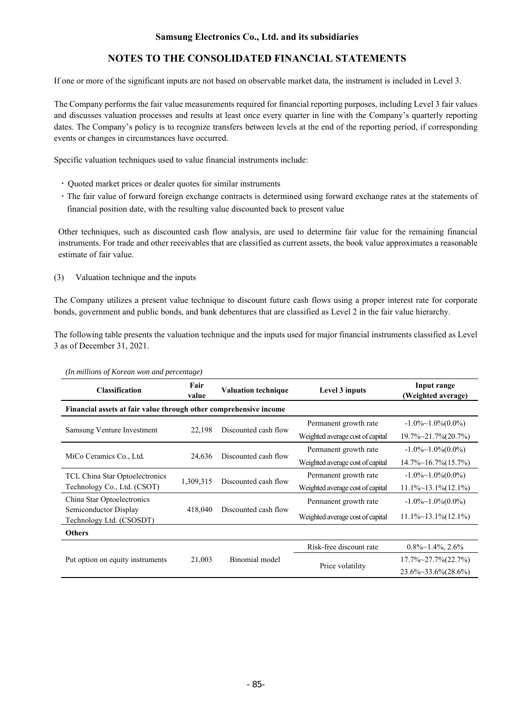If one or more of the significant inputs are not based on observable market data, the instrument is included in Level 3.

The Company performs the fair value measurements required for financial reporting purposes, including Level 3 fair values and discusses valuation processes and results at least once every quarter in line with the Company's quarterly reporting dates. The Company's policy is to recognize transfers between levels at the end of the reporting period, if corresponding events or changes in circumstances have occurred.

Specific valuation techniques used to value financial instruments include:

- Quoted market prices or dealer quotes for similar instruments
- The fair value of forward foreign exchange contracts is determined using forward exchange rates at the statements of financial position date, with the resulting value discounted back to present value

Other techniques, such as discounted cash flow analysis, are used to determine fair value for the remaining financial instruments. For trade and other receivables that are classified as current assets, the book value approximates a reasonable estimate of fair value.

(3) Valuation technique and the inputs

The Company utilizes a present value technique to discount future cash flows using a proper interest rate for corporate bonds, government and public bonds, and bank debentures that are classified as Level 2 in the fair value hierarchy.

The following table presents the valuation technique and the inputs used for major financial instruments classified as Level 3 as of December 31, 2021.

*(In millions of Korean won and percentage)*

| Classification | Fair value | Valuation technique | Level 3 inputs | Input range (Weighted average) |
|---|---|---|---|---|
| **Financial assets at fair value through other comprehensive income** | | | | |
| Samsung Venture Investment | 22,198 | Discounted cash flow | Permanent growth rate | -1.0%~1.0%(0.0%) |
| | | | Weighted average cost of capital | 19.7%~21.7%(20.7%) |
| MiCo Ceramics Co., Ltd. | 24,636 | Discounted cash flow | Permanent growth rate | -1.0%~1.0%(0.0%) |
| | | | Weighted average cost of capital | 14.7%~16.7%(15.7%) |
| TCL China Star Optoelectronics Technology Co., Ltd. (CSOT) | 1,309,315 | Discounted cash flow | Permanent growth rate | -1.0%~1.0%(0.0%) |
| | | | Weighted average cost of capital | 11.1%~13.1%(12.1%) |
| China Star Optoelectronics Semiconductor Display Technology Ltd. (CSOSDT) | 418,040 | Discounted cash flow | Permanent growth rate | -1.0%~1.0%(0.0%) |
| | | | Weighted average cost of capital | 11.1%~13.1%(12.1%) |
| **Others** | | | | |
| Put option on equity instruments | 21,003 | Binomial model | Risk-free discount rate | 0.8%~1.4%, 2.6% |
| | | | Price volatility | 17.7%~27.7%(22.7%) |
| | | | | 23.6%~33.6%(28.6%) |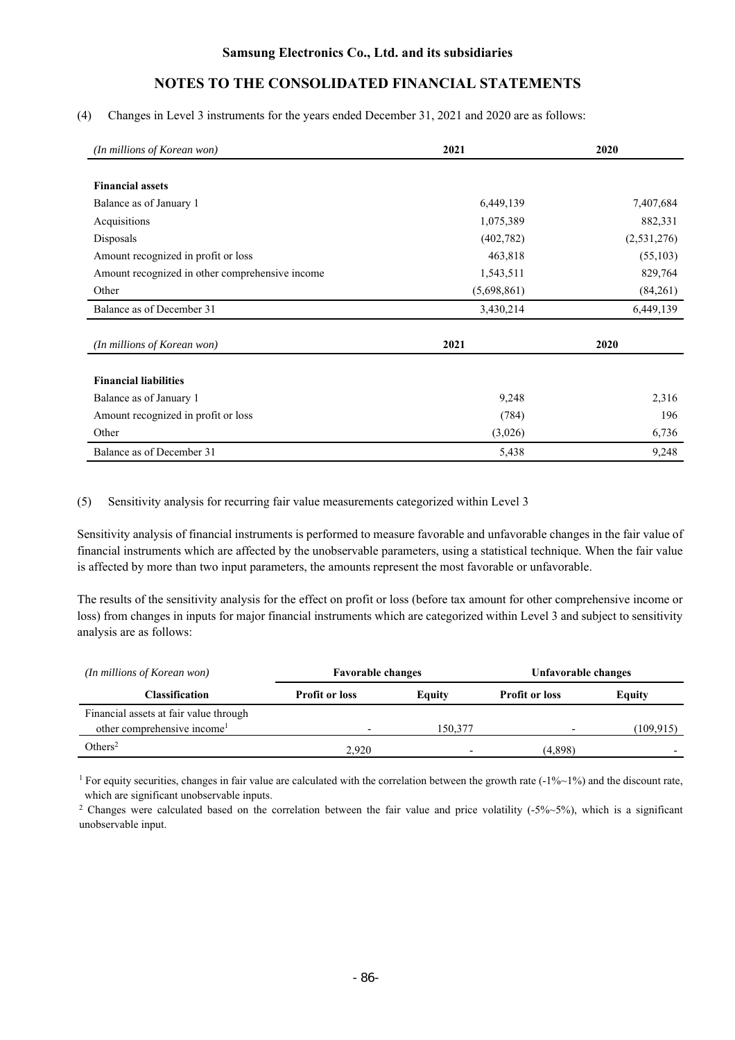**Samsung Electronics Co., Ltd. and its subsidiaries**

**NOTES TO THE CONSOLIDATED FINANCIAL STATEMENTS**

(4) Changes in Level 3 instruments for the years ended December 31, 2021 and 2020 are as follows:

| *(In millions of Korean won)* | 2021 | 2020 |
|---|---|---|
| **Financial assets** | | |
| Balance as of January 1 | 6,449,139 | 7,407,684 |
| Acquisitions | 1,075,389 | 882,331 |
| Disposals | (402,782) | (2,531,276) |
| Amount recognized in profit or loss | 463,818 | (55,103) |
| Amount recognized in other comprehensive income | 1,543,511 | 829,764 |
| Other | (5,698,861) | (84,261) |
| Balance as of December 31 | 3,430,214 | 6,449,139 |

| *(In millions of Korean won)* | 2021 | 2020 |
|---|---|---|
| **Financial liabilities** | | |
| Balance as of January 1 | 9,248 | 2,316 |
| Amount recognized in profit or loss | (784) | 196 |
| Other | (3,026) | 6,736 |
| Balance as of December 31 | 5,438 | 9,248 |

(5) Sensitivity analysis for recurring fair value measurements categorized within Level 3

Sensitivity analysis of financial instruments is performed to measure favorable and unfavorable changes in the fair value of financial instruments which are affected by the unobservable parameters, using a statistical technique. When the fair value is affected by more than two input parameters, the amounts represent the most favorable or unfavorable.

The results of the sensitivity analysis for the effect on profit or loss (before tax amount for other comprehensive income or loss) from changes in inputs for major financial instruments which are categorized within Level 3 and subject to sensitivity analysis are as follows:

| *(In millions of Korean won)* | Favorable changes | | Unfavorable changes | |
|---|---|---|---|---|
| **Classification** | **Profit or loss** | **Equity** | **Profit or loss** | **Equity** |
| Financial assets at fair value through other comprehensive income[1] | - | 150,377 | - | (109,915) |
| Others[2] | 2,920 | - | (4,898) | - |

[1] For equity securities, changes in fair value are calculated with the correlation between the growth rate (-1%~1%) and the discount rate, which are significant unobservable inputs.

[2] Changes were calculated based on the correlation between the fair value and price volatility (-5%~5%), which is a significant unobservable input.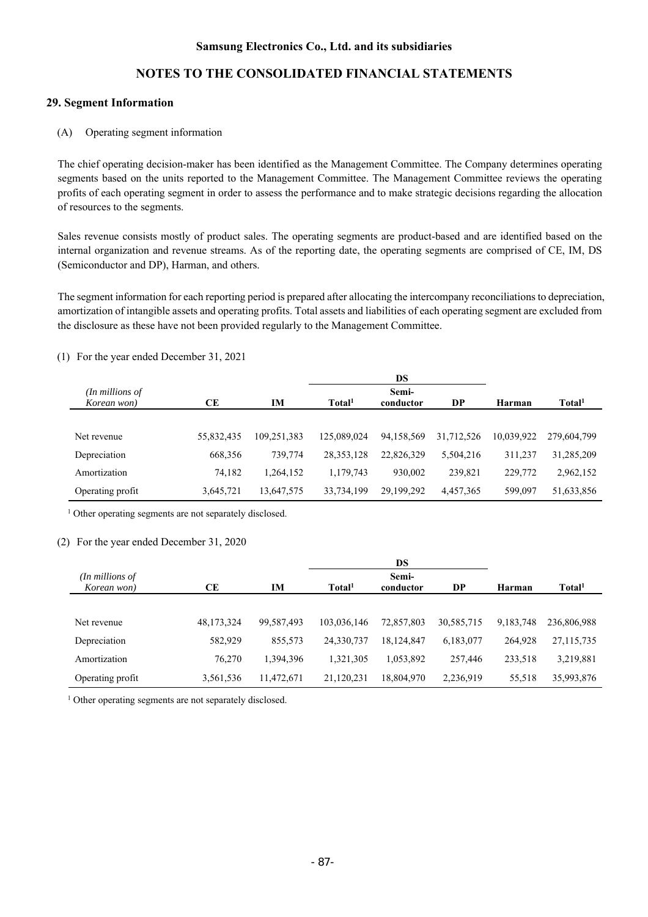## 29. Segment Information

(A) Operating segment information

The chief operating decision-maker has been identified as the Management Committee. The Company determines operating segments based on the units reported to the Management Committee. The Management Committee reviews the operating profits of each operating segment in order to assess the performance and to make strategic decisions regarding the allocation of resources to the segments.

Sales revenue consists mostly of product sales. The operating segments are product-based and are identified based on the internal organization and revenue streams. As of the reporting date, the operating segments are comprised of CE, IM, DS (Semiconductor and DP), Harman, and others.

The segment information for each reporting period is prepared after allocating the intercompany reconciliations to depreciation, amortization of intangible assets and operating profits. Total assets and liabilities of each operating segment are excluded from the disclosure as these have not been provided regularly to the Management Committee.

(1) For the year ended December 31, 2021

| *(In millions of Korean won)* | | | **DS** | | | | |
|---|---|---|---|---|---|---|---|
| | **CE** | **IM** | **Total**[1] | **Semi-conductor** | **DP** | **Harman** | **Total**[1] |
| Net revenue | 55,832,435 | 109,251,383 | 125,089,024 | 94,158,569 | 31,712,526 | 10,039,922 | 279,604,799 |
| Depreciation | 668,356 | 739,774 | 28,353,128 | 22,826,329 | 5,504,216 | 311,237 | 31,285,209 |
| Amortization | 74,182 | 1,264,152 | 1,179,743 | 930,002 | 239,821 | 229,772 | 2,962,152 |
| Operating profit | 3,645,721 | 13,647,575 | 33,734,199 | 29,199,292 | 4,457,365 | 599,097 | 51,633,856 |

[1] Other operating segments are not separately disclosed.

(2) For the year ended December 31, 2020

| *(In millions of Korean won)* | | | **DS** | | | | |
|---|---|---|---|---|---|---|---|
| | **CE** | **IM** | **Total**[1] | **Semi-conductor** | **DP** | **Harman** | **Total**[1] |
| Net revenue | 48,173,324 | 99,587,493 | 103,036,146 | 72,857,803 | 30,585,715 | 9,183,748 | 236,806,988 |
| Depreciation | 582,929 | 855,573 | 24,330,737 | 18,124,847 | 6,183,077 | 264,928 | 27,115,735 |
| Amortization | 76,270 | 1,394,396 | 1,321,305 | 1,053,892 | 257,446 | 233,518 | 3,219,881 |
| Operating profit | 3,561,536 | 11,472,671 | 21,120,231 | 18,804,970 | 2,236,919 | 55,518 | 35,993,876 |

[1] Other operating segments are not separately disclosed.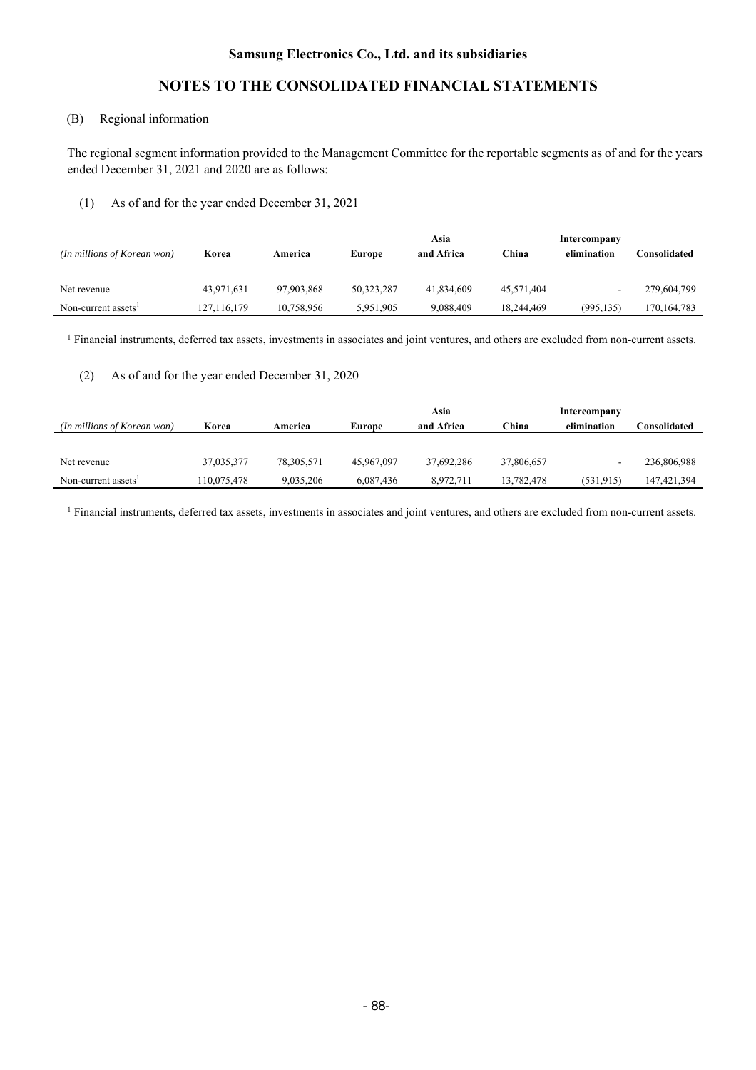# Samsung Electronics Co., Ltd. and its subsidiaries

## NOTES TO THE CONSOLIDATED FINANCIAL STATEMENTS

(B) Regional information

The regional segment information provided to the Management Committee for the reportable segments as of and for the years ended December 31, 2021 and 2020 are as follows:

(1) As of and for the year ended December 31, 2021

| *(In millions of Korean won)* | Korea | America | Europe | Asia and Africa | China | Intercompany elimination | Consolidated |
|---|---|---|---|---|---|---|---|
| Net revenue | 43,971,631 | 97,903,868 | 50,323,287 | 41,834,609 | 45,571,404 | - | 279,604,799 |
| Non-current assets[1] | 127,116,179 | 10,758,956 | 5,951,905 | 9,088,409 | 18,244,469 | (995,135) | 170,164,783 |

[1] Financial instruments, deferred tax assets, investments in associates and joint ventures, and others are excluded from non-current assets.

(2) As of and for the year ended December 31, 2020

| *(In millions of Korean won)* | Korea | America | Europe | Asia and Africa | China | Intercompany elimination | Consolidated |
|---|---|---|---|---|---|---|---|
| Net revenue | 37,035,377 | 78,305,571 | 45,967,097 | 37,692,286 | 37,806,657 | - | 236,806,988 |
| Non-current assets[1] | 110,075,478 | 9,035,206 | 6,087,436 | 8,972,711 | 13,782,478 | (531,915) | 147,421,394 |

[1] Financial instruments, deferred tax assets, investments in associates and joint ventures, and others are excluded from non-current assets.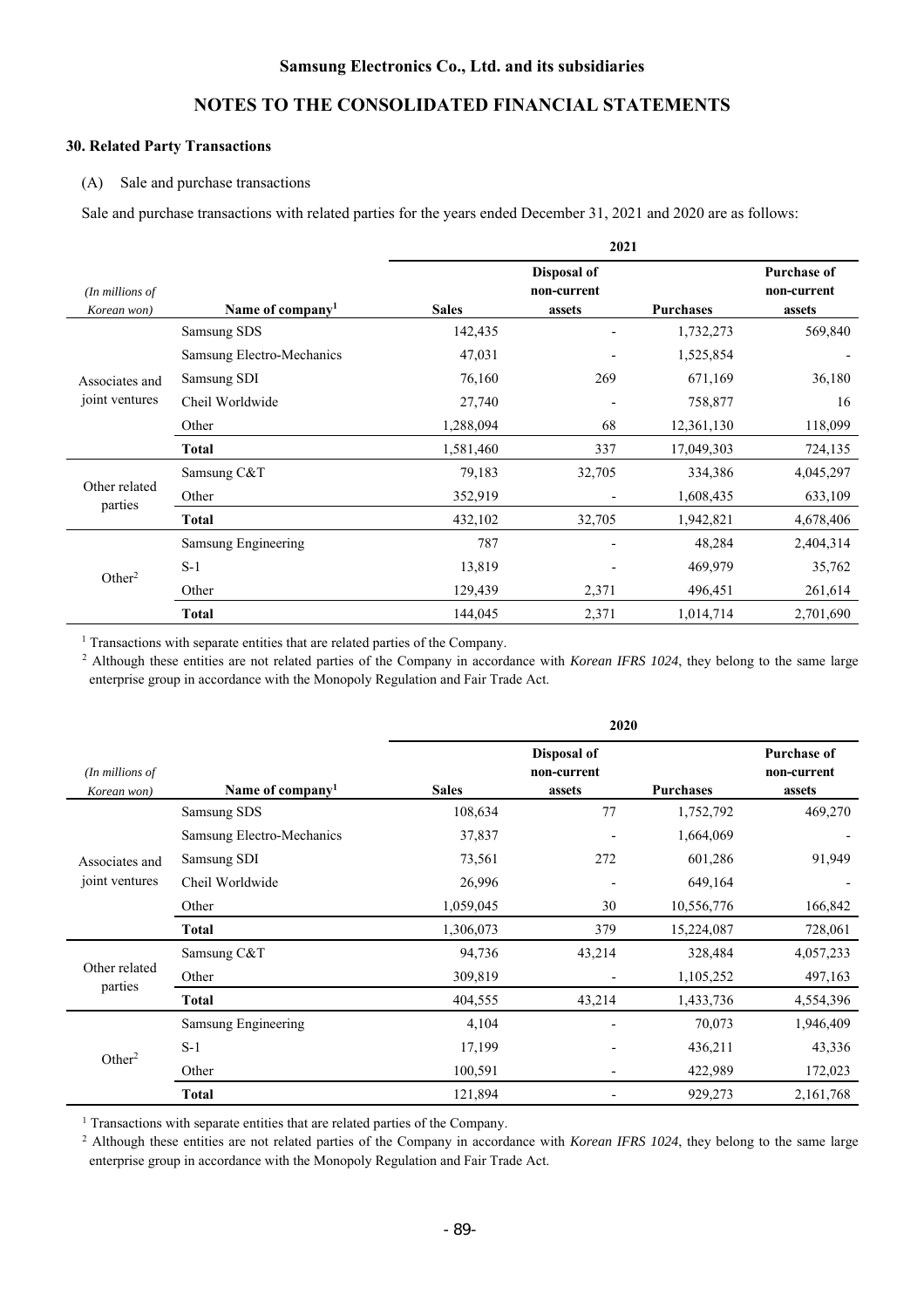## 30. Related Party Transactions

(A) Sale and purchase transactions

Sale and purchase transactions with related parties for the years ended December 31, 2021 and 2020 are as follows:

| *(In millions of Korean won)* | Name of company[1] | 2021 | | | |
|---|---|---|---|---|---|
| | | Sales | Disposal of non-current assets | Purchases | Purchase of non-current assets |
| Associates and joint ventures | Samsung SDS | 142,435 | - | 1,732,273 | 569,840 |
| | Samsung Electro-Mechanics | 47,031 | - | 1,525,854 | - |
| | Samsung SDI | 76,160 | 269 | 671,169 | 36,180 |
| | Cheil Worldwide | 27,740 | - | 758,877 | 16 |
| | Other | 1,288,094 | 68 | 12,361,130 | 118,099 |
| | **Total** | 1,581,460 | 337 | 17,049,303 | 724,135 |
| Other related parties | Samsung C&T | 79,183 | 32,705 | 334,386 | 4,045,297 |
| | Other | 352,919 | - | 1,608,435 | 633,109 |
| | **Total** | 432,102 | 32,705 | 1,942,821 | 4,678,406 |
| Other[2] | Samsung Engineering | 787 | - | 48,284 | 2,404,314 |
| | S-1 | 13,819 | - | 469,979 | 35,762 |
| | Other | 129,439 | 2,371 | 496,451 | 261,614 |
| | **Total** | 144,045 | 2,371 | 1,014,714 | 2,701,690 |

[1] Transactions with separate entities that are related parties of the Company.

[2] Although these entities are not related parties of the Company in accordance with *Korean IFRS 1024*, they belong to the same large enterprise group in accordance with the Monopoly Regulation and Fair Trade Act.

| *(In millions of Korean won)* | Name of company[1] | 2020 | | | |
|---|---|---|---|---|---|
| | | Sales | Disposal of non-current assets | Purchases | Purchase of non-current assets |
| Associates and joint ventures | Samsung SDS | 108,634 | 77 | 1,752,792 | 469,270 |
| | Samsung Electro-Mechanics | 37,837 | - | 1,664,069 | - |
| | Samsung SDI | 73,561 | 272 | 601,286 | 91,949 |
| | Cheil Worldwide | 26,996 | - | 649,164 | - |
| | Other | 1,059,045 | 30 | 10,556,776 | 166,842 |
| | **Total** | 1,306,073 | 379 | 15,224,087 | 728,061 |
| Other related parties | Samsung C&T | 94,736 | 43,214 | 328,484 | 4,057,233 |
| | Other | 309,819 | - | 1,105,252 | 497,163 |
| | **Total** | 404,555 | 43,214 | 1,433,736 | 4,554,396 |
| Other[2] | Samsung Engineering | 4,104 | - | 70,073 | 1,946,409 |
| | S-1 | 17,199 | - | 436,211 | 43,336 |
| | Other | 100,591 | - | 422,989 | 172,023 |
| | **Total** | 121,894 | - | 929,273 | 2,161,768 |

[1] Transactions with separate entities that are related parties of the Company.

[2] Although these entities are not related parties of the Company in accordance with *Korean IFRS 1024*, they belong to the same large enterprise group in accordance with the Monopoly Regulation and Fair Trade Act.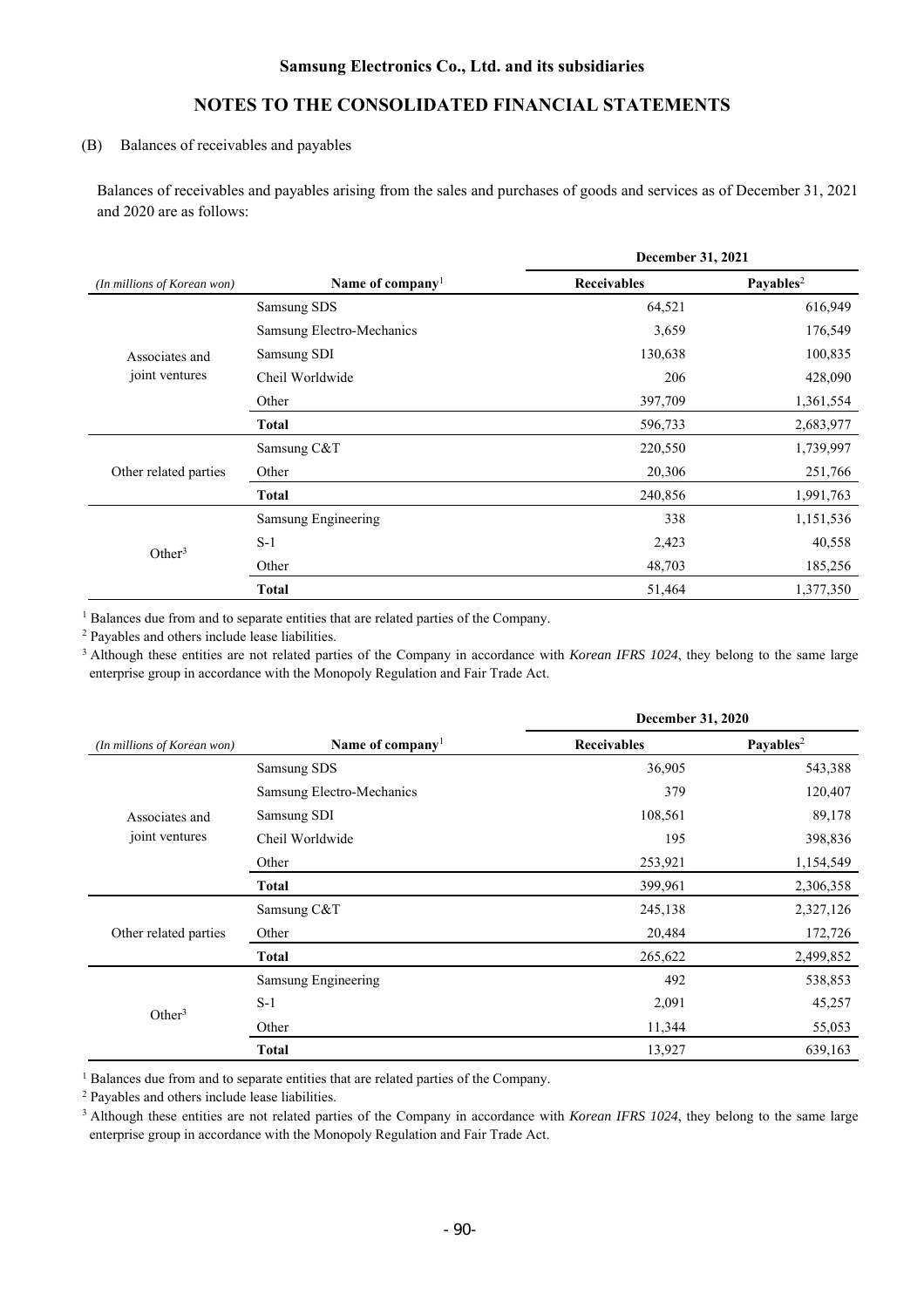Samsung Electronics Co., Ltd. and its subsidiaries

## NOTES TO THE CONSOLIDATED FINANCIAL STATEMENTS

(B) Balances of receivables and payables

Balances of receivables and payables arising from the sales and purchases of goods and services as of December 31, 2021 and 2020 are as follows:

| | | December 31, 2021 | |
|---|---|---|---|
| *(In millions of Korean won)* | **Name of company**[1] | **Receivables** | **Payables**[2] |
| Associates and joint ventures | Samsung SDS | 64,521 | 616,949 |
| | Samsung Electro-Mechanics | 3,659 | 176,549 |
| | Samsung SDI | 130,638 | 100,835 |
| | Cheil Worldwide | 206 | 428,090 |
| | Other | 397,709 | 1,361,554 |
| | **Total** | 596,733 | 2,683,977 |
| Other related parties | Samsung C&T | 220,550 | 1,739,997 |
| | Other | 20,306 | 251,766 |
| | **Total** | 240,856 | 1,991,763 |
| Other[3] | Samsung Engineering | 338 | 1,151,536 |
| | S-1 | 2,423 | 40,558 |
| | Other | 48,703 | 185,256 |
| | **Total** | 51,464 | 1,377,350 |

[1] Balances due from and to separate entities that are related parties of the Company.

[2] Payables and others include lease liabilities.

[3] Although these entities are not related parties of the Company in accordance with *Korean IFRS 1024*, they belong to the same large enterprise group in accordance with the Monopoly Regulation and Fair Trade Act.

| | | December 31, 2020 | |
|---|---|---|---|
| *(In millions of Korean won)* | **Name of company**[1] | **Receivables** | **Payables**[2] |
| Associates and joint ventures | Samsung SDS | 36,905 | 543,388 |
| | Samsung Electro-Mechanics | 379 | 120,407 |
| | Samsung SDI | 108,561 | 89,178 |
| | Cheil Worldwide | 195 | 398,836 |
| | Other | 253,921 | 1,154,549 |
| | **Total** | 399,961 | 2,306,358 |
| Other related parties | Samsung C&T | 245,138 | 2,327,126 |
| | Other | 20,484 | 172,726 |
| | **Total** | 265,622 | 2,499,852 |
| Other[3] | Samsung Engineering | 492 | 538,853 |
| | S-1 | 2,091 | 45,257 |
| | Other | 11,344 | 55,053 |
| | **Total** | 13,927 | 639,163 |

[1] Balances due from and to separate entities that are related parties of the Company.

[2] Payables and others include lease liabilities.

[3] Although these entities are not related parties of the Company in accordance with *Korean IFRS 1024*, they belong to the same large enterprise group in accordance with the Monopoly Regulation and Fair Trade Act.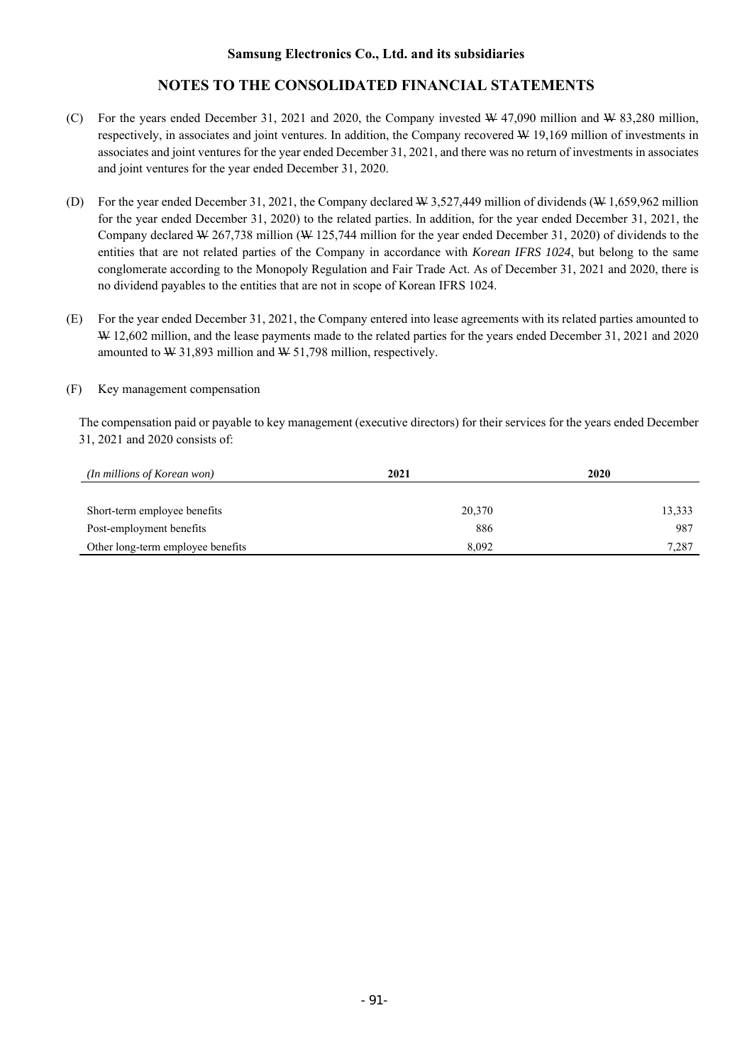(C) For the years ended December 31, 2021 and 2020, the Company invested ₩ 47,090 million and ₩ 83,280 million, respectively, in associates and joint ventures. In addition, the Company recovered ₩ 19,169 million of investments in associates and joint ventures for the year ended December 31, 2021, and there was no return of investments in associates and joint ventures for the year ended December 31, 2020.

(D) For the year ended December 31, 2021, the Company declared ₩ 3,527,449 million of dividends (₩ 1,659,962 million for the year ended December 31, 2020) to the related parties. In addition, for the year ended December 31, 2021, the Company declared ₩ 267,738 million (₩ 125,744 million for the year ended December 31, 2020) of dividends to the entities that are not related parties of the Company in accordance with *Korean IFRS 1024*, but belong to the same conglomerate according to the Monopoly Regulation and Fair Trade Act. As of December 31, 2021 and 2020, there is no dividend payables to the entities that are not in scope of Korean IFRS 1024.

(E) For the year ended December 31, 2021, the Company entered into lease agreements with its related parties amounted to ₩ 12,602 million, and the lease payments made to the related parties for the years ended December 31, 2021 and 2020 amounted to ₩ 31,893 million and ₩ 51,798 million, respectively.

(F) Key management compensation

The compensation paid or payable to key management (executive directors) for their services for the years ended December 31, 2021 and 2020 consists of:

| *(In millions of Korean won)* | **2021** | **2020** |
|---|---|---|
| Short-term employee benefits | 20,370 | 13,333 |
| Post-employment benefits | 886 | 987 |
| Other long-term employee benefits | 8,092 | 7,287 |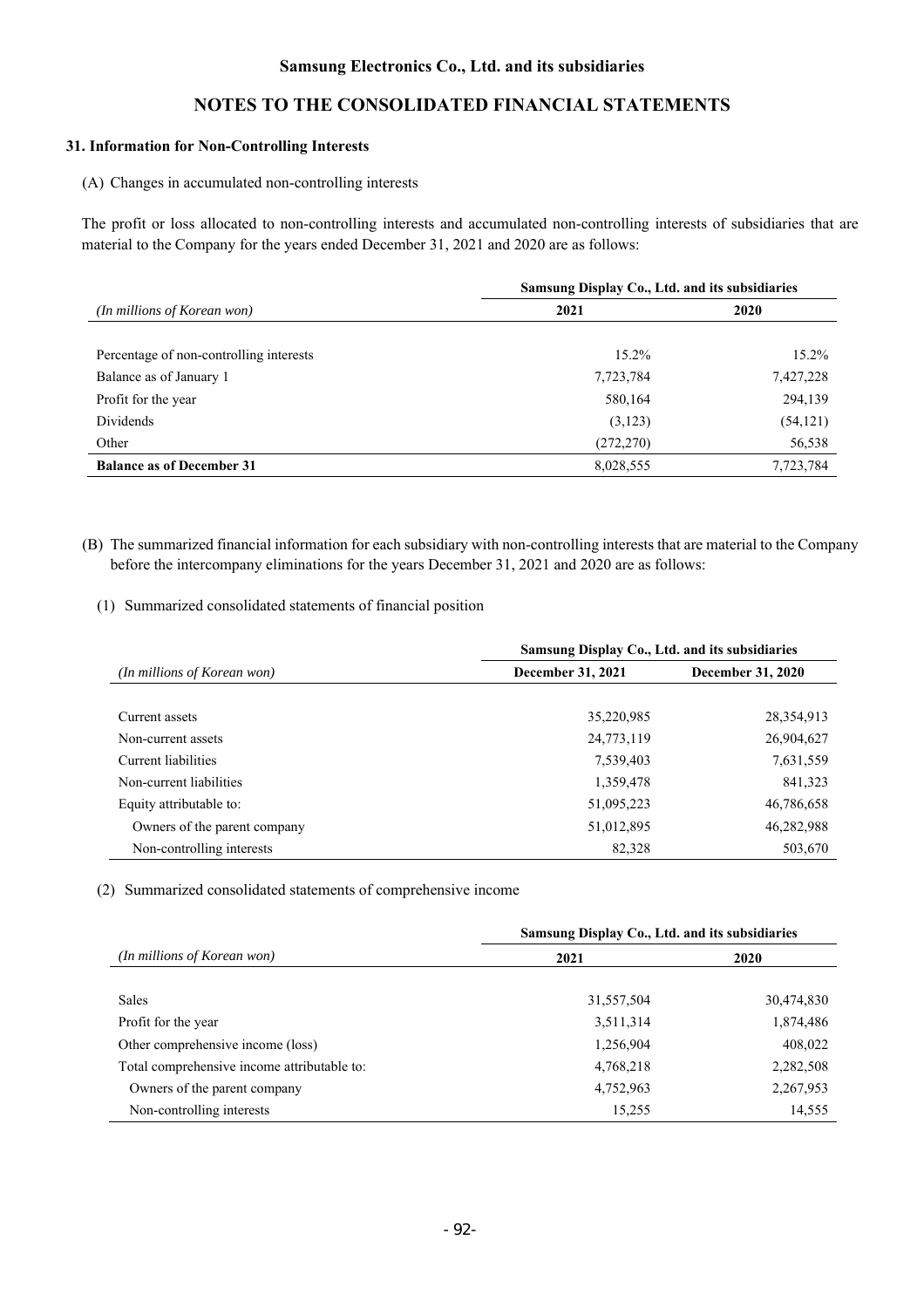## 31. Information for Non-Controlling Interests

(A) Changes in accumulated non-controlling interests

The profit or loss allocated to non-controlling interests and accumulated non-controlling interests of subsidiaries that are material to the Company for the years ended December 31, 2021 and 2020 are as follows:

| | Samsung Display Co., Ltd. and its subsidiaries | |
|---|---|---|
| *(In millions of Korean won)* | **2021** | **2020** |
| Percentage of non-controlling interests | 15.2% | 15.2% |
| Balance as of January 1 | 7,723,784 | 7,427,228 |
| Profit for the year | 580,164 | 294,139 |
| Dividends | (3,123) | (54,121) |
| Other | (272,270) | 56,538 |
| **Balance as of December 31** | 8,028,555 | 7,723,784 |

(B) The summarized financial information for each subsidiary with non-controlling interests that are material to the Company before the intercompany eliminations for the years December 31, 2021 and 2020 are as follows:

(1) Summarized consolidated statements of financial position

| | Samsung Display Co., Ltd. and its subsidiaries | |
|---|---|---|
| *(In millions of Korean won)* | **December 31, 2021** | **December 31, 2020** |
| Current assets | 35,220,985 | 28,354,913 |
| Non-current assets | 24,773,119 | 26,904,627 |
| Current liabilities | 7,539,403 | 7,631,559 |
| Non-current liabilities | 1,359,478 | 841,323 |
| Equity attributable to: | 51,095,223 | 46,786,658 |
| Owners of the parent company | 51,012,895 | 46,282,988 |
| Non-controlling interests | 82,328 | 503,670 |

(2) Summarized consolidated statements of comprehensive income

| | Samsung Display Co., Ltd. and its subsidiaries | |
|---|---|---|
| *(In millions of Korean won)* | **2021** | **2020** |
| Sales | 31,557,504 | 30,474,830 |
| Profit for the year | 3,511,314 | 1,874,486 |
| Other comprehensive income (loss) | 1,256,904 | 408,022 |
| Total comprehensive income attributable to: | 4,768,218 | 2,282,508 |
| Owners of the parent company | 4,752,963 | 2,267,953 |
| Non-controlling interests | 15,255 | 14,555 |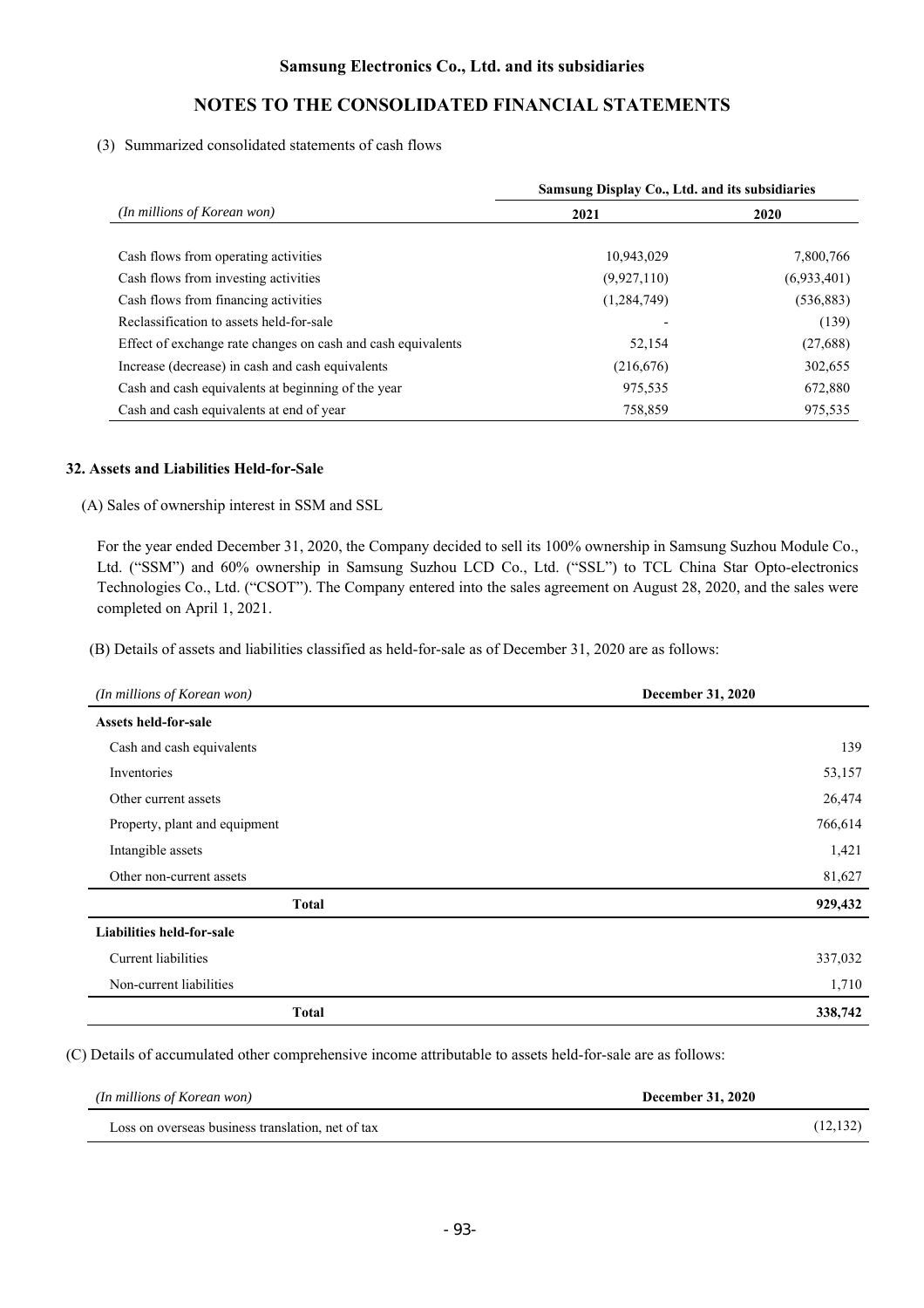(3) Summarized consolidated statements of cash flows

| *(In millions of Korean won)* | Samsung Display Co., Ltd. and its subsidiaries | |
|---|---|---|
| | **2021** | **2020** |
| Cash flows from operating activities | 10,943,029 | 7,800,766 |
| Cash flows from investing activities | (9,927,110) | (6,933,401) |
| Cash flows from financing activities | (1,284,749) | (536,883) |
| Reclassification to assets held-for-sale | - | (139) |
| Effect of exchange rate changes on cash and cash equivalents | 52,154 | (27,688) |
| Increase (decrease) in cash and cash equivalents | (216,676) | 302,655 |
| Cash and cash equivalents at beginning of the year | 975,535 | 672,880 |
| Cash and cash equivalents at end of year | 758,859 | 975,535 |

## 32. Assets and Liabilities Held-for-Sale

(A) Sales of ownership interest in SSM and SSL

For the year ended December 31, 2020, the Company decided to sell its 100% ownership in Samsung Suzhou Module Co., Ltd. ("SSM") and 60% ownership in Samsung Suzhou LCD Co., Ltd. ("SSL") to TCL China Star Opto-electronics Technologies Co., Ltd. ("CSOT"). The Company entered into the sales agreement on August 28, 2020, and the sales were completed on April 1, 2021.

(B) Details of assets and liabilities classified as held-for-sale as of December 31, 2020 are as follows:

| *(In millions of Korean won)* | **December 31, 2020** |
|---|---|
| **Assets held-for-sale** | |
| Cash and cash equivalents | 139 |
| Inventories | 53,157 |
| Other current assets | 26,474 |
| Property, plant and equipment | 766,614 |
| Intangible assets | 1,421 |
| Other non-current assets | 81,627 |
| **Total** | **929,432** |
| **Liabilities held-for-sale** | |
| Current liabilities | 337,032 |
| Non-current liabilities | 1,710 |
| **Total** | **338,742** |

(C) Details of accumulated other comprehensive income attributable to assets held-for-sale are as follows:

| *(In millions of Korean won)* | **December 31, 2020** |
|---|---|
| Loss on overseas business translation, net of tax | (12,132) |